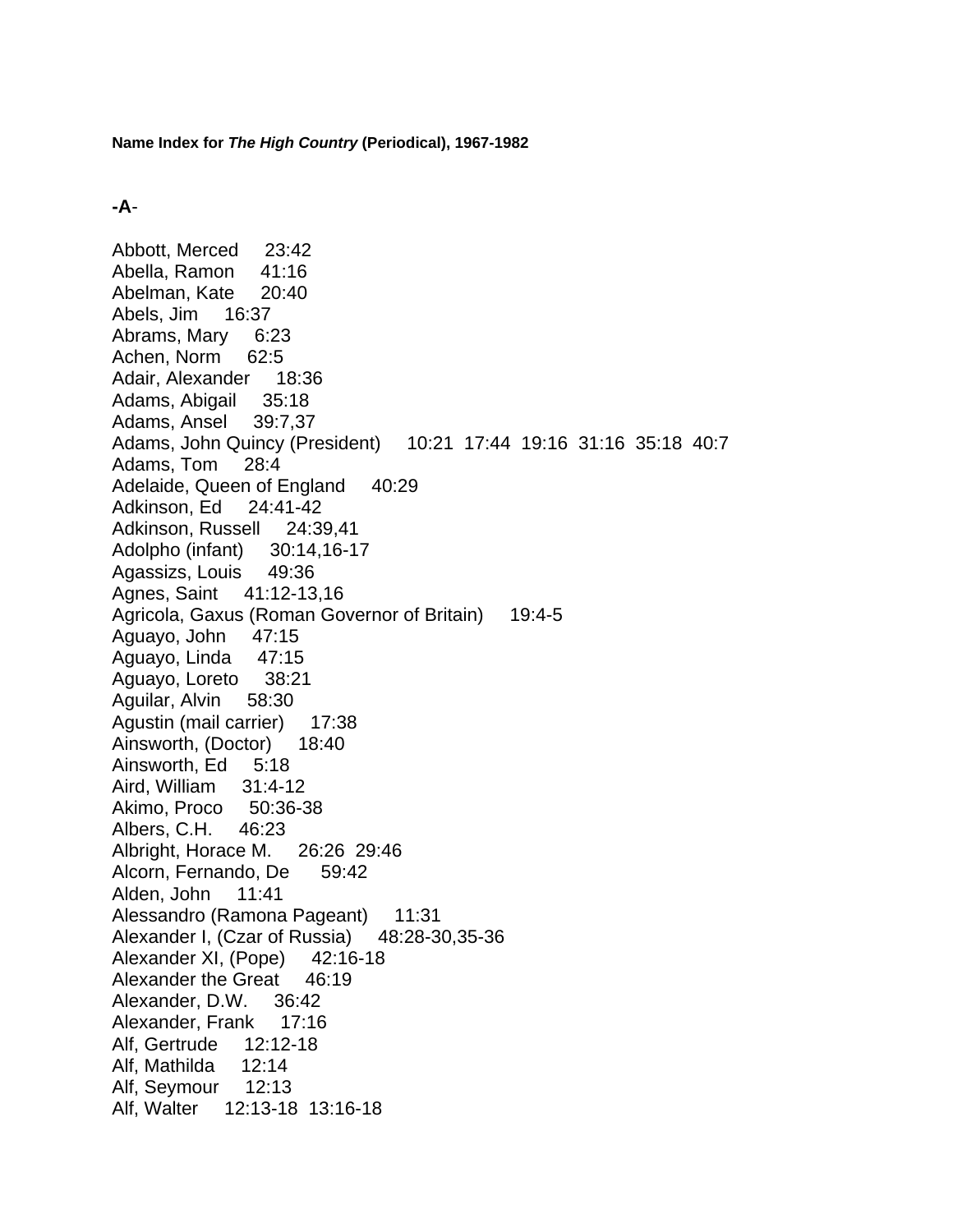**Name Index for *The High Country* (Periodical), 1967-1982**

**-A**-

Abbott, Merced 23:42
Abella, Ramon 41:16
Abelman, Kate 20:40
Abels, Jim 16:37
Abrams, Mary 6:23
Achen, Norm 62:5
Adair, Alexander 18:36
Adams, Abigail 35:18
Adams, Ansel 39:7,37
Adams, John Quincy (President) 10:21 17:44 19:16 31:16 35:18 40:7
Adams, Tom 28:4
Adelaide, Queen of England 40:29
Adkinson, Ed 24:41-42
Adkinson, Russell 24:39,41
Adolpho (infant) 30:14,16-17
Agassizs, Louis 49:36
Agnes, Saint 41:12-13,16
Agricola, Gaxus (Roman Governor of Britain) 19:4-5
Aguayo, John 47:15
Aguayo, Linda 47:15
Aguayo, Loreto 38:21
Aguilar, Alvin 58:30
Agustin (mail carrier) 17:38
Ainsworth, (Doctor) 18:40
Ainsworth, Ed 5:18
Aird, William 31:4-12
Akimo, Proco 50:36-38
Albers, C.H. 46:23
Albright, Horace M. 26:26 29:46
Alcorn, Fernando, De 59:42
Alden, John 11:41
Alessandro (Ramona Pageant) 11:31
Alexander I, (Czar of Russia) 48:28-30,35-36
Alexander XI, (Pope) 42:16-18
Alexander the Great 46:19
Alexander, D.W. 36:42
Alexander, Frank 17:16
Alf, Gertrude 12:12-18
Alf, Mathilda 12:14
Alf, Seymour 12:13
Alf, Walter 12:13-18 13:16-18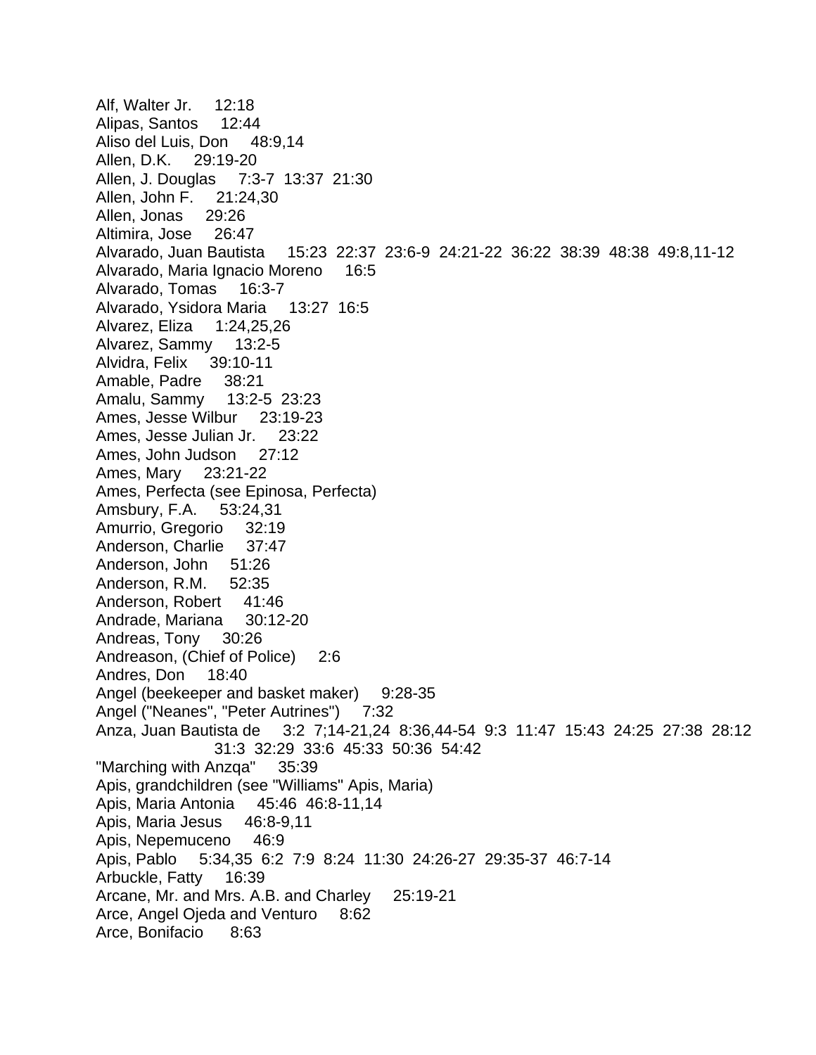Alf, Walter Jr. 12:18
Alipas, Santos 12:44
Aliso del Luis, Don 48:9,14
Allen, D.K. 29:19-20
Allen, J. Douglas 7:3-7 13:37 21:30
Allen, John F. 21:24,30
Allen, Jonas 29:26
Altimira, Jose 26:47
Alvarado, Juan Bautista 15:23 22:37 23:6-9 24:21-22 36:22 38:39 48:38 49:8,11-12
Alvarado, Maria Ignacio Moreno 16:5
Alvarado, Tomas 16:3-7
Alvarado, Ysidora Maria 13:27 16:5
Alvarez, Eliza 1:24,25,26
Alvarez, Sammy 13:2-5
Alvidra, Felix 39:10-11
Amable, Padre 38:21
Amalu, Sammy 13:2-5 23:23
Ames, Jesse Wilbur 23:19-23
Ames, Jesse Julian Jr. 23:22
Ames, John Judson 27:12
Ames, Mary 23:21-22
Ames, Perfecta (see Epinosa, Perfecta)
Amsbury, F.A. 53:24,31
Amurrio, Gregorio 32:19
Anderson, Charlie 37:47
Anderson, John 51:26
Anderson, R.M. 52:35
Anderson, Robert 41:46
Andrade, Mariana 30:12-20
Andreas, Tony 30:26
Andreason, (Chief of Police) 2:6
Andres, Don 18:40
Angel (beekeeper and basket maker) 9:28-35
Angel ("Neanes", "Peter Autrines") 7:32
Anza, Juan Bautista de 3:2 7;14-21,24 8:36,44-54 9:3 11:47 15:43 24:25 27:38 28:12 31:3 32:29 33:6 45:33 50:36 54:42
"Marching with Anzqa" 35:39
Apis, grandchildren (see "Williams" Apis, Maria)
Apis, Maria Antonia 45:46 46:8-11,14
Apis, Maria Jesus 46:8-9,11
Apis, Nepemuceno 46:9
Apis, Pablo 5:34,35 6:2 7:9 8:24 11:30 24:26-27 29:35-37 46:7-14
Arbuckle, Fatty 16:39
Arcane, Mr. and Mrs. A.B. and Charley 25:19-21
Arce, Angel Ojeda and Venturo 8:62
Arce, Bonifacio 8:63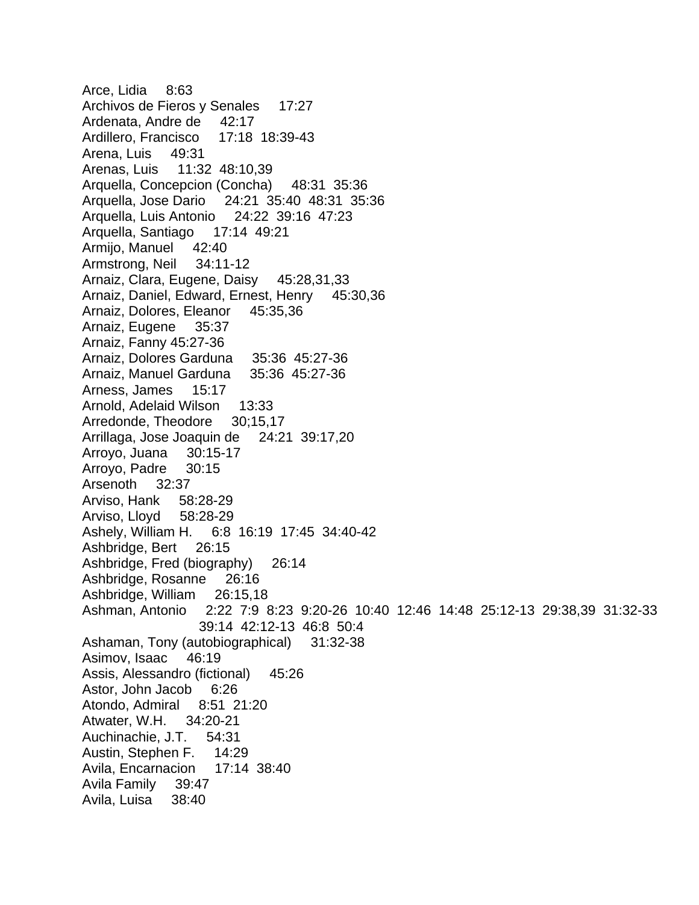Arce, Lidia 8:63
Archivos de Fieros y Senales 17:27
Ardenata, Andre de 42:17
Ardillero, Francisco 17:18 18:39-43
Arena, Luis 49:31
Arenas, Luis 11:32 48:10,39
Arquella, Concepcion (Concha) 48:31 35:36
Arquella, Jose Dario 24:21 35:40 48:31 35:36
Arquella, Luis Antonio 24:22 39:16 47:23
Arquella, Santiago 17:14 49:21
Armijo, Manuel 42:40
Armstrong, Neil 34:11-12
Arnaiz, Clara, Eugene, Daisy 45:28,31,33
Arnaiz, Daniel, Edward, Ernest, Henry 45:30,36
Arnaiz, Dolores, Eleanor 45:35,36
Arnaiz, Eugene 35:37
Arnaiz, Fanny 45:27-36
Arnaiz, Dolores Garduna 35:36 45:27-36
Arnaiz, Manuel Garduna 35:36 45:27-36
Arness, James 15:17
Arnold, Adelaid Wilson 13:33
Arredonde, Theodore 30;15,17
Arrillaga, Jose Joaquin de 24:21 39:17,20
Arroyo, Juana 30:15-17
Arroyo, Padre 30:15
Arsenoth 32:37
Arviso, Hank 58:28-29
Arviso, Lloyd 58:28-29
Ashely, William H. 6:8 16:19 17:45 34:40-42
Ashbridge, Bert 26:15
Ashbridge, Fred (biography) 26:14
Ashbridge, Rosanne 26:16
Ashbridge, William 26:15,18
Ashman, Antonio 2:22 7:9 8:23 9:20-26 10:40 12:46 14:48 25:12-13 29:38,39 31:32-33 39:14 42:12-13 46:8 50:4
Ashaman, Tony (autobiographical) 31:32-38
Asimov, Isaac 46:19
Assis, Alessandro (fictional) 45:26
Astor, John Jacob 6:26
Atondo, Admiral 8:51 21:20
Atwater, W.H. 34:20-21
Auchinachie, J.T. 54:31
Austin, Stephen F. 14:29
Avila, Encarnacion 17:14 38:40
Avila Family 39:47
Avila, Luisa 38:40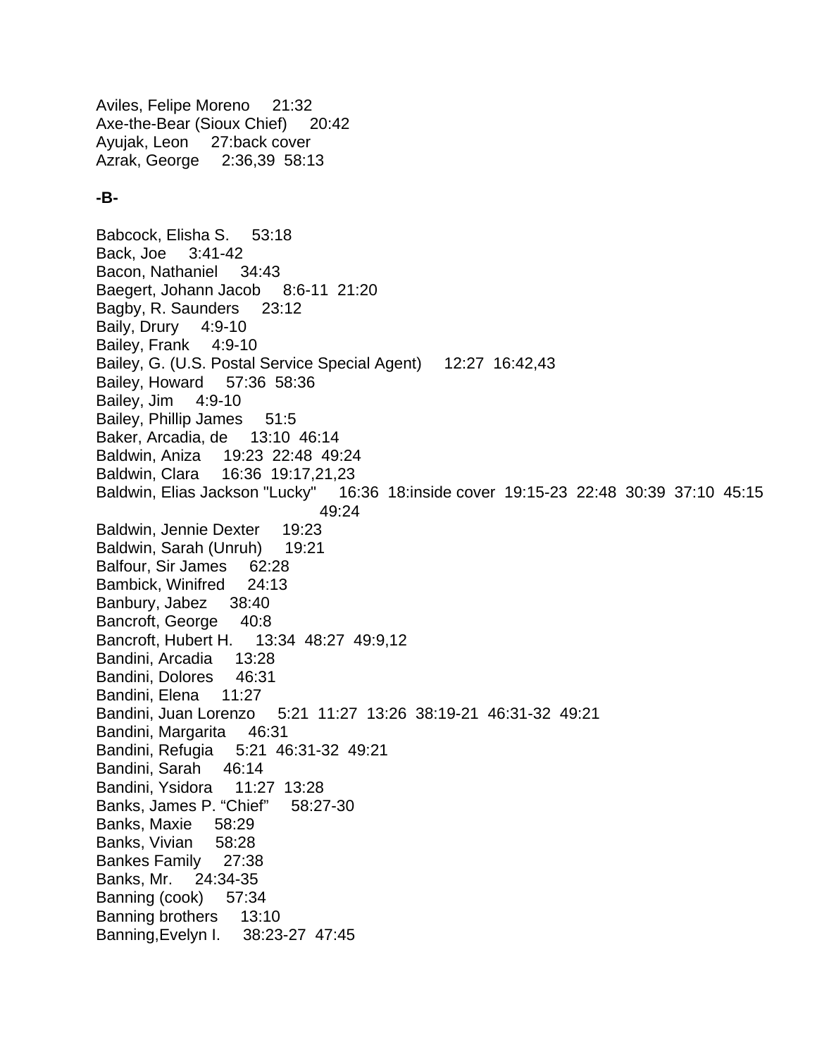Aviles, Felipe Moreno 21:32
Axe-the-Bear (Sioux Chief) 20:42
Ayujak, Leon 27:back cover
Azrak, George 2:36,39 58:13

**-B-**

Babcock, Elisha S. 53:18
Back, Joe 3:41-42
Bacon, Nathaniel 34:43
Baegert, Johann Jacob 8:6-11 21:20
Bagby, R. Saunders 23:12
Baily, Drury 4:9-10
Bailey, Frank 4:9-10
Bailey, G. (U.S. Postal Service Special Agent) 12:27 16:42,43
Bailey, Howard 57:36 58:36
Bailey, Jim 4:9-10
Bailey, Phillip James 51:5
Baker, Arcadia, de 13:10 46:14
Baldwin, Aniza 19:23 22:48 49:24
Baldwin, Clara 16:36 19:17,21,23
Baldwin, Elias Jackson "Lucky" 16:36 18:inside cover 19:15-23 22:48 30:39 37:10 45:15 49:24
Baldwin, Jennie Dexter 19:23
Baldwin, Sarah (Unruh) 19:21
Balfour, Sir James 62:28
Bambick, Winifred 24:13
Banbury, Jabez 38:40
Bancroft, George 40:8
Bancroft, Hubert H. 13:34 48:27 49:9,12
Bandini, Arcadia 13:28
Bandini, Dolores 46:31
Bandini, Elena 11:27
Bandini, Juan Lorenzo 5:21 11:27 13:26 38:19-21 46:31-32 49:21
Bandini, Margarita 46:31
Bandini, Refugia 5:21 46:31-32 49:21
Bandini, Sarah 46:14
Bandini, Ysidora 11:27 13:28
Banks, James P. "Chief" 58:27-30
Banks, Maxie 58:29
Banks, Vivian 58:28
Bankes Family 27:38
Banks, Mr. 24:34-35
Banning (cook) 57:34
Banning brothers 13:10
Banning,Evelyn I. 38:23-27 47:45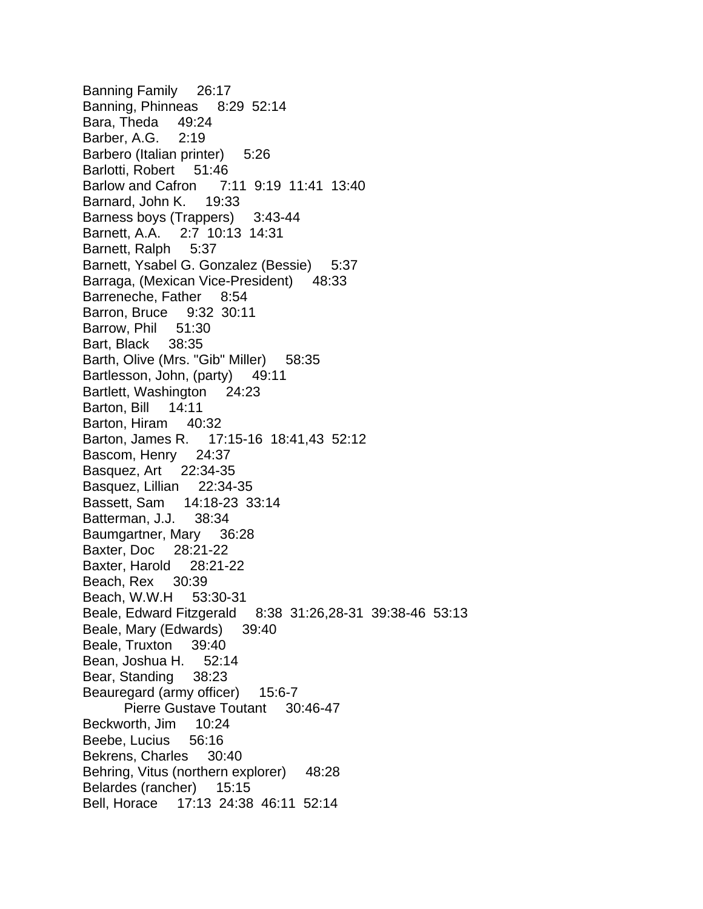Banning Family 26:17
Banning, Phinneas 8:29 52:14
Bara, Theda 49:24
Barber, A.G. 2:19
Barbero (Italian printer) 5:26
Barlotti, Robert 51:46
Barlow and Cafron 7:11 9:19 11:41 13:40
Barnard, John K. 19:33
Barness boys (Trappers) 3:43-44
Barnett, A.A. 2:7 10:13 14:31
Barnett, Ralph 5:37
Barnett, Ysabel G. Gonzalez (Bessie) 5:37
Barraga, (Mexican Vice-President) 48:33
Barreneche, Father 8:54
Barron, Bruce 9:32 30:11
Barrow, Phil 51:30
Bart, Black 38:35
Barth, Olive (Mrs. "Gib" Miller) 58:35
Bartlesson, John, (party) 49:11
Bartlett, Washington 24:23
Barton, Bill 14:11
Barton, Hiram 40:32
Barton, James R. 17:15-16 18:41,43 52:12
Bascom, Henry 24:37
Basquez, Art 22:34-35
Basquez, Lillian 22:34-35
Bassett, Sam 14:18-23 33:14
Batterman, J.J. 38:34
Baumgartner, Mary 36:28
Baxter, Doc 28:21-22
Baxter, Harold 28:21-22
Beach, Rex 30:39
Beach, W.W.H 53:30-31
Beale, Edward Fitzgerald 8:38 31:26,28-31 39:38-46 53:13
Beale, Mary (Edwards) 39:40
Beale, Truxton 39:40
Bean, Joshua H. 52:14
Bear, Standing 38:23
Beauregard (army officer) 15:6-7
  Pierre Gustave Toutant 30:46-47
Beckworth, Jim 10:24
Beebe, Lucius 56:16
Bekrens, Charles 30:40
Behring, Vitus (northern explorer) 48:28
Belardes (rancher) 15:15
Bell, Horace 17:13 24:38 46:11 52:14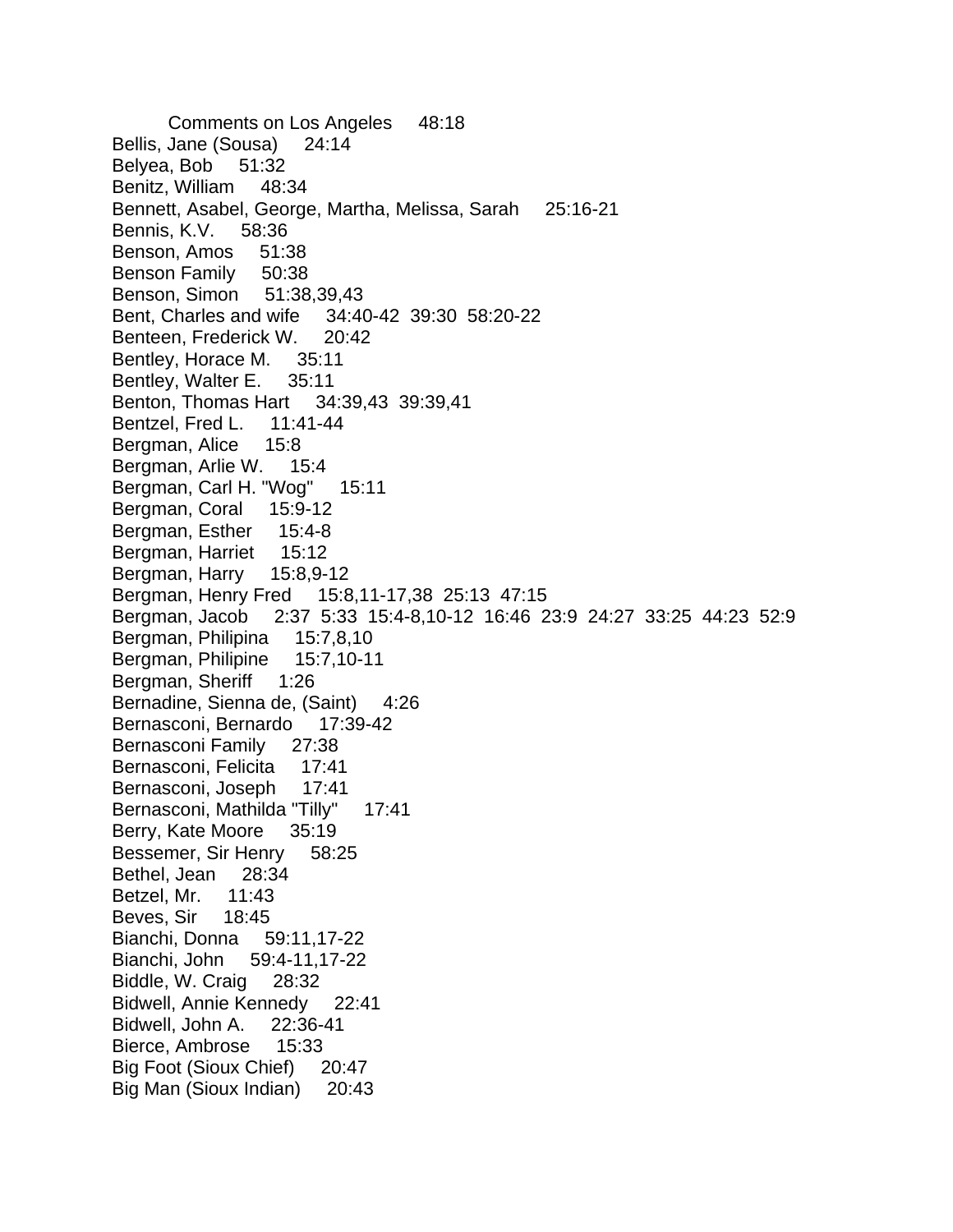Comments on Los Angeles 48:18

Bellis, Jane (Sousa) 24:14

Belyea, Bob 51:32

Benitz, William 48:34

Bennett, Asabel, George, Martha, Melissa, Sarah 25:16-21

Bennis, K.V. 58:36

Benson, Amos 51:38

Benson Family 50:38

Benson, Simon 51:38,39,43

Bent, Charles and wife 34:40-42 39:30 58:20-22

Benteen, Frederick W. 20:42

Bentley, Horace M. 35:11

Bentley, Walter E. 35:11

Benton, Thomas Hart 34:39,43 39:39,41

Bentzel, Fred L. 11:41-44

Bergman, Alice 15:8

Bergman, Arlie W. 15:4

Bergman, Carl H. "Wog" 15:11

Bergman, Coral 15:9-12

Bergman, Esther 15:4-8

Bergman, Harriet 15:12

Bergman, Harry 15:8,9-12

Bergman, Henry Fred 15:8,11-17,38 25:13 47:15

Bergman, Jacob 2:37 5:33 15:4-8,10-12 16:46 23:9 24:27 33:25 44:23 52:9

Bergman, Philipina 15:7,8,10

Bergman, Philipine 15:7,10-11

Bergman, Sheriff 1:26

Bernadine, Sienna de, (Saint) 4:26

Bernasconi, Bernardo 17:39-42

Bernasconi Family 27:38

Bernasconi, Felicita 17:41

Bernasconi, Joseph 17:41

Bernasconi, Mathilda "Tilly" 17:41

Berry, Kate Moore 35:19

Bessemer, Sir Henry 58:25

Bethel, Jean 28:34

Betzel, Mr. 11:43

Beves, Sir 18:45

Bianchi, Donna 59:11,17-22

Bianchi, John 59:4-11,17-22

Biddle, W. Craig 28:32

Bidwell, Annie Kennedy 22:41

Bidwell, John A. 22:36-41

Bierce, Ambrose 15:33

Big Foot (Sioux Chief) 20:47

Big Man (Sioux Indian) 20:43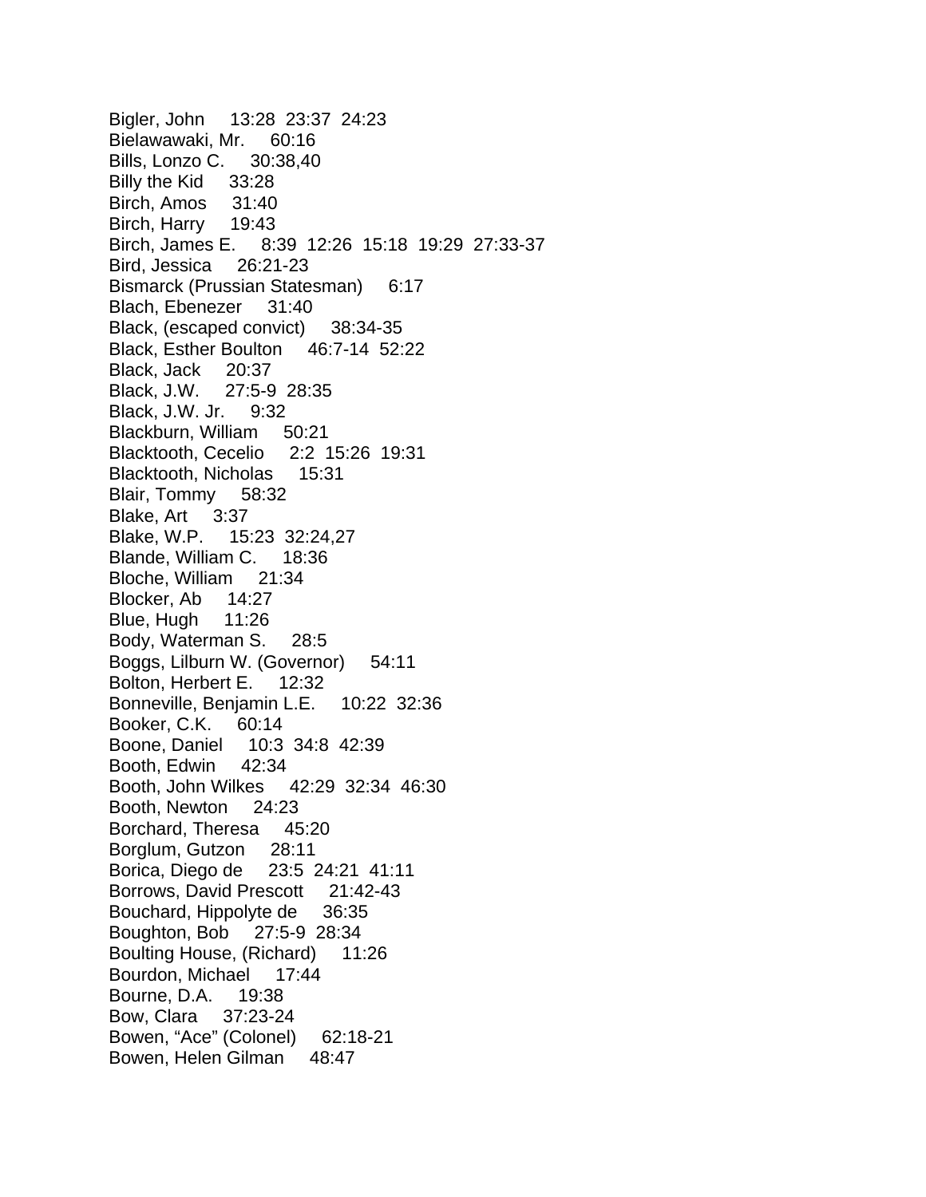Bigler, John 13:28 23:37 24:23
Bielawawaki, Mr. 60:16
Bills, Lonzo C. 30:38,40
Billy the Kid 33:28
Birch, Amos 31:40
Birch, Harry 19:43
Birch, James E. 8:39 12:26 15:18 19:29 27:33-37
Bird, Jessica 26:21-23
Bismarck (Prussian Statesman) 6:17
Blach, Ebenezer 31:40
Black, (escaped convict) 38:34-35
Black, Esther Boulton 46:7-14 52:22
Black, Jack 20:37
Black, J.W. 27:5-9 28:35
Black, J.W. Jr. 9:32
Blackburn, William 50:21
Blacktooth, Cecelio 2:2 15:26 19:31
Blacktooth, Nicholas 15:31
Blair, Tommy 58:32
Blake, Art 3:37
Blake, W.P. 15:23 32:24,27
Blande, William C. 18:36
Bloche, William 21:34
Blocker, Ab 14:27
Blue, Hugh 11:26
Body, Waterman S. 28:5
Boggs, Lilburn W. (Governor) 54:11
Bolton, Herbert E. 12:32
Bonneville, Benjamin L.E. 10:22 32:36
Booker, C.K. 60:14
Boone, Daniel 10:3 34:8 42:39
Booth, Edwin 42:34
Booth, John Wilkes 42:29 32:34 46:30
Booth, Newton 24:23
Borchard, Theresa 45:20
Borglum, Gutzon 28:11
Borica, Diego de 23:5 24:21 41:11
Borrows, David Prescott 21:42-43
Bouchard, Hippolyte de 36:35
Boughton, Bob 27:5-9 28:34
Boulting House, (Richard) 11:26
Bourdon, Michael 17:44
Bourne, D.A. 19:38
Bow, Clara 37:23-24
Bowen, "Ace" (Colonel) 62:18-21
Bowen, Helen Gilman 48:47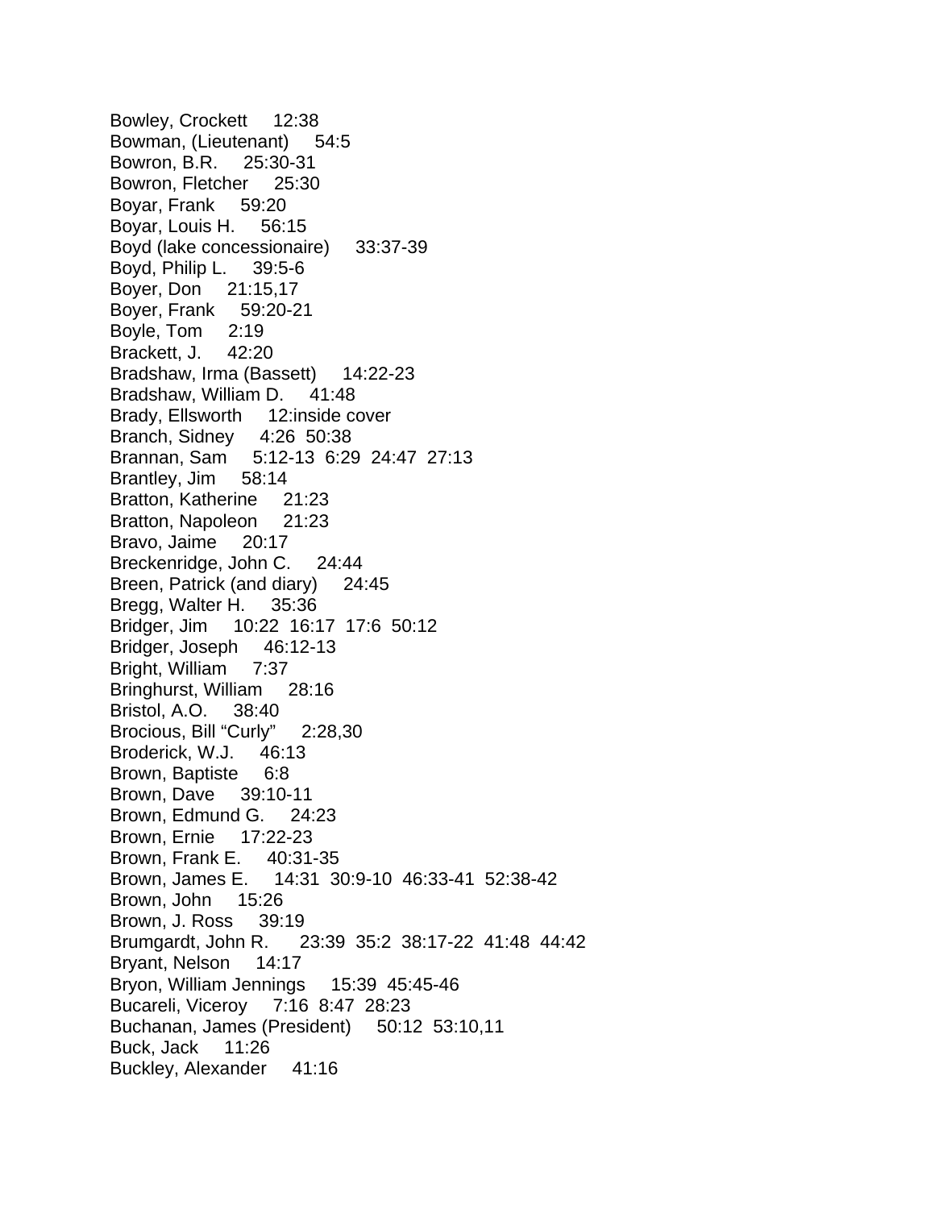Bowley, Crockett 12:38
Bowman, (Lieutenant) 54:5
Bowron, B.R. 25:30-31
Bowron, Fletcher 25:30
Boyar, Frank 59:20
Boyar, Louis H. 56:15
Boyd (lake concessionaire) 33:37-39
Boyd, Philip L. 39:5-6
Boyer, Don 21:15,17
Boyer, Frank 59:20-21
Boyle, Tom 2:19
Brackett, J. 42:20
Bradshaw, Irma (Bassett) 14:22-23
Bradshaw, William D. 41:48
Brady, Ellsworth 12:inside cover
Branch, Sidney 4:26 50:38
Brannan, Sam 5:12-13 6:29 24:47 27:13
Brantley, Jim 58:14
Bratton, Katherine 21:23
Bratton, Napoleon 21:23
Bravo, Jaime 20:17
Breckenridge, John C. 24:44
Breen, Patrick (and diary) 24:45
Bregg, Walter H. 35:36
Bridger, Jim 10:22 16:17 17:6 50:12
Bridger, Joseph 46:12-13
Bright, William 7:37
Bringhurst, William 28:16
Bristol, A.O. 38:40
Brocious, Bill “Curly” 2:28,30
Broderick, W.J. 46:13
Brown, Baptiste 6:8
Brown, Dave 39:10-11
Brown, Edmund G. 24:23
Brown, Ernie 17:22-23
Brown, Frank E. 40:31-35
Brown, James E. 14:31 30:9-10 46:33-41 52:38-42
Brown, John 15:26
Brown, J. Ross 39:19
Brumgardt, John R. 23:39 35:2 38:17-22 41:48 44:42
Bryant, Nelson 14:17
Bryon, William Jennings 15:39 45:45-46
Bucareli, Viceroy 7:16 8:47 28:23
Buchanan, James (President) 50:12 53:10,11
Buck, Jack 11:26
Buckley, Alexander 41:16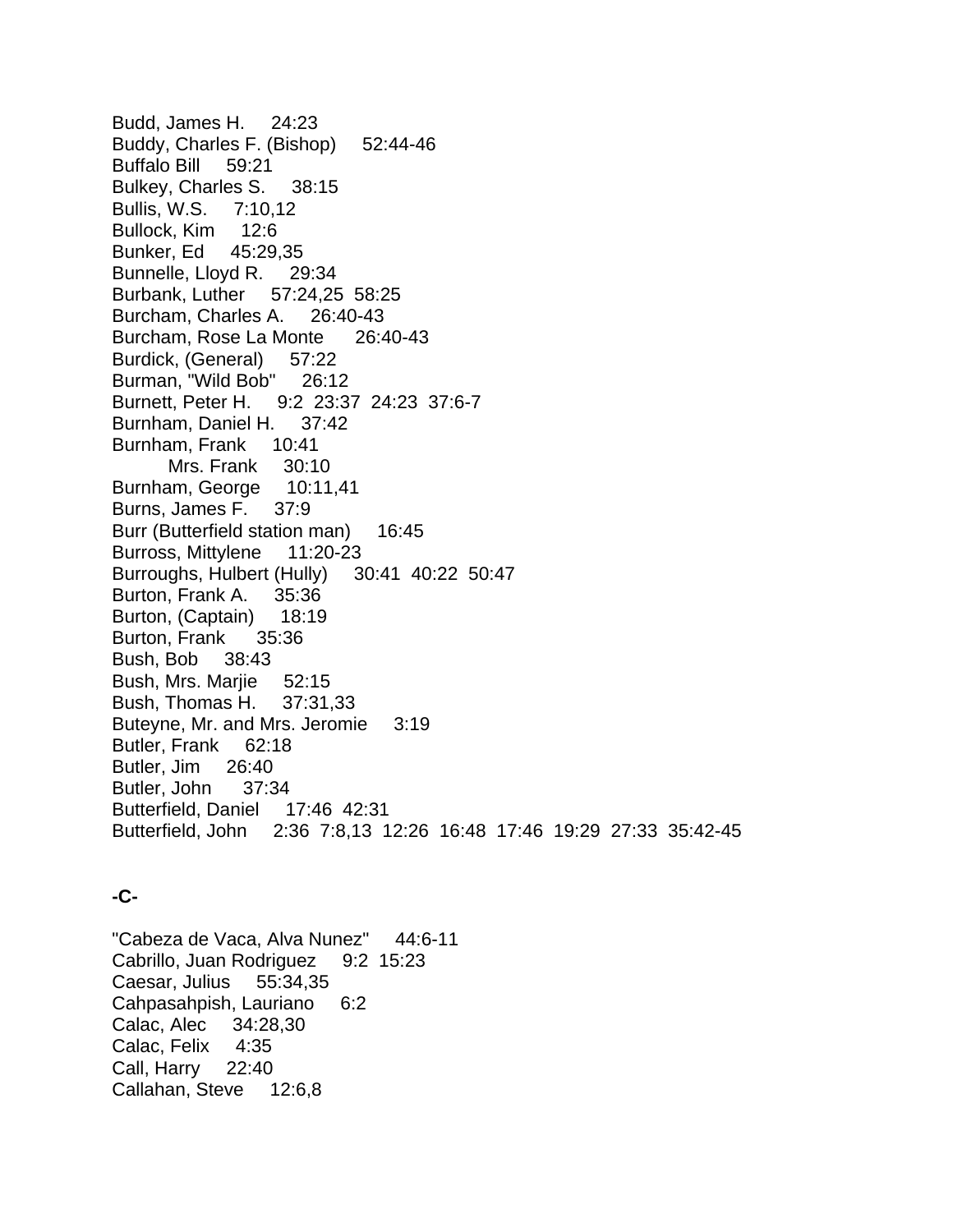Budd, James H. 24:23
Buddy, Charles F. (Bishop) 52:44-46
Buffalo Bill 59:21
Bulkey, Charles S. 38:15
Bullis, W.S. 7:10,12
Bullock, Kim 12:6
Bunker, Ed 45:29,35
Bunnelle, Lloyd R. 29:34
Burbank, Luther 57:24,25 58:25
Burcham, Charles A. 26:40-43
Burcham, Rose La Monte 26:40-43
Burdick, (General) 57:22
Burman, "Wild Bob" 26:12
Burnett, Peter H. 9:2 23:37 24:23 37:6-7
Burnham, Daniel H. 37:42
Burnham, Frank 10:41
    Mrs. Frank 30:10
Burnham, George 10:11,41
Burns, James F. 37:9
Burr (Butterfield station man) 16:45
Burross, Mittylene 11:20-23
Burroughs, Hulbert (Hully) 30:41 40:22 50:47
Burton, Frank A. 35:36
Burton, (Captain) 18:19
Burton, Frank 35:36
Bush, Bob 38:43
Bush, Mrs. Marjie 52:15
Bush, Thomas H. 37:31,33
Buteyne, Mr. and Mrs. Jeromie 3:19
Butler, Frank 62:18
Butler, Jim 26:40
Butler, John 37:34
Butterfield, Daniel 17:46 42:31
Butterfield, John 2:36 7:8,13 12:26 16:48 17:46 19:29 27:33 35:42-45

**-C-**

"Cabeza de Vaca, Alva Nunez" 44:6-11
Cabrillo, Juan Rodriguez 9:2 15:23
Caesar, Julius 55:34,35
Cahpasahpish, Lauriano 6:2
Calac, Alec 34:28,30
Calac, Felix 4:35
Call, Harry 22:40
Callahan, Steve 12:6,8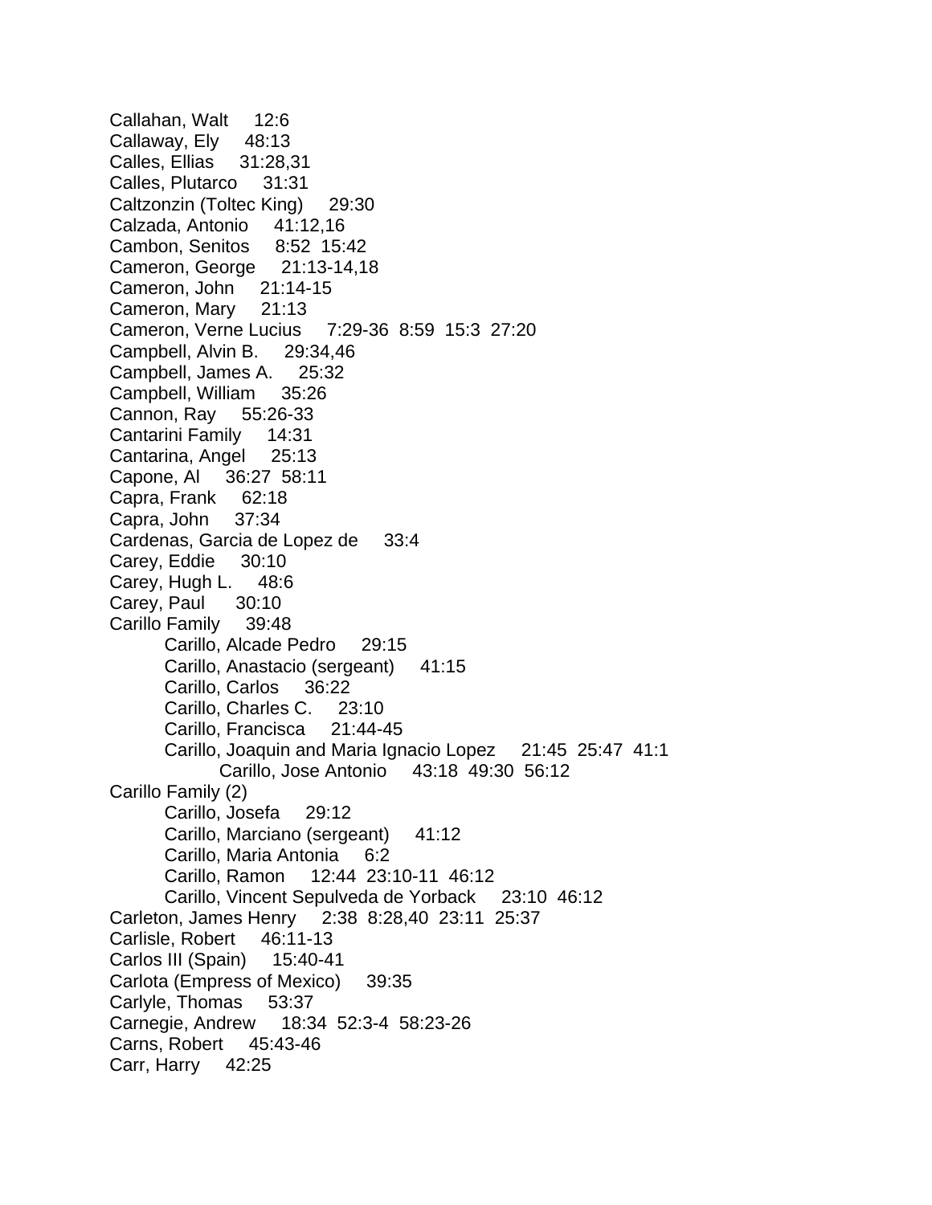Callahan, Walt 12:6
Callaway, Ely 48:13
Calles, Ellias 31:28,31
Calles, Plutarco 31:31
Caltzonzin (Toltec King) 29:30
Calzada, Antonio 41:12,16
Cambon, Senitos 8:52 15:42
Cameron, George 21:13-14,18
Cameron, John 21:14-15
Cameron, Mary 21:13
Cameron, Verne Lucius 7:29-36 8:59 15:3 27:20
Campbell, Alvin B. 29:34,46
Campbell, James A. 25:32
Campbell, William 35:26
Cannon, Ray 55:26-33
Cantarini Family 14:31
Cantarina, Angel 25:13
Capone, Al 36:27 58:11
Capra, Frank 62:18
Capra, John 37:34
Cardenas, Garcia de Lopez de 33:4
Carey, Eddie 30:10
Carey, Hugh L. 48:6
Carey, Paul 30:10
Carillo Family 39:48

- Carillo, Alcade Pedro 29:15
- Carillo, Anastacio (sergeant) 41:15
- Carillo, Carlos 36:22
- Carillo, Charles C. 23:10
- Carillo, Francisca 21:44-45
- Carillo, Joaquin and Maria Ignacio Lopez 21:45 25:47 41:1
  - Carillo, Jose Antonio 43:18 49:30 56:12

Carillo Family (2)

- Carillo, Josefa 29:12
- Carillo, Marciano (sergeant) 41:12
- Carillo, Maria Antonia 6:2
- Carillo, Ramon 12:44 23:10-11 46:12
- Carillo, Vincent Sepulveda de Yorback 23:10 46:12

Carleton, James Henry 2:38 8:28,40 23:11 25:37
Carlisle, Robert 46:11-13
Carlos III (Spain) 15:40-41
Carlota (Empress of Mexico) 39:35
Carlyle, Thomas 53:37
Carnegie, Andrew 18:34 52:3-4 58:23-26
Carns, Robert 45:43-46
Carr, Harry 42:25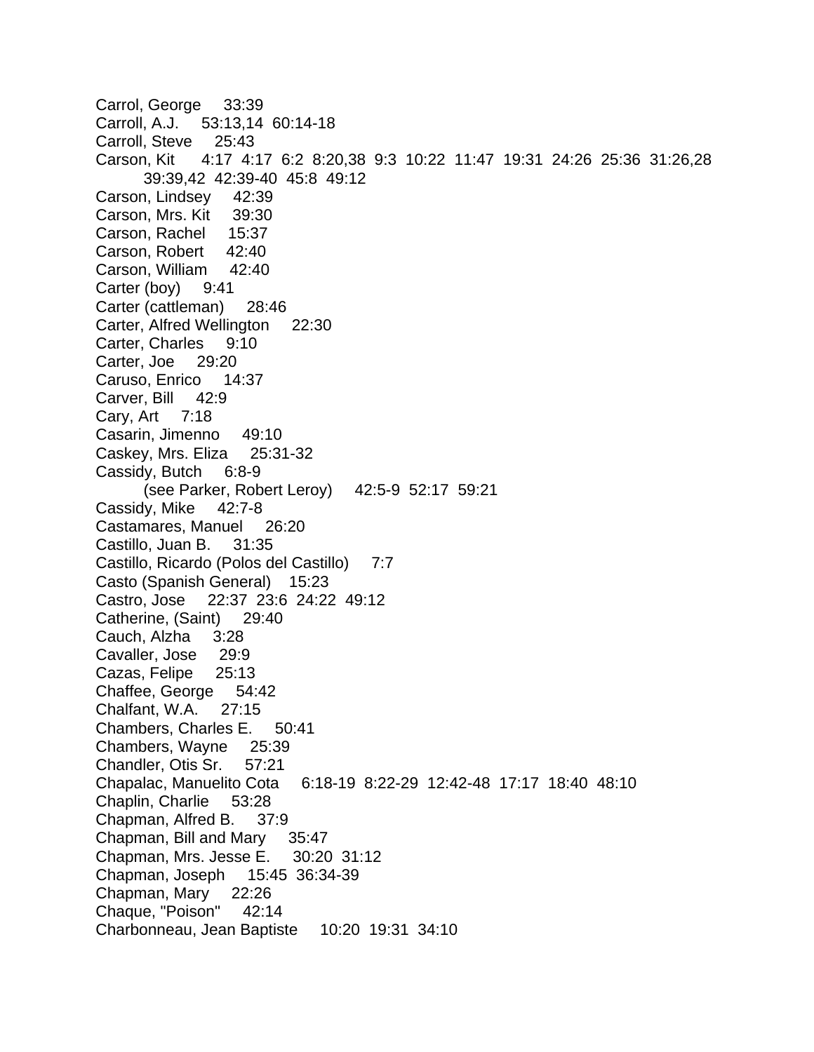Carrol, George 33:39
Carroll, A.J. 53:13,14 60:14-18
Carroll, Steve 25:43
Carson, Kit 4:17 4:17 6:2 8:20,38 9:3 10:22 11:47 19:31 24:26 25:36 31:26,28
    39:39,42 42:39-40 45:8 49:12
Carson, Lindsey 42:39
Carson, Mrs. Kit 39:30
Carson, Rachel 15:37
Carson, Robert 42:40
Carson, William 42:40
Carter (boy) 9:41
Carter (cattleman) 28:46
Carter, Alfred Wellington 22:30
Carter, Charles 9:10
Carter, Joe 29:20
Caruso, Enrico 14:37
Carver, Bill 42:9
Cary, Art 7:18
Casarin, Jimenno 49:10
Caskey, Mrs. Eliza 25:31-32
Cassidy, Butch 6:8-9
    (see Parker, Robert Leroy) 42:5-9 52:17 59:21
Cassidy, Mike 42:7-8
Castamares, Manuel 26:20
Castillo, Juan B. 31:35
Castillo, Ricardo (Polos del Castillo) 7:7
Casto (Spanish General) 15:23
Castro, Jose 22:37 23:6 24:22 49:12
Catherine, (Saint) 29:40
Cauch, Alzha 3:28
Cavaller, Jose 29:9
Cazas, Felipe 25:13
Chaffee, George 54:42
Chalfant, W.A. 27:15
Chambers, Charles E. 50:41
Chambers, Wayne 25:39
Chandler, Otis Sr. 57:21
Chapalac, Manuelito Cota 6:18-19 8:22-29 12:42-48 17:17 18:40 48:10
Chaplin, Charlie 53:28
Chapman, Alfred B. 37:9
Chapman, Bill and Mary 35:47
Chapman, Mrs. Jesse E. 30:20 31:12
Chapman, Joseph 15:45 36:34-39
Chapman, Mary 22:26
Chaque, "Poison" 42:14
Charbonneau, Jean Baptiste 10:20 19:31 34:10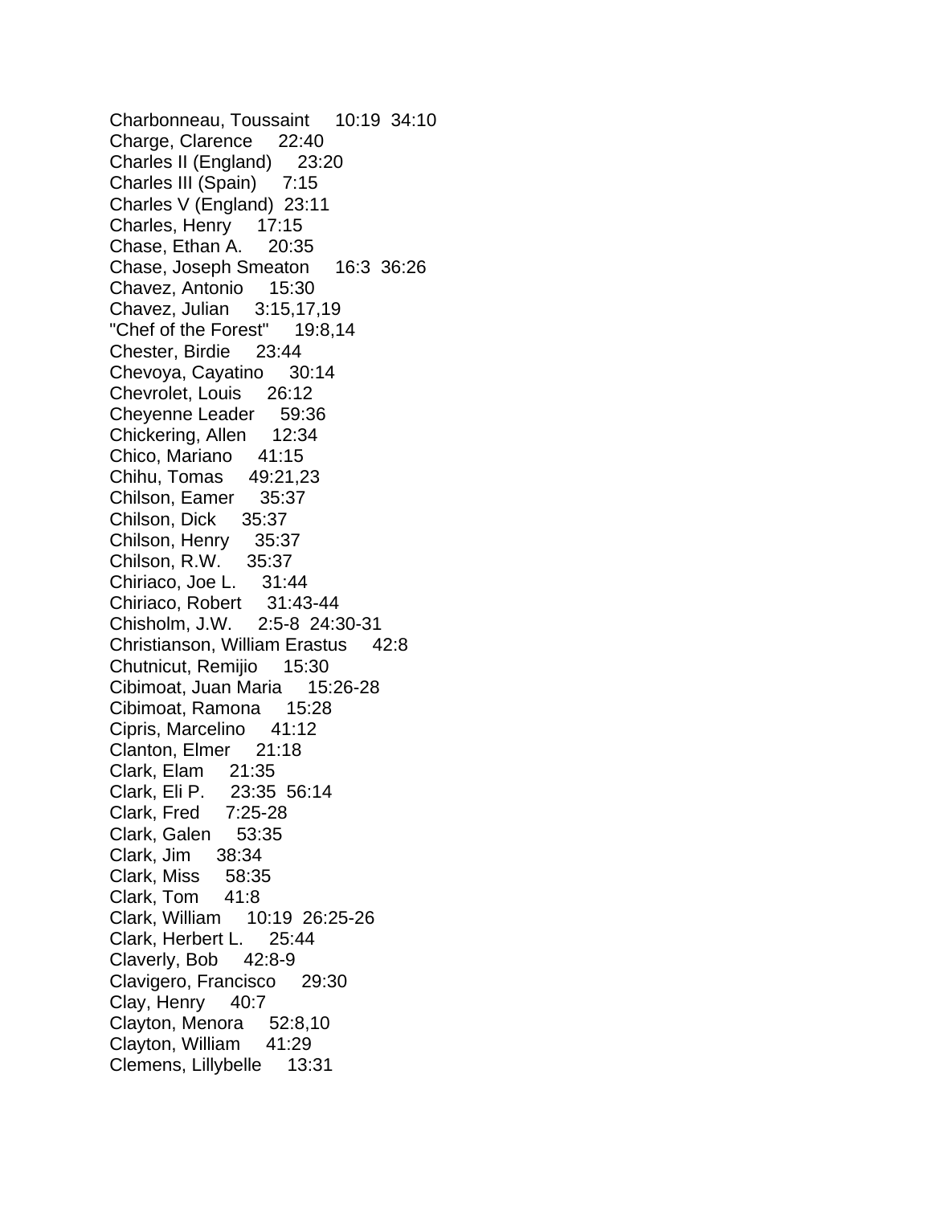Charbonneau, Toussaint 10:19 34:10
Charge, Clarence 22:40
Charles II (England) 23:20
Charles III (Spain) 7:15
Charles V (England) 23:11
Charles, Henry 17:15
Chase, Ethan A. 20:35
Chase, Joseph Smeaton 16:3 36:26
Chavez, Antonio 15:30
Chavez, Julian 3:15,17,19
"Chef of the Forest" 19:8,14
Chester, Birdie 23:44
Chevoya, Cayatino 30:14
Chevrolet, Louis 26:12
Cheyenne Leader 59:36
Chickering, Allen 12:34
Chico, Mariano 41:15
Chihu, Tomas 49:21,23
Chilson, Eamer 35:37
Chilson, Dick 35:37
Chilson, Henry 35:37
Chilson, R.W. 35:37
Chiriaco, Joe L. 31:44
Chiriaco, Robert 31:43-44
Chisholm, J.W. 2:5-8 24:30-31
Christianson, William Erastus 42:8
Chutnicut, Remijio 15:30
Cibimoat, Juan Maria 15:26-28
Cibimoat, Ramona 15:28
Cipris, Marcelino 41:12
Clanton, Elmer 21:18
Clark, Elam 21:35
Clark, Eli P. 23:35 56:14
Clark, Fred 7:25-28
Clark, Galen 53:35
Clark, Jim 38:34
Clark, Miss 58:35
Clark, Tom 41:8
Clark, William 10:19 26:25-26
Clark, Herbert L. 25:44
Claverly, Bob 42:8-9
Clavigero, Francisco 29:30
Clay, Henry 40:7
Clayton, Menora 52:8,10
Clayton, William 41:29
Clemens, Lillybelle 13:31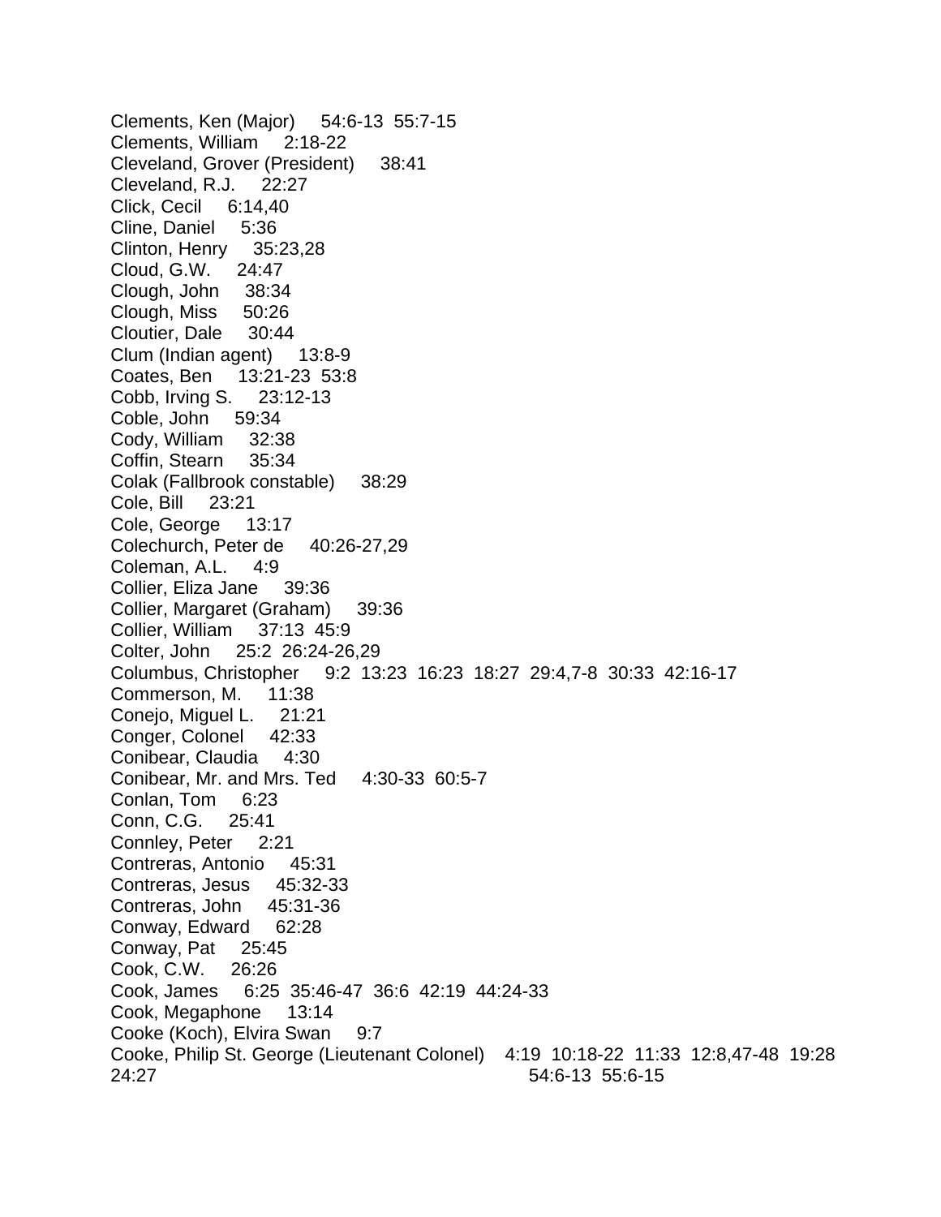Clements, Ken (Major)     54:6-13  55:7-15
Clements, William     2:18-22
Cleveland, Grover (President)     38:41
Cleveland, R.J.     22:27
Click, Cecil     6:14,40
Cline, Daniel     5:36
Clinton, Henry     35:23,28
Cloud, G.W.     24:47
Clough, John     38:34
Clough, Miss     50:26
Cloutier, Dale     30:44
Clum (Indian agent)     13:8-9
Coates, Ben     13:21-23  53:8
Cobb, Irving S.     23:12-13
Coble, John     59:34
Cody, William     32:38
Coffin, Stearn     35:34
Colak (Fallbrook constable)     38:29
Cole, Bill     23:21
Cole, George     13:17
Colechurch, Peter de     40:26-27,29
Coleman, A.L.     4:9
Collier, Eliza Jane     39:36
Collier, Margaret (Graham)     39:36
Collier, William     37:13  45:9
Colter, John     25:2  26:24-26,29
Columbus, Christopher     9:2  13:23  16:23  18:27  29:4,7-8  30:33  42:16-17
Commerson, M.     11:38
Conejo, Miguel L.     21:21
Conger, Colonel     42:33
Conibear, Claudia     4:30
Conibear, Mr. and Mrs. Ted     4:30-33  60:5-7
Conlan, Tom     6:23
Conn, C.G.     25:41
Connley, Peter     2:21
Contreras, Antonio     45:31
Contreras, Jesus     45:32-33
Contreras, John     45:31-36
Conway, Edward     62:28
Conway, Pat     25:45
Cook, C.W.     26:26
Cook, James     6:25  35:46-47  36:6  42:19  44:24-33
Cook, Megaphone     13:14
Cooke (Koch), Elvira Swan     9:7
Cooke, Philip St. George (Lieutenant Colonel)     4:19  10:18-22  11:33  12:8,47-48  19:28  24:27  54:6-13  55:6-15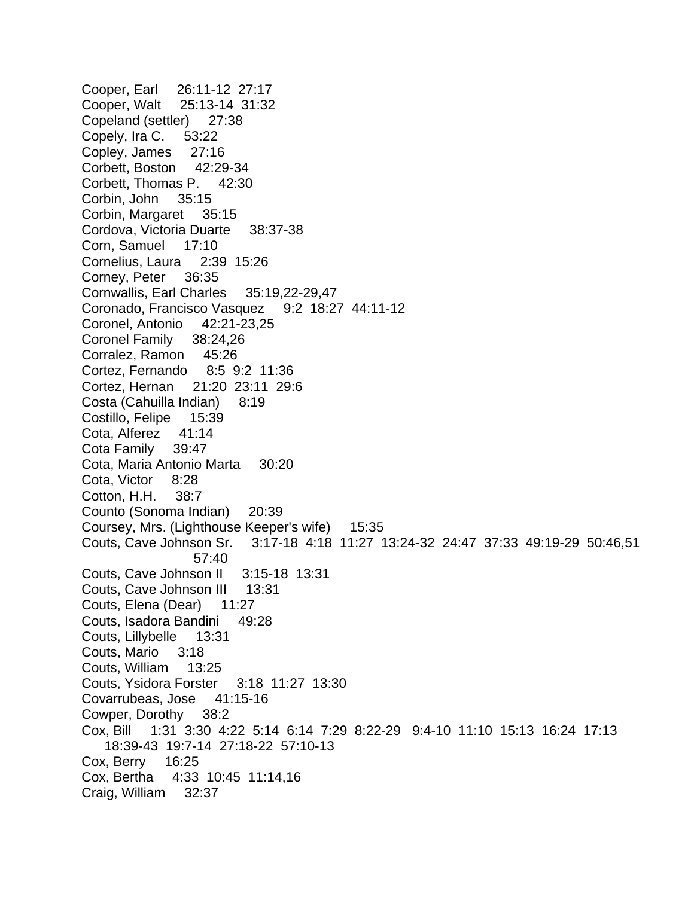Cooper, Earl 26:11-12 27:17
Cooper, Walt 25:13-14 31:32
Copeland (settler) 27:38
Copely, Ira C. 53:22
Copley, James 27:16
Corbett, Boston 42:29-34
Corbett, Thomas P. 42:30
Corbin, John 35:15
Corbin, Margaret 35:15
Cordova, Victoria Duarte 38:37-38
Corn, Samuel 17:10
Cornelius, Laura 2:39 15:26
Corney, Peter 36:35
Cornwallis, Earl Charles 35:19,22-29,47
Coronado, Francisco Vasquez 9:2 18:27 44:11-12
Coronel, Antonio 42:21-23,25
Coronel Family 38:24,26
Corralez, Ramon 45:26
Cortez, Fernando 8:5 9:2 11:36
Cortez, Hernan 21:20 23:11 29:6
Costa (Cahuilla Indian) 8:19
Costillo, Felipe 15:39
Cota, Alferez 41:14
Cota Family 39:47
Cota, Maria Antonio Marta 30:20
Cota, Victor 8:28
Cotton, H.H. 38:7
Counto (Sonoma Indian) 20:39
Coursey, Mrs. (Lighthouse Keeper's wife) 15:35
Couts, Cave Johnson Sr. 3:17-18 4:18 11:27 13:24-32 24:47 37:33 49:19-29 50:46,51 57:40
Couts, Cave Johnson II 3:15-18 13:31
Couts, Cave Johnson III 13:31
Couts, Elena (Dear) 11:27
Couts, Isadora Bandini 49:28
Couts, Lillybelle 13:31
Couts, Mario 3:18
Couts, William 13:25
Couts, Ysidora Forster 3:18 11:27 13:30
Covarrubeas, Jose 41:15-16
Cowper, Dorothy 38:2
Cox, Bill 1:31 3:30 4:22 5:14 6:14 7:29 8:22-29 9:4-10 11:10 15:13 16:24 17:13 18:39-43 19:7-14 27:18-22 57:10-13
Cox, Berry 16:25
Cox, Bertha 4:33 10:45 11:14,16
Craig, William 32:37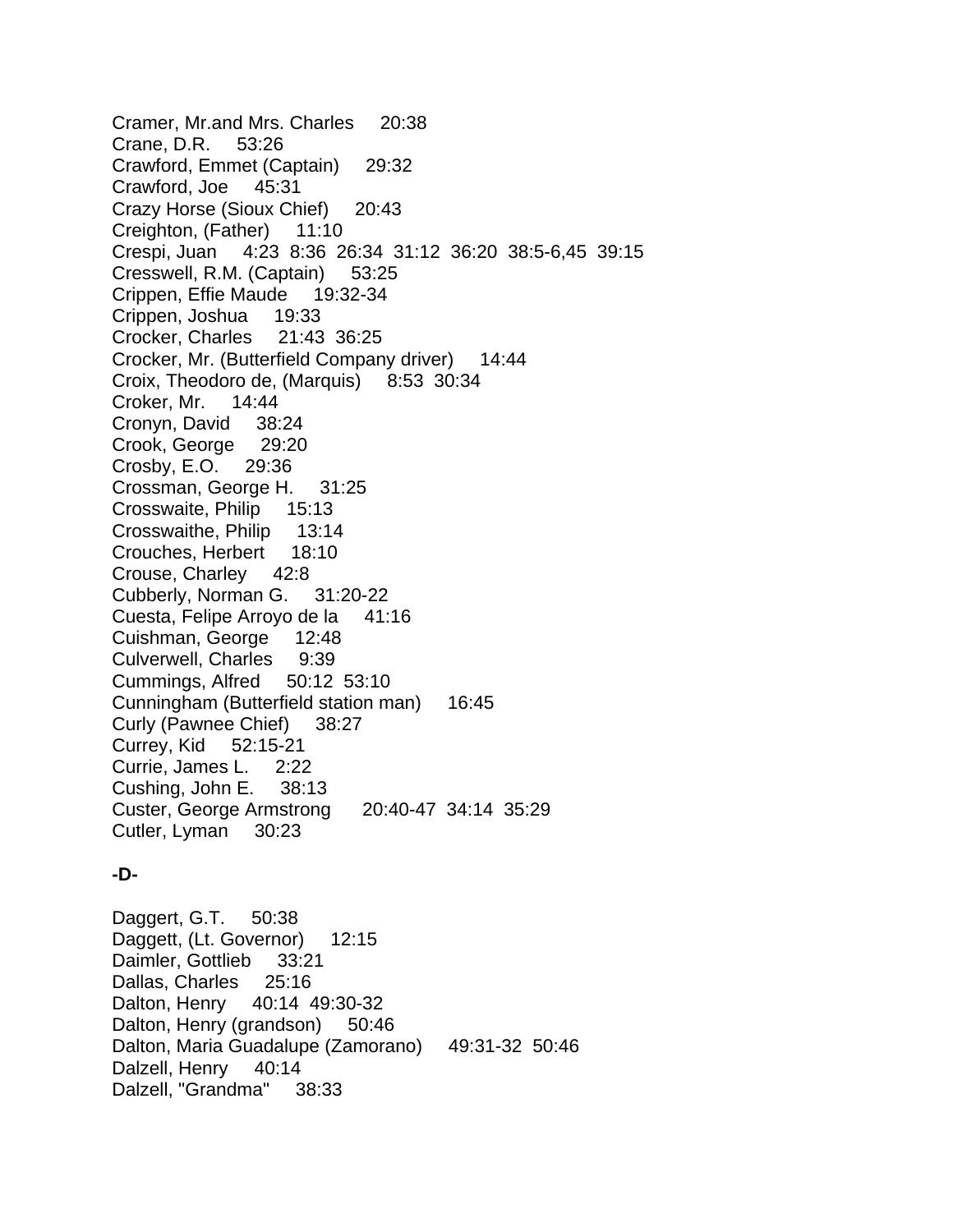Cramer, Mr.and Mrs. Charles 20:38
Crane, D.R. 53:26
Crawford, Emmet (Captain) 29:32
Crawford, Joe 45:31
Crazy Horse (Sioux Chief) 20:43
Creighton, (Father) 11:10
Crespi, Juan 4:23 8:36 26:34 31:12 36:20 38:5-6,45 39:15
Cresswell, R.M. (Captain) 53:25
Crippen, Effie Maude 19:32-34
Crippen, Joshua 19:33
Crocker, Charles 21:43 36:25
Crocker, Mr. (Butterfield Company driver) 14:44
Croix, Theodoro de, (Marquis) 8:53 30:34
Croker, Mr. 14:44
Cronyn, David 38:24
Crook, George 29:20
Crosby, E.O. 29:36
Crossman, George H. 31:25
Crosswaite, Philip 15:13
Crosswaithe, Philip 13:14
Crouches, Herbert 18:10
Crouse, Charley 42:8
Cubberly, Norman G. 31:20-22
Cuesta, Felipe Arroyo de la 41:16
Cuishman, George 12:48
Culverwell, Charles 9:39
Cummings, Alfred 50:12 53:10
Cunningham (Butterfield station man) 16:45
Curly (Pawnee Chief) 38:27
Currey, Kid 52:15-21
Currie, James L. 2:22
Cushing, John E. 38:13
Custer, George Armstrong 20:40-47 34:14 35:29
Cutler, Lyman 30:23

**-D-**

Daggert, G.T. 50:38
Daggett, (Lt. Governor) 12:15
Daimler, Gottlieb 33:21
Dallas, Charles 25:16
Dalton, Henry 40:14 49:30-32
Dalton, Henry (grandson) 50:46
Dalton, Maria Guadalupe (Zamorano) 49:31-32 50:46
Dalzell, Henry 40:14
Dalzell, "Grandma" 38:33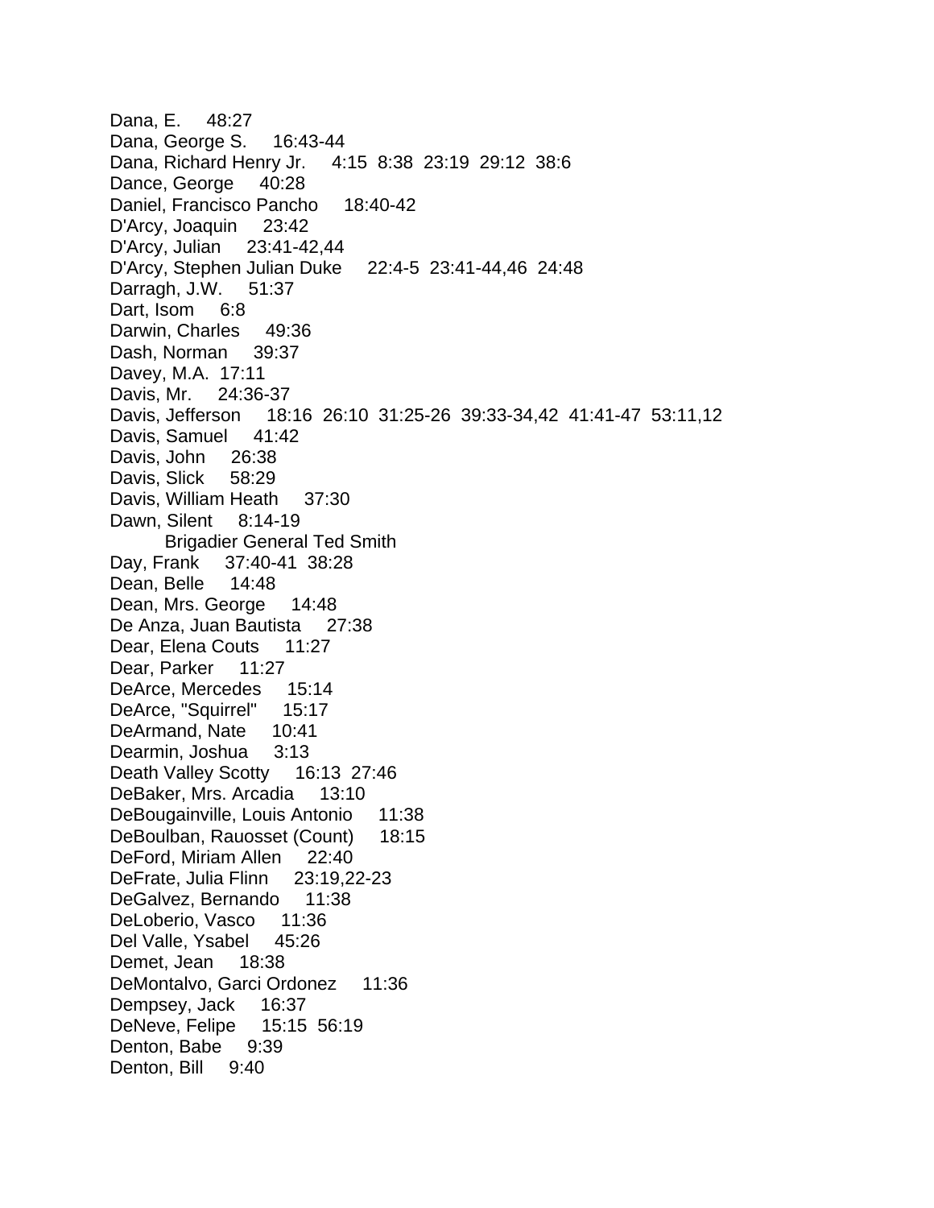Dana, E. 48:27
Dana, George S. 16:43-44
Dana, Richard Henry Jr. 4:15 8:38 23:19 29:12 38:6
Dance, George 40:28
Daniel, Francisco Pancho 18:40-42
D'Arcy, Joaquin 23:42
D'Arcy, Julian 23:41-42,44
D'Arcy, Stephen Julian Duke 22:4-5 23:41-44,46 24:48
Darragh, J.W. 51:37
Dart, Isom 6:8
Darwin, Charles 49:36
Dash, Norman 39:37
Davey, M.A. 17:11
Davis, Mr. 24:36-37
Davis, Jefferson 18:16 26:10 31:25-26 39:33-34,42 41:41-47 53:11,12
Davis, Samuel 41:42
Davis, John 26:38
Davis, Slick 58:29
Davis, William Heath 37:30
Dawn, Silent 8:14-19
    Brigadier General Ted Smith
Day, Frank 37:40-41 38:28
Dean, Belle 14:48
Dean, Mrs. George 14:48
De Anza, Juan Bautista 27:38
Dear, Elena Couts 11:27
Dear, Parker 11:27
DeArce, Mercedes 15:14
DeArce, "Squirrel" 15:17
DeArmand, Nate 10:41
Dearmin, Joshua 3:13
Death Valley Scotty 16:13 27:46
DeBaker, Mrs. Arcadia 13:10
DeBougainville, Louis Antonio 11:38
DeBoulban, Rauosset (Count) 18:15
DeFord, Miriam Allen 22:40
DeFrate, Julia Flinn 23:19,22-23
DeGalvez, Bernando 11:38
DeLoberio, Vasco 11:36
Del Valle, Ysabel 45:26
Demet, Jean 18:38
DeMontalvo, Garci Ordonez 11:36
Dempsey, Jack 16:37
DeNeve, Felipe 15:15 56:19
Denton, Babe 9:39
Denton, Bill 9:40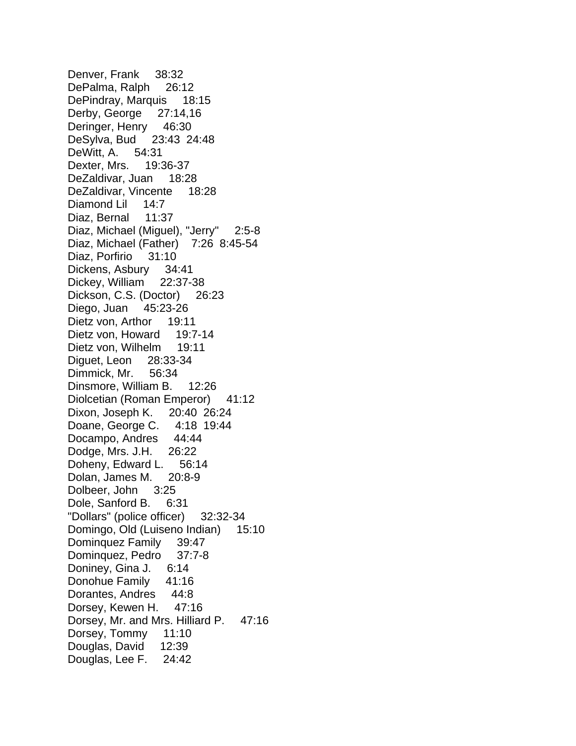Denver, Frank     38:32
DePalma, Ralph     26:12
DePindray, Marquis     18:15
Derby, George     27:14,16
Deringer, Henry     46:30
DeSylva, Bud     23:43  24:48
DeWitt, A.     54:31
Dexter, Mrs.     19:36-37
DeZaldivar, Juan     18:28
DeZaldivar, Vincente     18:28
Diamond Lil     14:7
Diaz, Bernal     11:37
Diaz, Michael (Miguel), "Jerry"     2:5-8
Diaz, Michael (Father)     7:26  8:45-54
Diaz, Porfirio     31:10
Dickens, Asbury     34:41
Dickey, William     22:37-38
Dickson, C.S. (Doctor)     26:23
Diego, Juan     45:23-26
Dietz von, Arthor     19:11
Dietz von, Howard     19:7-14
Dietz von, Wilhelm     19:11
Diguet, Leon     28:33-34
Dimmick, Mr.     56:34
Dinsmore, William B.     12:26
Diolcetian (Roman Emperor)     41:12
Dixon, Joseph K.     20:40  26:24
Doane, George C.     4:18  19:44
Docampo, Andres     44:44
Dodge, Mrs. J.H.     26:22
Doheny, Edward L.     56:14
Dolan, James M.     20:8-9
Dolbeer, John     3:25
Dole, Sanford B.     6:31
"Dollars" (police officer)     32:32-34
Domingo, Old (Luiseno Indian)     15:10
Dominquez Family     39:47
Dominquez, Pedro     37:7-8
Doniney, Gina J.     6:14
Donohue Family     41:16
Dorantes, Andres     44:8
Dorsey, Kewen H.     47:16
Dorsey, Mr. and Mrs. Hilliard P.     47:16
Dorsey, Tommy     11:10
Douglas, David     12:39
Douglas, Lee F.     24:42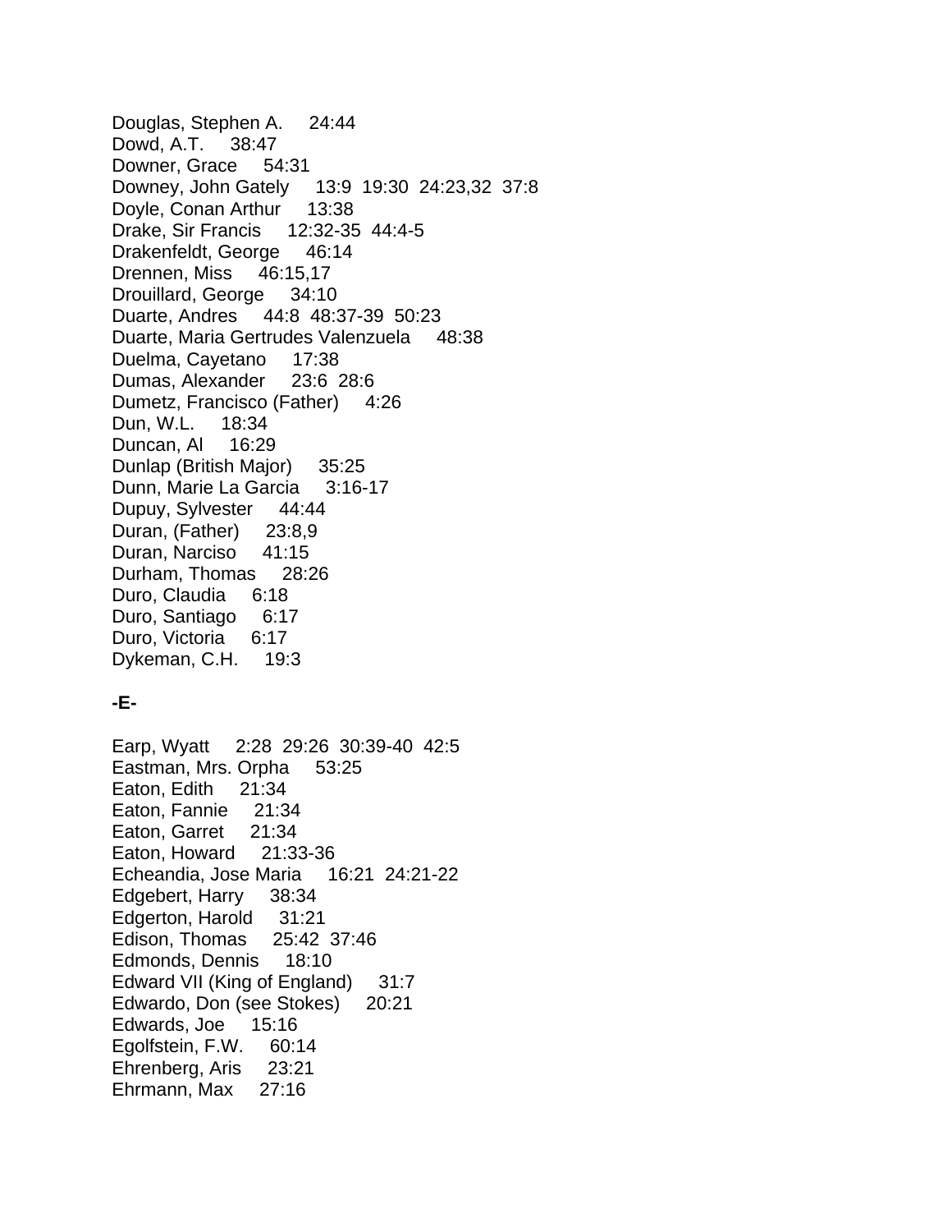Douglas, Stephen A.     24:44
Dowd, A.T.     38:47
Downer, Grace     54:31
Downey, John Gately     13:9  19:30  24:23,32  37:8
Doyle, Conan Arthur     13:38
Drake, Sir Francis     12:32-35  44:4-5
Drakenfeldt, George     46:14
Drennen, Miss     46:15,17
Drouillard, George     34:10
Duarte, Andres     44:8  48:37-39  50:23
Duarte, Maria Gertrudes Valenzuela     48:38
Duelma, Cayetano     17:38
Dumas, Alexander     23:6  28:6
Dumetz, Francisco (Father)     4:26
Dun, W.L.     18:34
Duncan, Al     16:29
Dunlap (British Major)     35:25
Dunn, Marie La Garcia     3:16-17
Dupuy, Sylvester     44:44
Duran, (Father)     23:8,9
Duran, Narciso     41:15
Durham, Thomas     28:26
Duro, Claudia     6:18
Duro, Santiago     6:17
Duro, Victoria     6:17
Dykeman, C.H.     19:3

**-E-**

Earp, Wyatt     2:28  29:26  30:39-40  42:5
Eastman, Mrs. Orpha     53:25
Eaton, Edith     21:34
Eaton, Fannie     21:34
Eaton, Garret     21:34
Eaton, Howard     21:33-36
Echeandia, Jose Maria     16:21  24:21-22
Edgebert, Harry     38:34
Edgerton, Harold     31:21
Edison, Thomas     25:42  37:46
Edmonds, Dennis     18:10
Edward VII (King of England)     31:7
Edwardo, Don (see Stokes)     20:21
Edwards, Joe     15:16
Egolfstein, F.W.     60:14
Ehrenberg, Aris     23:21
Ehrmann, Max     27:16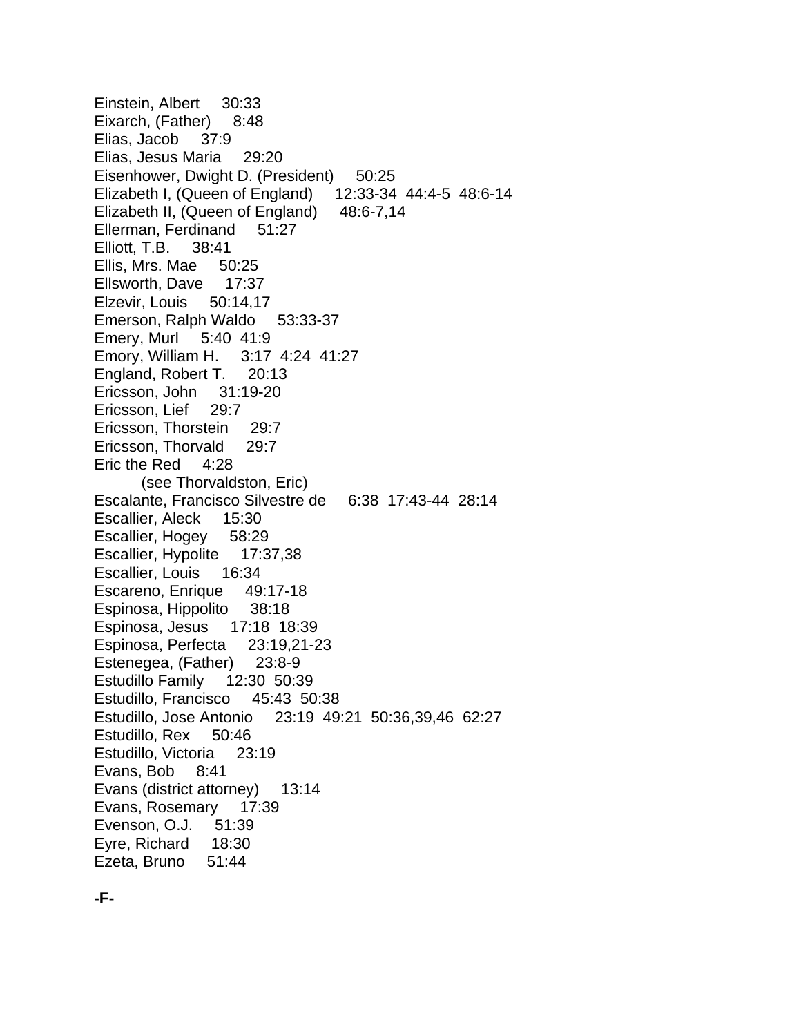Einstein, Albert 30:33
Eixarch, (Father) 8:48
Elias, Jacob 37:9
Elias, Jesus Maria 29:20
Eisenhower, Dwight D. (President) 50:25
Elizabeth I, (Queen of England) 12:33-34 44:4-5 48:6-14
Elizabeth II, (Queen of England) 48:6-7,14
Ellerman, Ferdinand 51:27
Elliott, T.B. 38:41
Ellis, Mrs. Mae 50:25
Ellsworth, Dave 17:37
Elzevir, Louis 50:14,17
Emerson, Ralph Waldo 53:33-37
Emery, Murl 5:40 41:9
Emory, William H. 3:17 4:24 41:27
England, Robert T. 20:13
Ericsson, John 31:19-20
Ericsson, Lief 29:7
Ericsson, Thorstein 29:7
Ericsson, Thorvald 29:7
Eric the Red 4:28
    (see Thorvaldston, Eric)
Escalante, Francisco Silvestre de 6:38 17:43-44 28:14
Escallier, Aleck 15:30
Escallier, Hogey 58:29
Escallier, Hypolite 17:37,38
Escallier, Louis 16:34
Escareno, Enrique 49:17-18
Espinosa, Hippolito 38:18
Espinosa, Jesus 17:18 18:39
Espinosa, Perfecta 23:19,21-23
Estenegea, (Father) 23:8-9
Estudillo Family 12:30 50:39
Estudillo, Francisco 45:43 50:38
Estudillo, Jose Antonio 23:19 49:21 50:36,39,46 62:27
Estudillo, Rex 50:46
Estudillo, Victoria 23:19
Evans, Bob 8:41
Evans (district attorney) 13:14
Evans, Rosemary 17:39
Evenson, O.J. 51:39
Eyre, Richard 18:30
Ezeta, Bruno 51:44

**-F-**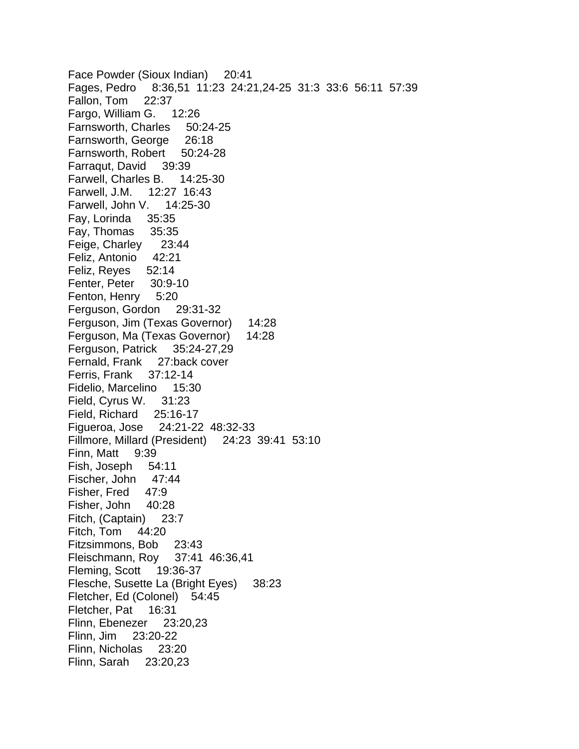Face Powder (Sioux Indian)     20:41
Fages, Pedro     8:36,51  11:23  24:21,24-25  31:3  33:6  56:11  57:39
Fallon, Tom     22:37
Fargo, William G.     12:26
Farnsworth, Charles     50:24-25
Farnsworth, George     26:18
Farnsworth, Robert     50:24-28
Farraqut, David     39:39
Farwell, Charles B.     14:25-30
Farwell, J.M.     12:27  16:43
Farwell, John V.     14:25-30
Fay, Lorinda     35:35
Fay, Thomas     35:35
Feige, Charley     23:44
Feliz, Antonio     42:21
Feliz, Reyes     52:14
Fenter, Peter     30:9-10
Fenton, Henry     5:20
Ferguson, Gordon     29:31-32
Ferguson, Jim (Texas Governor)     14:28
Ferguson, Ma (Texas Governor)     14:28
Ferguson, Patrick     35:24-27,29
Fernald, Frank     27:back cover
Ferris, Frank     37:12-14
Fidelio, Marcelino     15:30
Field, Cyrus W.     31:23
Field, Richard     25:16-17
Figueroa, Jose     24:21-22  48:32-33
Fillmore, Millard (President)     24:23  39:41  53:10
Finn, Matt     9:39
Fish, Joseph     54:11
Fischer, John     47:44
Fisher, Fred     47:9
Fisher, John     40:28
Fitch, (Captain)     23:7
Fitch, Tom     44:20
Fitzsimmons, Bob     23:43
Fleischmann, Roy     37:41  46:36,41
Fleming, Scott     19:36-37
Flesche, Susette La (Bright Eyes)     38:23
Fletcher, Ed (Colonel)     54:45
Fletcher, Pat     16:31
Flinn, Ebenezer     23:20,23
Flinn, Jim     23:20-22
Flinn, Nicholas     23:20
Flinn, Sarah     23:20,23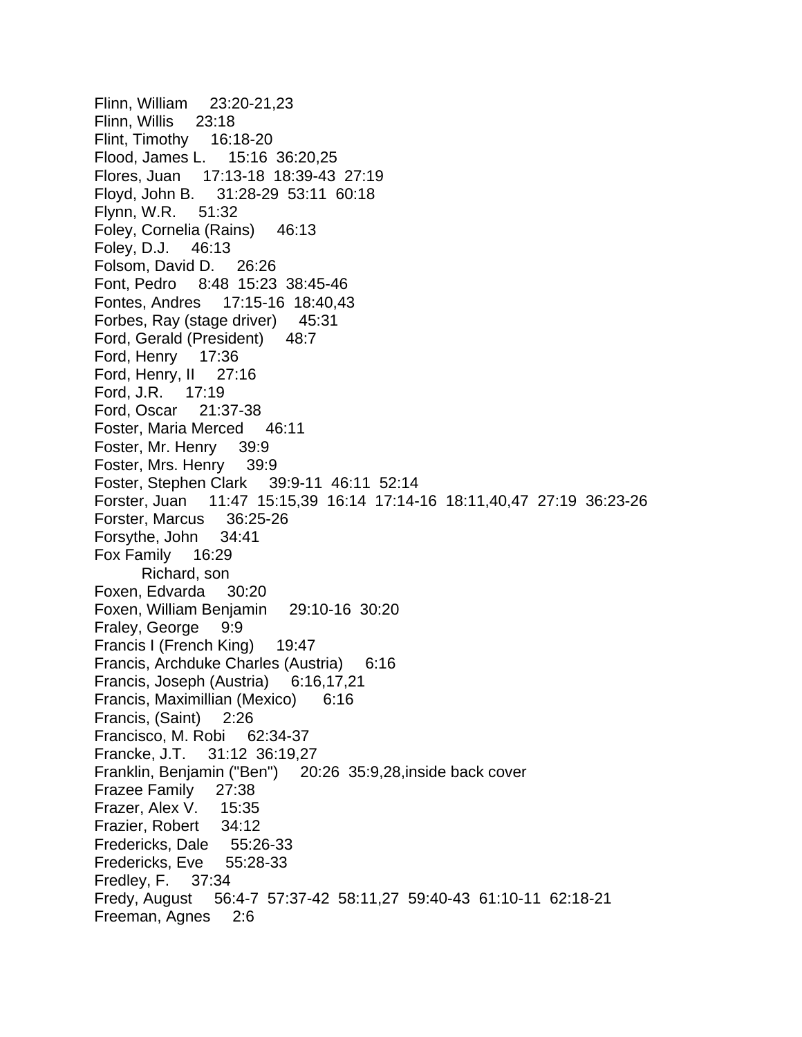Flinn, William 23:20-21,23  
Flinn, Willis 23:18  
Flint, Timothy 16:18-20  
Flood, James L. 15:16 36:20,25  
Flores, Juan 17:13-18 18:39-43 27:19  
Floyd, John B. 31:28-29 53:11 60:18  
Flynn, W.R. 51:32  
Foley, Cornelia (Rains) 46:13  
Foley, D.J. 46:13  
Folsom, David D. 26:26  
Font, Pedro 8:48 15:23 38:45-46  
Fontes, Andres 17:15-16 18:40,43  
Forbes, Ray (stage driver) 45:31  
Ford, Gerald (President) 48:7  
Ford, Henry 17:36  
Ford, Henry, II 27:16  
Ford, J.R. 17:19  
Ford, Oscar 21:37-38  
Foster, Maria Merced 46:11  
Foster, Mr. Henry 39:9  
Foster, Mrs. Henry 39:9  
Foster, Stephen Clark 39:9-11 46:11 52:14  
Forster, Juan 11:47 15:15,39 16:14 17:14-16 18:11,40,47 27:19 36:23-26  
Forster, Marcus 36:25-26  
Forsythe, John 34:41  
Fox Family 16:29  
    Richard, son  
Foxen, Edvarda 30:20  
Foxen, William Benjamin 29:10-16 30:20  
Fraley, George 9:9  
Francis I (French King) 19:47  
Francis, Archduke Charles (Austria) 6:16  
Francis, Joseph (Austria) 6:16,17,21  
Francis, Maximillian (Mexico) 6:16  
Francis, (Saint) 2:26  
Francisco, M. Robi 62:34-37  
Francke, J.T. 31:12 36:19,27  
Franklin, Benjamin ("Ben") 20:26 35:9,28,inside back cover  
Frazee Family 27:38  
Frazer, Alex V. 15:35  
Frazier, Robert 34:12  
Fredericks, Dale 55:26-33  
Fredericks, Eve 55:28-33  
Fredley, F. 37:34  
Fredy, August 56:4-7 57:37-42 58:11,27 59:40-43 61:10-11 62:18-21  
Freeman, Agnes 2:6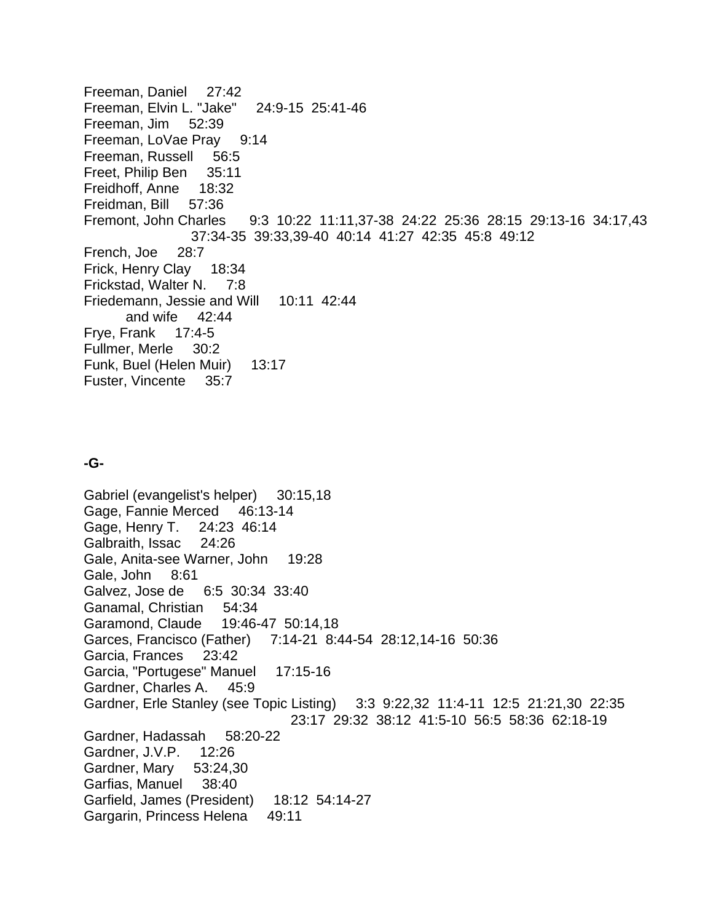Freeman, Daniel 27:42
Freeman, Elvin L. "Jake" 24:9-15 25:41-46
Freeman, Jim 52:39
Freeman, LoVae Pray 9:14
Freeman, Russell 56:5
Freet, Philip Ben 35:11
Freidhoff, Anne 18:32
Freidman, Bill 57:36
Fremont, John Charles 9:3 10:22 11:11,37-38 24:22 25:36 28:15 29:13-16 34:17,43 37:34-35 39:33,39-40 40:14 41:27 42:35 45:8 49:12
French, Joe 28:7
Frick, Henry Clay 18:34
Frickstad, Walter N. 7:8
Friedemann, Jessie and Will 10:11 42:44
    and wife 42:44
Frye, Frank 17:4-5
Fullmer, Merle 30:2
Funk, Buel (Helen Muir) 13:17
Fuster, Vincente 35:7

**-G-**

Gabriel (evangelist's helper) 30:15,18
Gage, Fannie Merced 46:13-14
Gage, Henry T. 24:23 46:14
Galbraith, Issac 24:26
Gale, Anita-see Warner, John 19:28
Gale, John 8:61
Galvez, Jose de 6:5 30:34 33:40
Ganamal, Christian 54:34
Garamond, Claude 19:46-47 50:14,18
Garces, Francisco (Father) 7:14-21 8:44-54 28:12,14-16 50:36
Garcia, Frances 23:42
Garcia, "Portugese" Manuel 17:15-16
Gardner, Charles A. 45:9
Gardner, Erle Stanley (see Topic Listing) 3:3 9:22,32 11:4-11 12:5 21:21,30 22:35 23:17 29:32 38:12 41:5-10 56:5 58:36 62:18-19
Gardner, Hadassah 58:20-22
Gardner, J.V.P. 12:26
Gardner, Mary 53:24,30
Garfias, Manuel 38:40
Garfield, James (President) 18:12 54:14-27
Gargarin, Princess Helena 49:11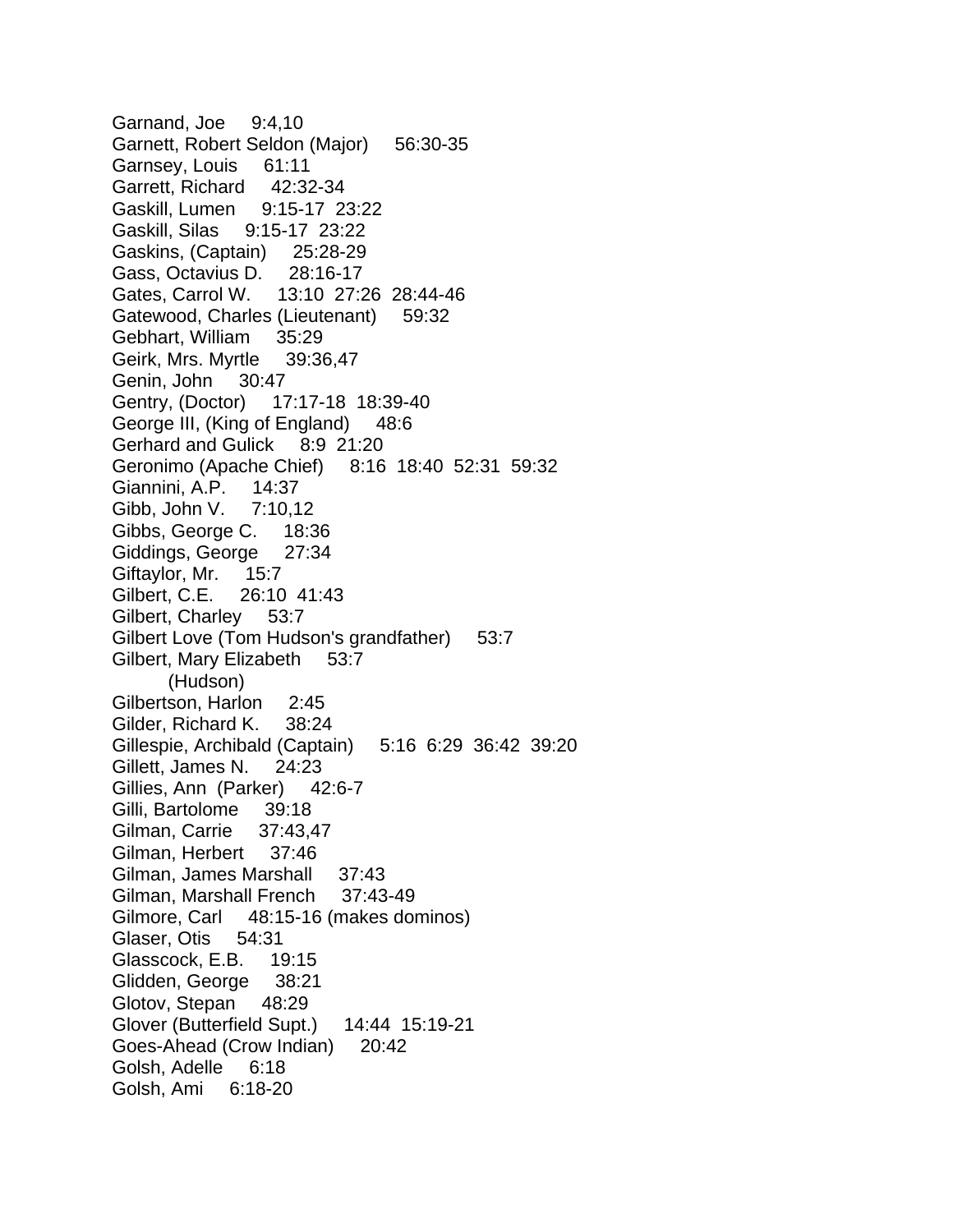Garnand, Joe 9:4,10
Garnett, Robert Seldon (Major) 56:30-35
Garnsey, Louis 61:11
Garrett, Richard 42:32-34
Gaskill, Lumen 9:15-17 23:22
Gaskill, Silas 9:15-17 23:22
Gaskins, (Captain) 25:28-29
Gass, Octavius D. 28:16-17
Gates, Carrol W. 13:10 27:26 28:44-46
Gatewood, Charles (Lieutenant) 59:32
Gebhart, William 35:29
Geirk, Mrs. Myrtle 39:36,47
Genin, John 30:47
Gentry, (Doctor) 17:17-18 18:39-40
George III, (King of England) 48:6
Gerhard and Gulick 8:9 21:20
Geronimo (Apache Chief) 8:16 18:40 52:31 59:32
Giannini, A.P. 14:37
Gibb, John V. 7:10,12
Gibbs, George C. 18:36
Giddings, George 27:34
Giftaylor, Mr. 15:7
Gilbert, C.E. 26:10 41:43
Gilbert, Charley 53:7
Gilbert Love (Tom Hudson's grandfather) 53:7
Gilbert, Mary Elizabeth 53:7
(Hudson)
Gilbertson, Harlon 2:45
Gilder, Richard K. 38:24
Gillespie, Archibald (Captain) 5:16 6:29 36:42 39:20
Gillett, James N. 24:23
Gillies, Ann (Parker) 42:6-7
Gilli, Bartolome 39:18
Gilman, Carrie 37:43,47
Gilman, Herbert 37:46
Gilman, James Marshall 37:43
Gilman, Marshall French 37:43-49
Gilmore, Carl 48:15-16 (makes dominos)
Glaser, Otis 54:31
Glasscock, E.B. 19:15
Glidden, George 38:21
Glotov, Stepan 48:29
Glover (Butterfield Supt.) 14:44 15:19-21
Goes-Ahead (Crow Indian) 20:42
Golsh, Adelle 6:18
Golsh, Ami 6:18-20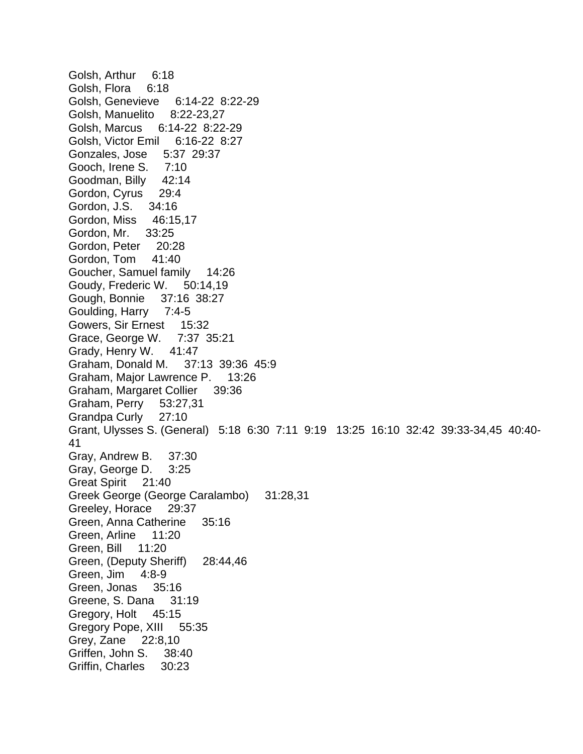Golsh, Arthur 6:18
Golsh, Flora 6:18
Golsh, Genevieve 6:14-22 8:22-29
Golsh, Manuelito 8:22-23,27
Golsh, Marcus 6:14-22 8:22-29
Golsh, Victor Emil 6:16-22 8:27
Gonzales, Jose 5:37 29:37
Gooch, Irene S. 7:10
Goodman, Billy 42:14
Gordon, Cyrus 29:4
Gordon, J.S. 34:16
Gordon, Miss 46:15,17
Gordon, Mr. 33:25
Gordon, Peter 20:28
Gordon, Tom 41:40
Goucher, Samuel family 14:26
Goudy, Frederic W. 50:14,19
Gough, Bonnie 37:16 38:27
Goulding, Harry 7:4-5
Gowers, Sir Ernest 15:32
Grace, George W. 7:37 35:21
Grady, Henry W. 41:47
Graham, Donald M. 37:13 39:36 45:9
Graham, Major Lawrence P. 13:26
Graham, Margaret Collier 39:36
Graham, Perry 53:27,31
Grandpa Curly 27:10
Grant, Ulysses S. (General) 5:18 6:30 7:11 9:19 13:25 16:10 32:42 39:33-34,45 40:40-41
Gray, Andrew B. 37:30
Gray, George D. 3:25
Great Spirit 21:40
Greek George (George Caralambo) 31:28,31
Greeley, Horace 29:37
Green, Anna Catherine 35:16
Green, Arline 11:20
Green, Bill 11:20
Green, (Deputy Sheriff) 28:44,46
Green, Jim 4:8-9
Green, Jonas 35:16
Greene, S. Dana 31:19
Gregory, Holt 45:15
Gregory Pope, XIII 55:35
Grey, Zane 22:8,10
Griffen, John S. 38:40
Griffin, Charles 30:23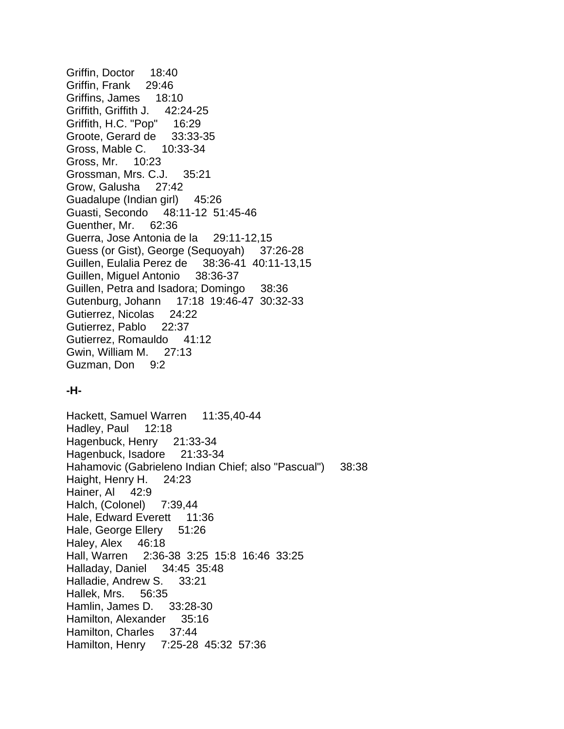Griffin, Doctor 18:40
Griffin, Frank 29:46
Griffins, James 18:10
Griffith, Griffith J. 42:24-25
Griffith, H.C. "Pop" 16:29
Groote, Gerard de 33:33-35
Gross, Mable C. 10:33-34
Gross, Mr. 10:23
Grossman, Mrs. C.J. 35:21
Grow, Galusha 27:42
Guadalupe (Indian girl) 45:26
Guasti, Secondo 48:11-12 51:45-46
Guenther, Mr. 62:36
Guerra, Jose Antonia de la 29:11-12,15
Guess (or Gist), George (Sequoyah) 37:26-28
Guillen, Eulalia Perez de 38:36-41 40:11-13,15
Guillen, Miguel Antonio 38:36-37
Guillen, Petra and Isadora; Domingo 38:36
Gutenburg, Johann 17:18 19:46-47 30:32-33
Gutierrez, Nicolas 24:22
Gutierrez, Pablo 22:37
Gutierrez, Romauldo 41:12
Gwin, William M. 27:13
Guzman, Don 9:2

**-H-**

Hackett, Samuel Warren 11:35,40-44
Hadley, Paul 12:18
Hagenbuck, Henry 21:33-34
Hagenbuck, Isadore 21:33-34
Hahamovic (Gabrieleno Indian Chief; also "Pascual") 38:38
Haight, Henry H. 24:23
Hainer, Al 42:9
Halch, (Colonel) 7:39,44
Hale, Edward Everett 11:36
Hale, George Ellery 51:26
Haley, Alex 46:18
Hall, Warren 2:36-38 3:25 15:8 16:46 33:25
Halladay, Daniel 34:45 35:48
Halladie, Andrew S. 33:21
Hallek, Mrs. 56:35
Hamlin, James D. 33:28-30
Hamilton, Alexander 35:16
Hamilton, Charles 37:44
Hamilton, Henry 7:25-28 45:32 57:36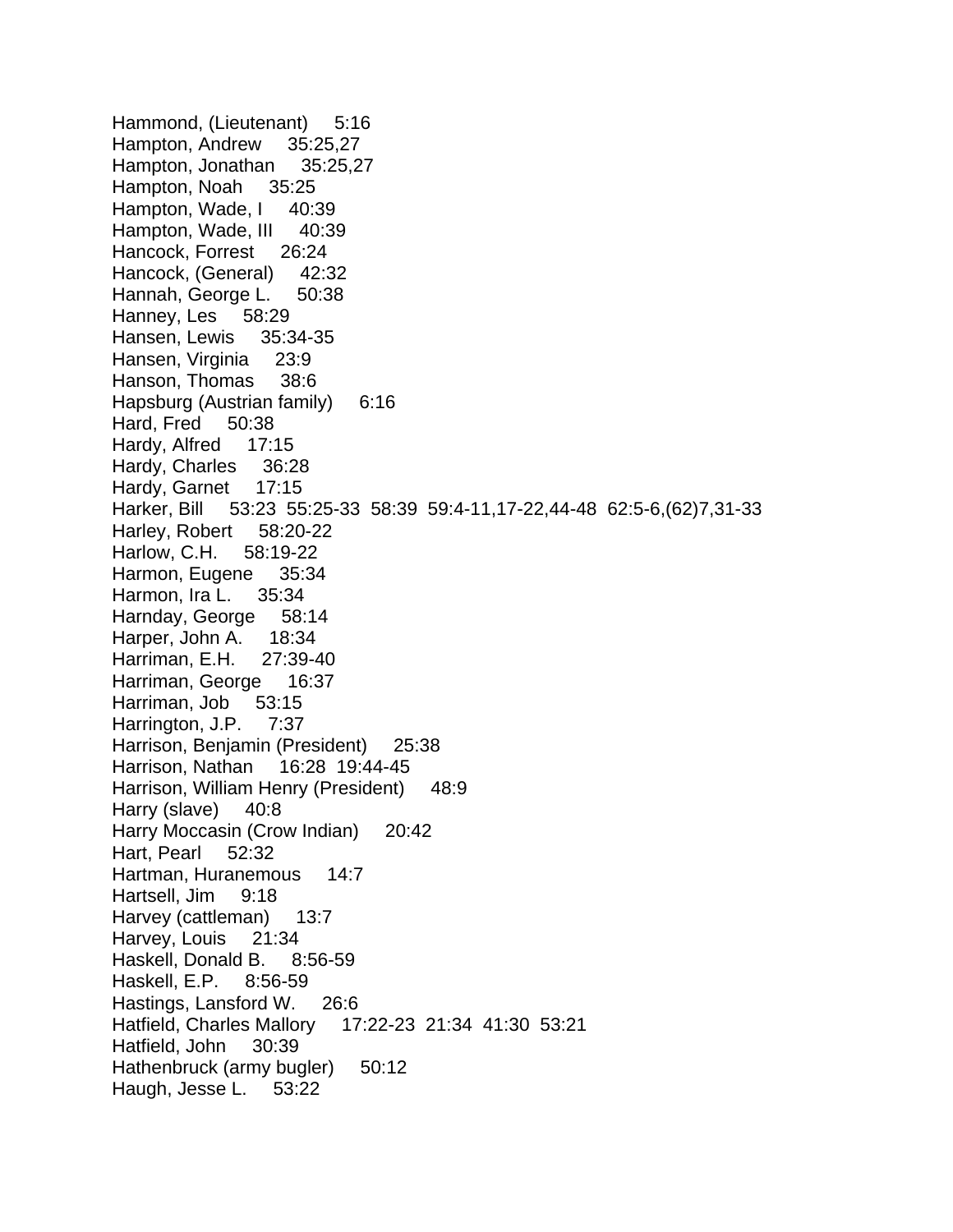Hammond, (Lieutenant) 5:16
Hampton, Andrew 35:25,27
Hampton, Jonathan 35:25,27
Hampton, Noah 35:25
Hampton, Wade, I 40:39
Hampton, Wade, III 40:39
Hancock, Forrest 26:24
Hancock, (General) 42:32
Hannah, George L. 50:38
Hanney, Les 58:29
Hansen, Lewis 35:34-35
Hansen, Virginia 23:9
Hanson, Thomas 38:6
Hapsburg (Austrian family) 6:16
Hard, Fred 50:38
Hardy, Alfred 17:15
Hardy, Charles 36:28
Hardy, Garnet 17:15
Harker, Bill 53:23 55:25-33 58:39 59:4-11,17-22,44-48 62:5-6,(62)7,31-33
Harley, Robert 58:20-22
Harlow, C.H. 58:19-22
Harmon, Eugene 35:34
Harmon, Ira L. 35:34
Harnday, George 58:14
Harper, John A. 18:34
Harriman, E.H. 27:39-40
Harriman, George 16:37
Harriman, Job 53:15
Harrington, J.P. 7:37
Harrison, Benjamin (President) 25:38
Harrison, Nathan 16:28 19:44-45
Harrison, William Henry (President) 48:9
Harry (slave) 40:8
Harry Moccasin (Crow Indian) 20:42
Hart, Pearl 52:32
Hartman, Huranemous 14:7
Hartsell, Jim 9:18
Harvey (cattleman) 13:7
Harvey, Louis 21:34
Haskell, Donald B. 8:56-59
Haskell, E.P. 8:56-59
Hastings, Lansford W. 26:6
Hatfield, Charles Mallory 17:22-23 21:34 41:30 53:21
Hatfield, John 30:39
Hathenbruck (army bugler) 50:12
Haugh, Jesse L. 53:22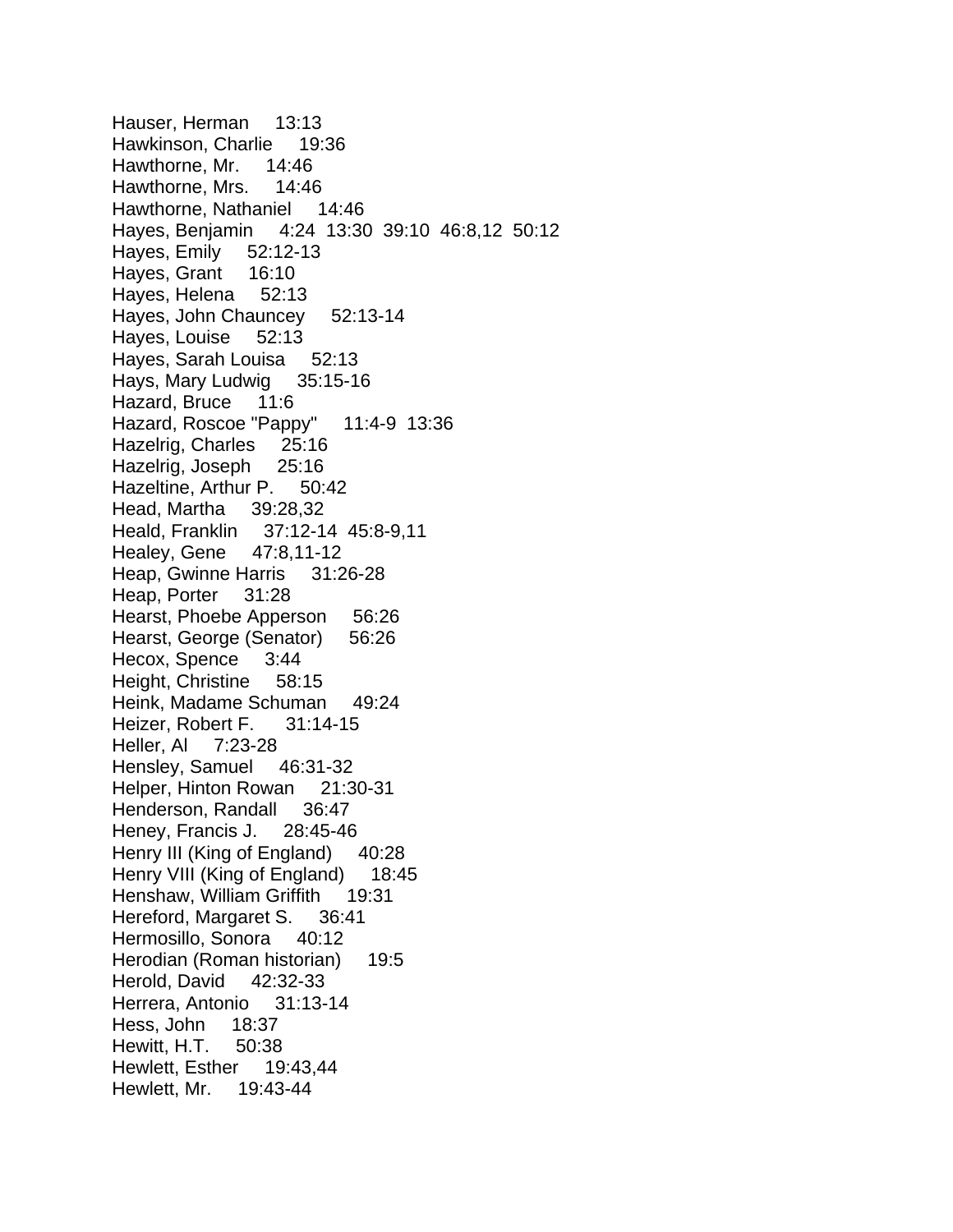Hauser, Herman 13:13
Hawkinson, Charlie 19:36
Hawthorne, Mr. 14:46
Hawthorne, Mrs. 14:46
Hawthorne, Nathaniel 14:46
Hayes, Benjamin 4:24 13:30 39:10 46:8,12 50:12
Hayes, Emily 52:12-13
Hayes, Grant 16:10
Hayes, Helena 52:13
Hayes, John Chauncey 52:13-14
Hayes, Louise 52:13
Hayes, Sarah Louisa 52:13
Hays, Mary Ludwig 35:15-16
Hazard, Bruce 11:6
Hazard, Roscoe "Pappy" 11:4-9 13:36
Hazelrig, Charles 25:16
Hazelrig, Joseph 25:16
Hazeltine, Arthur P. 50:42
Head, Martha 39:28,32
Heald, Franklin 37:12-14 45:8-9,11
Healey, Gene 47:8,11-12
Heap, Gwinne Harris 31:26-28
Heap, Porter 31:28
Hearst, Phoebe Apperson 56:26
Hearst, George (Senator) 56:26
Hecox, Spence 3:44
Height, Christine 58:15
Heink, Madame Schuman 49:24
Heizer, Robert F. 31:14-15
Heller, Al 7:23-28
Hensley, Samuel 46:31-32
Helper, Hinton Rowan 21:30-31
Henderson, Randall 36:47
Heney, Francis J. 28:45-46
Henry III (King of England) 40:28
Henry VIII (King of England) 18:45
Henshaw, William Griffith 19:31
Hereford, Margaret S. 36:41
Hermosillo, Sonora 40:12
Herodian (Roman historian) 19:5
Herold, David 42:32-33
Herrera, Antonio 31:13-14
Hess, John 18:37
Hewitt, H.T. 50:38
Hewlett, Esther 19:43,44
Hewlett, Mr. 19:43-44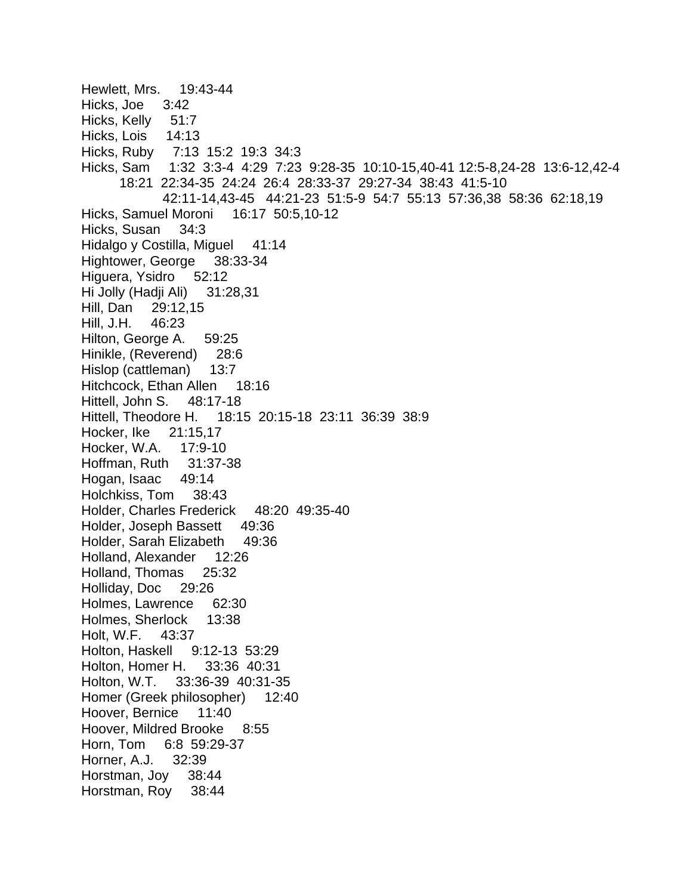Hewlett, Mrs.     19:43-44
Hicks, Joe     3:42
Hicks, Kelly     51:7
Hicks, Lois     14:13
Hicks, Ruby     7:13  15:2  19:3  34:3
Hicks, Sam     1:32  3:3-4  4:29  7:23  9:28-35  10:10-15,40-41 12:5-8,24-28  13:6-12,42-4
    18:21  22:34-35  24:24  26:4  28:33-37  29:27-34  38:43  41:5-10
        42:11-14,43-45   44:21-23  51:5-9  54:7  55:13  57:36,38  58:36  62:18,19
Hicks, Samuel Moroni     16:17  50:5,10-12
Hicks, Susan     34:3
Hidalgo y Costilla, Miguel     41:14
Hightower, George     38:33-34
Higuera, Ysidro     52:12
Hi Jolly (Hadji Ali)     31:28,31
Hill, Dan     29:12,15
Hill, J.H.     46:23
Hilton, George A.     59:25
Hinikle, (Reverend)     28:6
Hislop (cattleman)     13:7
Hitchcock, Ethan Allen     18:16
Hittell, John S.     48:17-18
Hittell, Theodore H.     18:15  20:15-18  23:11  36:39  38:9
Hocker, Ike     21:15,17
Hocker, W.A.     17:9-10
Hoffman, Ruth     31:37-38
Hogan, Isaac     49:14
Holchkiss, Tom     38:43
Holder, Charles Frederick     48:20  49:35-40
Holder, Joseph Bassett     49:36
Holder, Sarah Elizabeth     49:36
Holland, Alexander     12:26
Holland, Thomas     25:32
Holliday, Doc     29:26
Holmes, Lawrence     62:30
Holmes, Sherlock     13:38
Holt, W.F.     43:37
Holton, Haskell     9:12-13  53:29
Holton, Homer H.     33:36  40:31
Holton, W.T.     33:36-39  40:31-35
Homer (Greek philosopher)     12:40
Hoover, Bernice     11:40
Hoover, Mildred Brooke     8:55
Horn, Tom     6:8  59:29-37
Horner, A.J.     32:39
Horstman, Joy     38:44
Horstman, Roy     38:44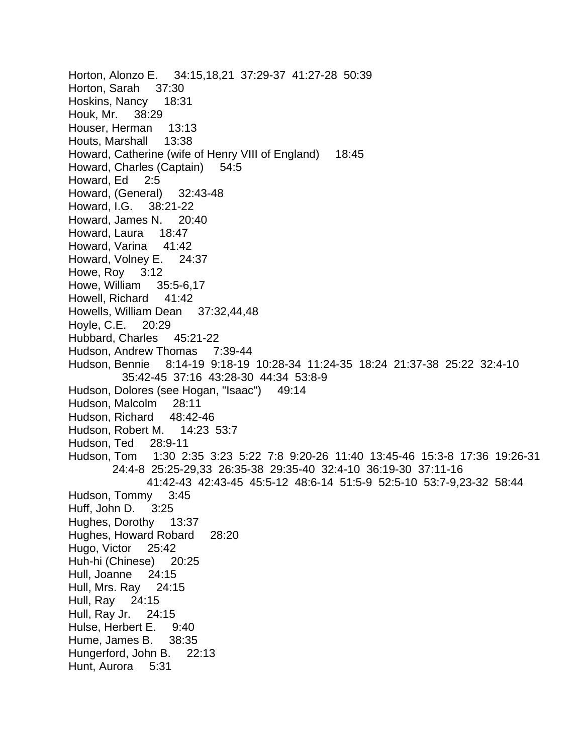Horton, Alonzo E.     34:15,18,21  37:29-37  41:27-28  50:39
Horton, Sarah     37:30
Hoskins, Nancy     18:31
Houk, Mr.     38:29
Houser, Herman     13:13
Houts, Marshall     13:38
Howard, Catherine (wife of Henry VIII of England)     18:45
Howard, Charles (Captain)     54:5
Howard, Ed     2:5
Howard, (General)     32:43-48
Howard, I.G.     38:21-22
Howard, James N.     20:40
Howard, Laura     18:47
Howard, Varina     41:42
Howard, Volney E.     24:37
Howe, Roy     3:12
Howe, William     35:5-6,17
Howell, Richard     41:42
Howells, William Dean     37:32,44,48
Hoyle, C.E.     20:29
Hubbard, Charles     45:21-22
Hudson, Andrew Thomas     7:39-44
Hudson, Bennie     8:14-19  9:18-19  10:28-34  11:24-35  18:24  21:37-38  25:22  32:4-10  35:42-45  37:16  43:28-30  44:34  53:8-9
Hudson, Dolores (see Hogan, "Isaac")     49:14
Hudson, Malcolm     28:11
Hudson, Richard     48:42-46
Hudson, Robert M.     14:23  53:7
Hudson, Ted     28:9-11
Hudson, Tom     1:30  2:35  3:23  5:22  7:8  9:20-26  11:40  13:45-46  15:3-8  17:36  19:26-31  24:4-8  25:25-29,33  26:35-38  29:35-40  32:4-10  36:19-30  37:11-16  41:42-43  42:43-45  45:5-12  48:6-14  51:5-9  52:5-10  53:7-9,23-32  58:44
Hudson, Tommy     3:45
Huff, John D.     3:25
Hughes, Dorothy     13:37
Hughes, Howard Robard     28:20
Hugo, Victor     25:42
Huh-hi (Chinese)     20:25
Hull, Joanne     24:15
Hull, Mrs. Ray     24:15
Hull, Ray     24:15
Hull, Ray Jr.     24:15
Hulse, Herbert E.     9:40
Hume, James B.     38:35
Hungerford, John B.     22:13
Hunt, Aurora     5:31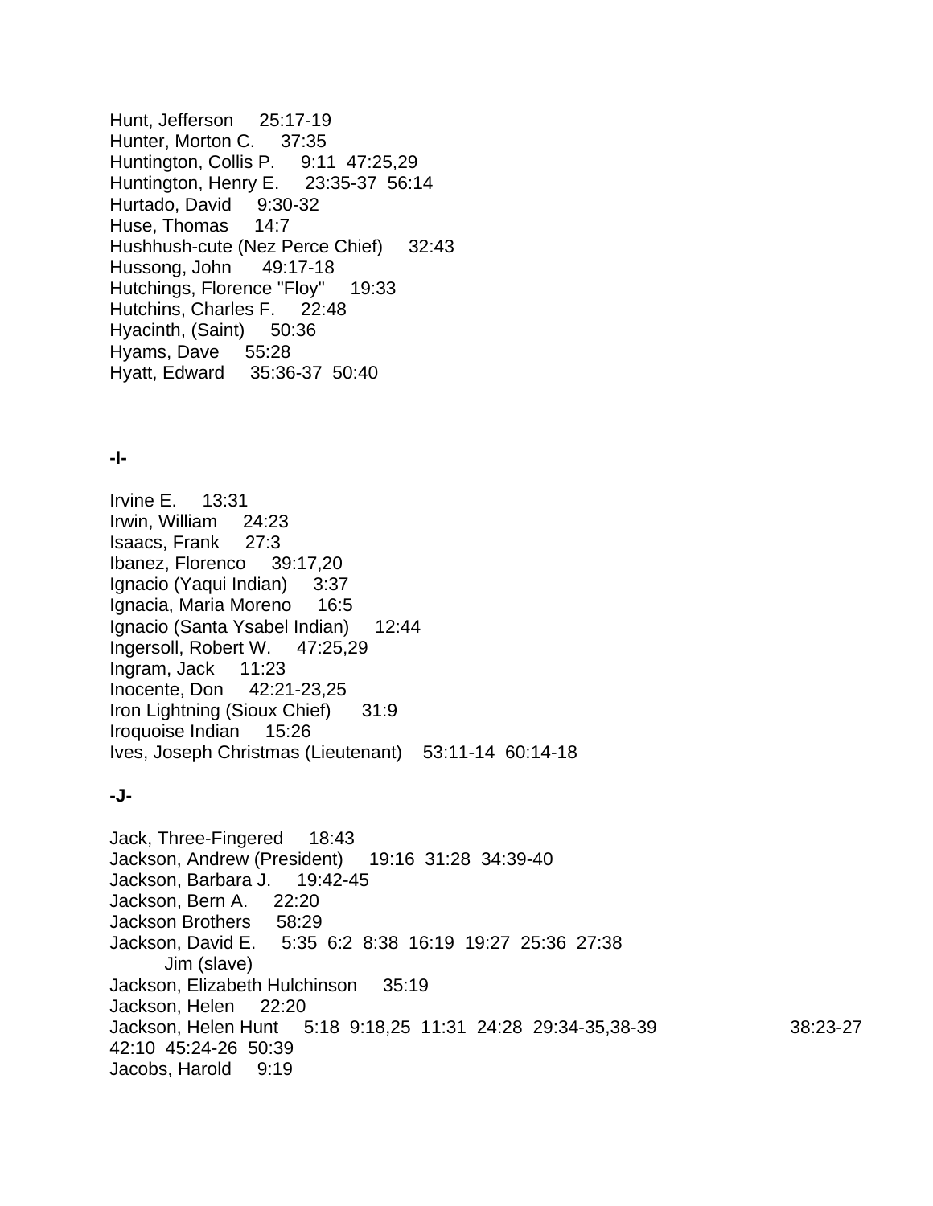Hunt, Jefferson 25:17-19
Hunter, Morton C. 37:35
Huntington, Collis P. 9:11 47:25,29
Huntington, Henry E. 23:35-37 56:14
Hurtado, David 9:30-32
Huse, Thomas 14:7
Hushhush-cute (Nez Perce Chief) 32:43
Hussong, John 49:17-18
Hutchings, Florence "Floy" 19:33
Hutchins, Charles F. 22:48
Hyacinth, (Saint) 50:36
Hyams, Dave 55:28
Hyatt, Edward 35:36-37 50:40

**-I-**

Irvine E. 13:31
Irwin, William 24:23
Isaacs, Frank 27:3
Ibanez, Florenco 39:17,20
Ignacio (Yaqui Indian) 3:37
Ignacia, Maria Moreno 16:5
Ignacio (Santa Ysabel Indian) 12:44
Ingersoll, Robert W. 47:25,29
Ingram, Jack 11:23
Inocente, Don 42:21-23,25
Iron Lightning (Sioux Chief) 31:9
Iroquoise Indian 15:26
Ives, Joseph Christmas (Lieutenant) 53:11-14 60:14-18

**-J-**

Jack, Three-Fingered 18:43
Jackson, Andrew (President) 19:16 31:28 34:39-40
Jackson, Barbara J. 19:42-45
Jackson, Bern A. 22:20
Jackson Brothers 58:29
Jackson, David E. 5:35 6:2 8:38 16:19 19:27 25:36 27:38
  Jim (slave)
Jackson, Elizabeth Hulchinson 35:19
Jackson, Helen 22:20
Jackson, Helen Hunt 5:18 9:18,25 11:31 24:28 29:34-35,38-39 38:23-27 42:10 45:24-26 50:39
Jacobs, Harold 9:19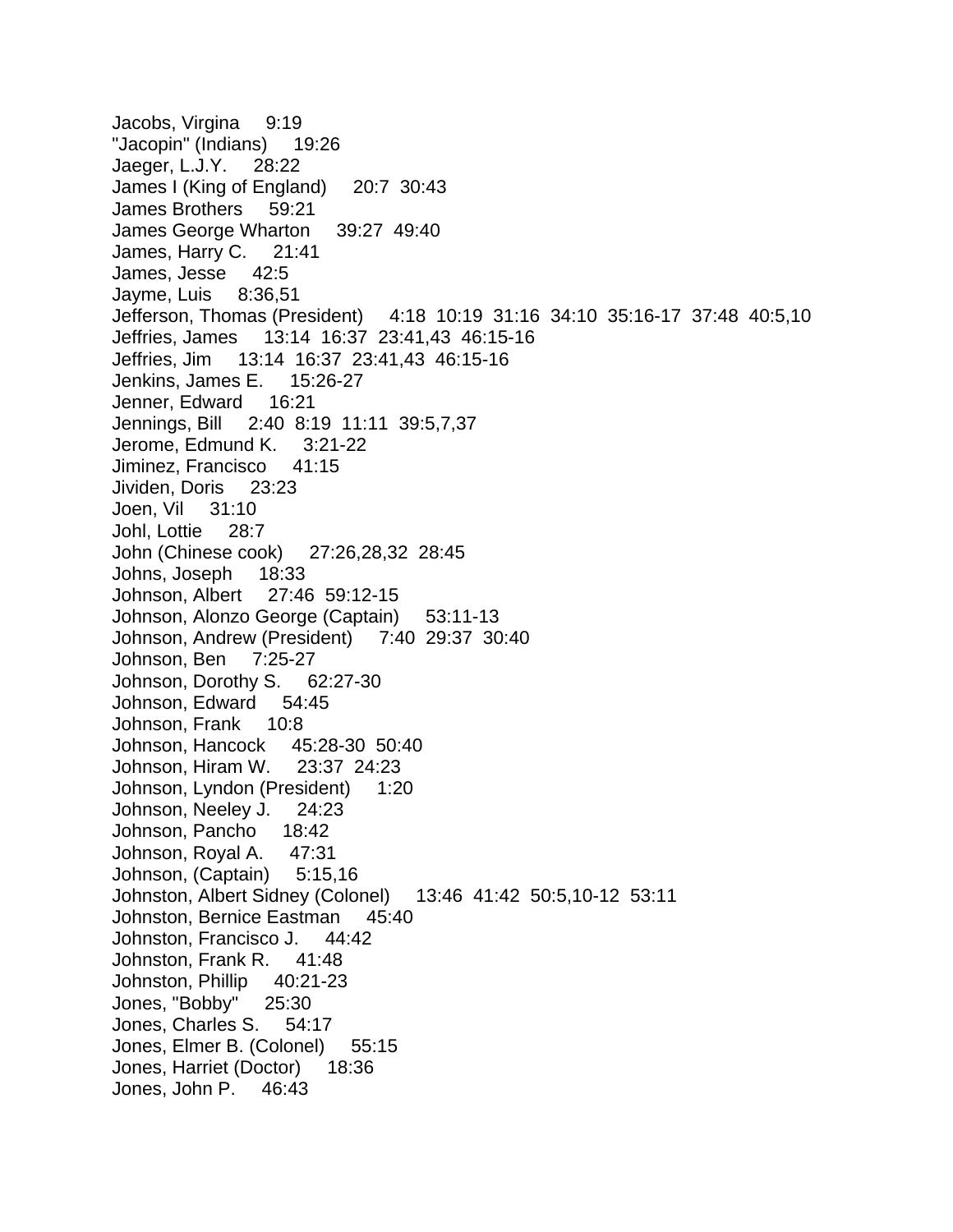Jacobs, Virgina 9:19
"Jacopin" (Indians) 19:26
Jaeger, L.J.Y. 28:22
James I (King of England) 20:7 30:43
James Brothers 59:21
James George Wharton 39:27 49:40
James, Harry C. 21:41
James, Jesse 42:5
Jayme, Luis 8:36,51
Jefferson, Thomas (President) 4:18 10:19 31:16 34:10 35:16-17 37:48 40:5,10
Jeffries, James 13:14 16:37 23:41,43 46:15-16
Jeffries, Jim 13:14 16:37 23:41,43 46:15-16
Jenkins, James E. 15:26-27
Jenner, Edward 16:21
Jennings, Bill 2:40 8:19 11:11 39:5,7,37
Jerome, Edmund K. 3:21-22
Jiminez, Francisco 41:15
Jividen, Doris 23:23
Joen, Vil 31:10
Johl, Lottie 28:7
John (Chinese cook) 27:26,28,32 28:45
Johns, Joseph 18:33
Johnson, Albert 27:46 59:12-15
Johnson, Alonzo George (Captain) 53:11-13
Johnson, Andrew (President) 7:40 29:37 30:40
Johnson, Ben 7:25-27
Johnson, Dorothy S. 62:27-30
Johnson, Edward 54:45
Johnson, Frank 10:8
Johnson, Hancock 45:28-30 50:40
Johnson, Hiram W. 23:37 24:23
Johnson, Lyndon (President) 1:20
Johnson, Neeley J. 24:23
Johnson, Pancho 18:42
Johnson, Royal A. 47:31
Johnson, (Captain) 5:15,16
Johnston, Albert Sidney (Colonel) 13:46 41:42 50:5,10-12 53:11
Johnston, Bernice Eastman 45:40
Johnston, Francisco J. 44:42
Johnston, Frank R. 41:48
Johnston, Phillip 40:21-23
Jones, "Bobby" 25:30
Jones, Charles S. 54:17
Jones, Elmer B. (Colonel) 55:15
Jones, Harriet (Doctor) 18:36
Jones, John P. 46:43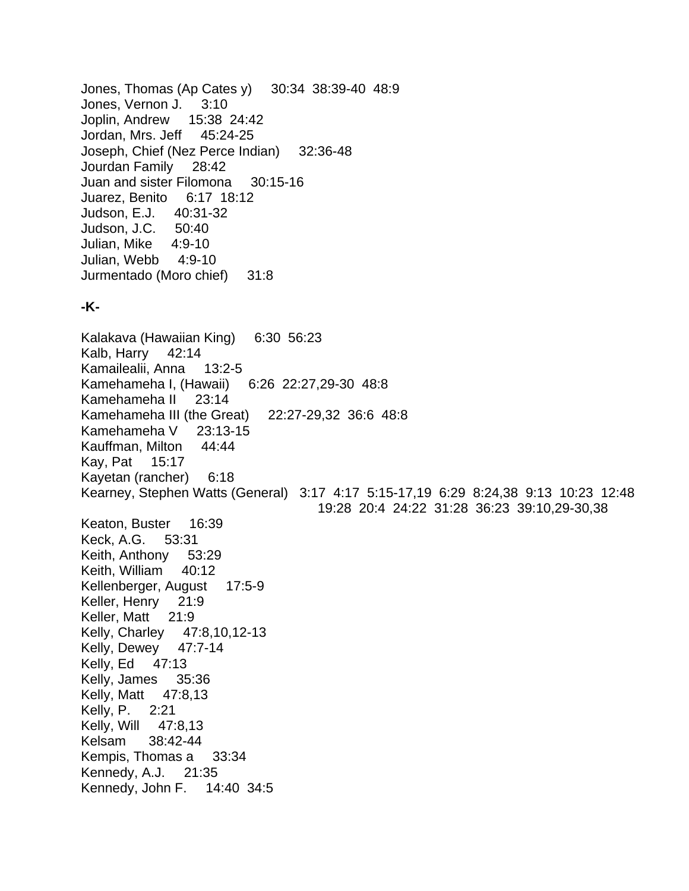Jones, Thomas (Ap Cates y) 30:34 38:39-40 48:9
Jones, Vernon J. 3:10
Joplin, Andrew 15:38 24:42
Jordan, Mrs. Jeff 45:24-25
Joseph, Chief (Nez Perce Indian) 32:36-48
Jourdan Family 28:42
Juan and sister Filomona 30:15-16
Juarez, Benito 6:17 18:12
Judson, E.J. 40:31-32
Judson, J.C. 50:40
Julian, Mike 4:9-10
Julian, Webb 4:9-10
Jurmentado (Moro chief) 31:8

**-K-**

Kalakava (Hawaiian King) 6:30 56:23
Kalb, Harry 42:14
Kamailealii, Anna 13:2-5
Kamehameha I, (Hawaii) 6:26 22:27,29-30 48:8
Kamehameha II 23:14
Kamehameha III (the Great) 22:27-29,32 36:6 48:8
Kamehameha V 23:13-15
Kauffman, Milton 44:44
Kay, Pat 15:17
Kayetan (rancher) 6:18
Kearney, Stephen Watts (General) 3:17 4:17 5:15-17,19 6:29 8:24,38 9:13 10:23 12:48 19:28 20:4 24:22 31:28 36:23 39:10,29-30,38
Keaton, Buster 16:39
Keck, A.G. 53:31
Keith, Anthony 53:29
Keith, William 40:12
Kellenberger, August 17:5-9
Keller, Henry 21:9
Keller, Matt 21:9
Kelly, Charley 47:8,10,12-13
Kelly, Dewey 47:7-14
Kelly, Ed 47:13
Kelly, James 35:36
Kelly, Matt 47:8,13
Kelly, P. 2:21
Kelly, Will 47:8,13
Kelsam 38:42-44
Kempis, Thomas a 33:34
Kennedy, A.J. 21:35
Kennedy, John F. 14:40 34:5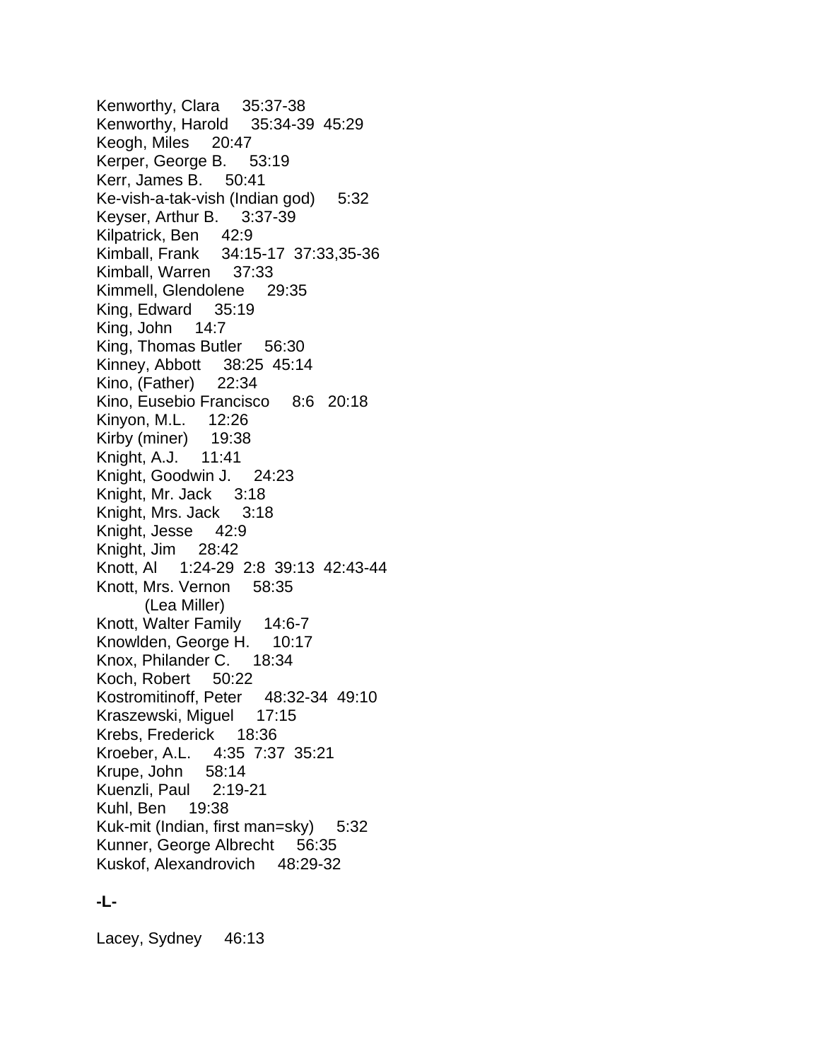Kenworthy, Clara 35:37-38
Kenworthy, Harold 35:34-39 45:29
Keogh, Miles 20:47
Kerper, George B. 53:19
Kerr, James B. 50:41
Ke-vish-a-tak-vish (Indian god) 5:32
Keyser, Arthur B. 3:37-39
Kilpatrick, Ben 42:9
Kimball, Frank 34:15-17 37:33,35-36
Kimball, Warren 37:33
Kimmell, Glendolene 29:35
King, Edward 35:19
King, John 14:7
King, Thomas Butler 56:30
Kinney, Abbott 38:25 45:14
Kino, (Father) 22:34
Kino, Eusebio Francisco 8:6 20:18
Kinyon, M.L. 12:26
Kirby (miner) 19:38
Knight, A.J. 11:41
Knight, Goodwin J. 24:23
Knight, Mr. Jack 3:18
Knight, Mrs. Jack 3:18
Knight, Jesse 42:9
Knight, Jim 28:42
Knott, Al 1:24-29 2:8 39:13 42:43-44
Knott, Mrs. Vernon 58:35
(Lea Miller)
Knott, Walter Family 14:6-7
Knowlden, George H. 10:17
Knox, Philander C. 18:34
Koch, Robert 50:22
Kostromitinoff, Peter 48:32-34 49:10
Kraszewski, Miguel 17:15
Krebs, Frederick 18:36
Kroeber, A.L. 4:35 7:37 35:21
Krupe, John 58:14
Kuenzli, Paul 2:19-21
Kuhl, Ben 19:38
Kuk-mit (Indian, first man=sky) 5:32
Kunner, George Albrecht 56:35
Kuskof, Alexandrovich 48:29-32

**-L-**

Lacey, Sydney 46:13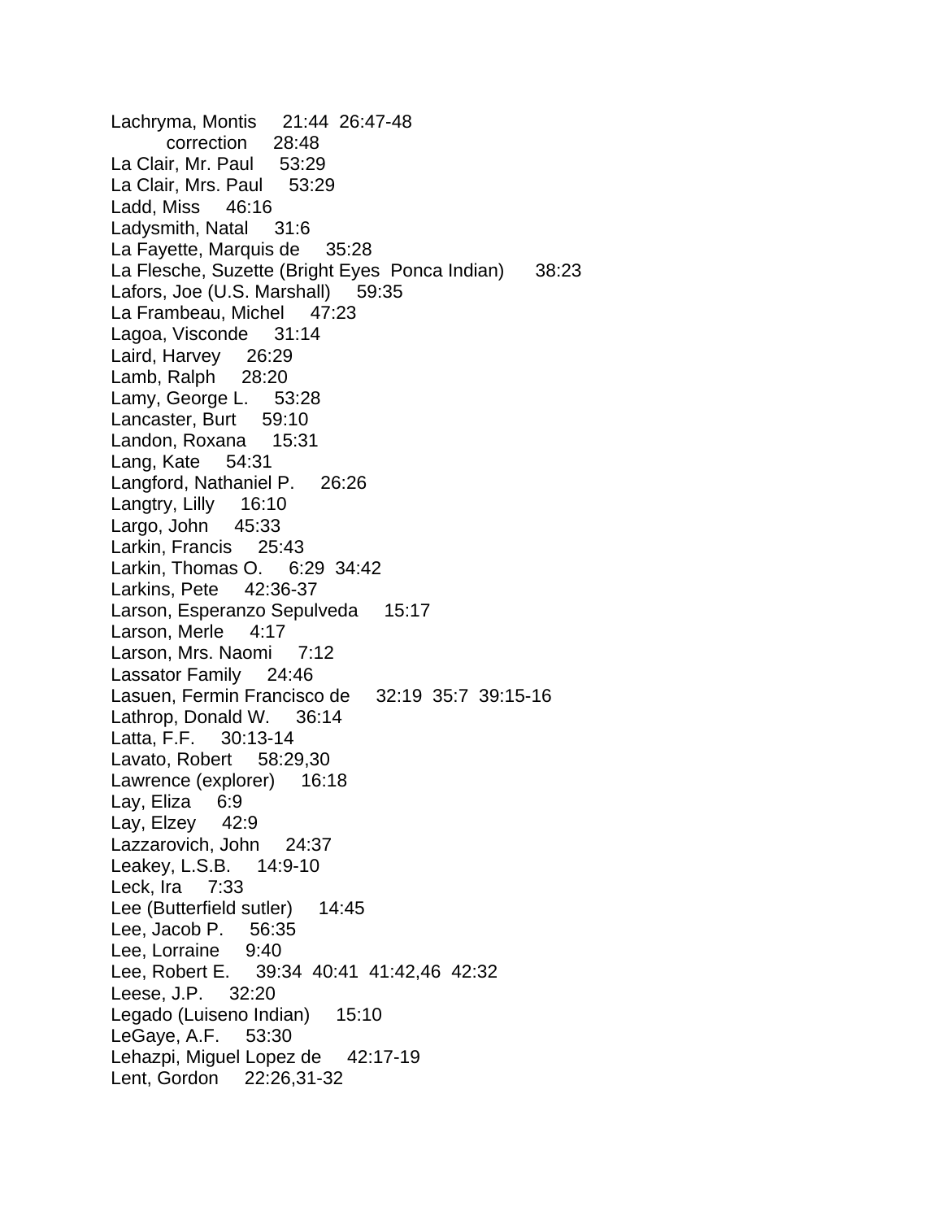Lachryma, Montis 21:44 26:47-48
  correction 28:48
La Clair, Mr. Paul 53:29
La Clair, Mrs. Paul 53:29
Ladd, Miss 46:16
Ladysmith, Natal 31:6
La Fayette, Marquis de 35:28
La Flesche, Suzette (Bright Eyes Ponca Indian) 38:23
Lafors, Joe (U.S. Marshall) 59:35
La Frambeau, Michel 47:23
Lagoa, Visconde 31:14
Laird, Harvey 26:29
Lamb, Ralph 28:20
Lamy, George L. 53:28
Lancaster, Burt 59:10
Landon, Roxana 15:31
Lang, Kate 54:31
Langford, Nathaniel P. 26:26
Langtry, Lilly 16:10
Largo, John 45:33
Larkin, Francis 25:43
Larkin, Thomas O. 6:29 34:42
Larkins, Pete 42:36-37
Larson, Esperanzo Sepulveda 15:17
Larson, Merle 4:17
Larson, Mrs. Naomi 7:12
Lassator Family 24:46
Lasuen, Fermin Francisco de 32:19 35:7 39:15-16
Lathrop, Donald W. 36:14
Latta, F.F. 30:13-14
Lavato, Robert 58:29,30
Lawrence (explorer) 16:18
Lay, Eliza 6:9
Lay, Elzey 42:9
Lazzarovich, John 24:37
Leakey, L.S.B. 14:9-10
Leck, Ira 7:33
Lee (Butterfield sutler) 14:45
Lee, Jacob P. 56:35
Lee, Lorraine 9:40
Lee, Robert E. 39:34 40:41 41:42,46 42:32
Leese, J.P. 32:20
Legado (Luiseno Indian) 15:10
LeGaye, A.F. 53:30
Lehazpi, Miguel Lopez de 42:17-19
Lent, Gordon 22:26,31-32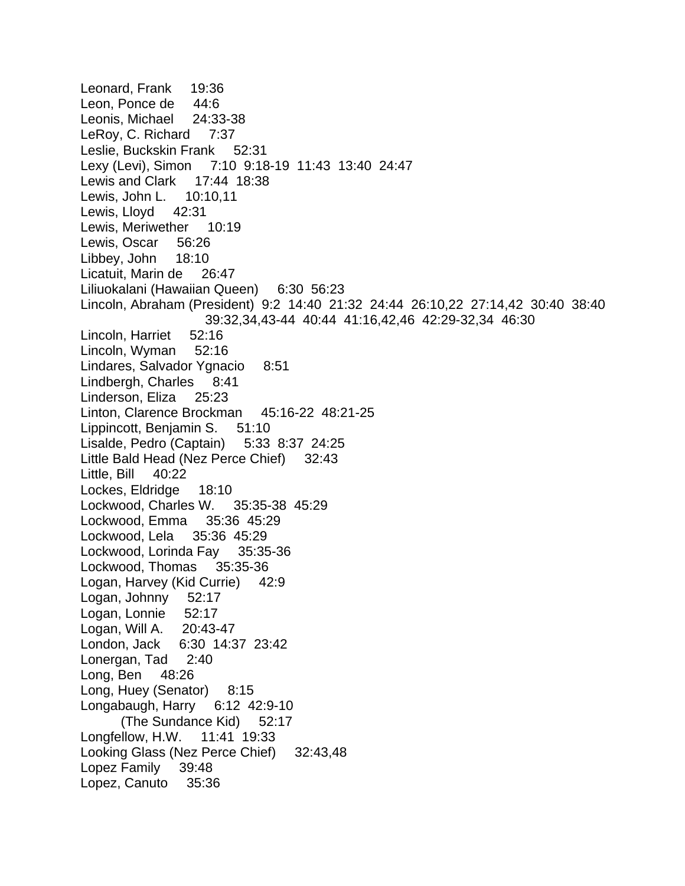Leonard, Frank 19:36
Leon, Ponce de 44:6
Leonis, Michael 24:33-38
LeRoy, C. Richard 7:37
Leslie, Buckskin Frank 52:31
Lexy (Levi), Simon 7:10 9:18-19 11:43 13:40 24:47
Lewis and Clark 17:44 18:38
Lewis, John L. 10:10,11
Lewis, Lloyd 42:31
Lewis, Meriwether 10:19
Lewis, Oscar 56:26
Libbey, John 18:10
Licatuit, Marin de 26:47
Liliuokalani (Hawaiian Queen) 6:30 56:23
Lincoln, Abraham (President) 9:2 14:40 21:32 24:44 26:10,22 27:14,42 30:40 38:40
    39:32,34,43-44 40:44 41:16,42,46 42:29-32,34 46:30
Lincoln, Harriet 52:16
Lincoln, Wyman 52:16
Lindares, Salvador Ygnacio 8:51
Lindbergh, Charles 8:41
Linderson, Eliza 25:23
Linton, Clarence Brockman 45:16-22 48:21-25
Lippincott, Benjamin S. 51:10
Lisalde, Pedro (Captain) 5:33 8:37 24:25
Little Bald Head (Nez Perce Chief) 32:43
Little, Bill 40:22
Lockes, Eldridge 18:10
Lockwood, Charles W. 35:35-38 45:29
Lockwood, Emma 35:36 45:29
Lockwood, Lela 35:36 45:29
Lockwood, Lorinda Fay 35:35-36
Lockwood, Thomas 35:35-36
Logan, Harvey (Kid Currie) 42:9
Logan, Johnny 52:17
Logan, Lonnie 52:17
Logan, Will A. 20:43-47
London, Jack 6:30 14:37 23:42
Lonergan, Tad 2:40
Long, Ben 48:26
Long, Huey (Senator) 8:15
Longabaugh, Harry 6:12 42:9-10
    (The Sundance Kid) 52:17
Longfellow, H.W. 11:41 19:33
Looking Glass (Nez Perce Chief) 32:43,48
Lopez Family 39:48
Lopez, Canuto 35:36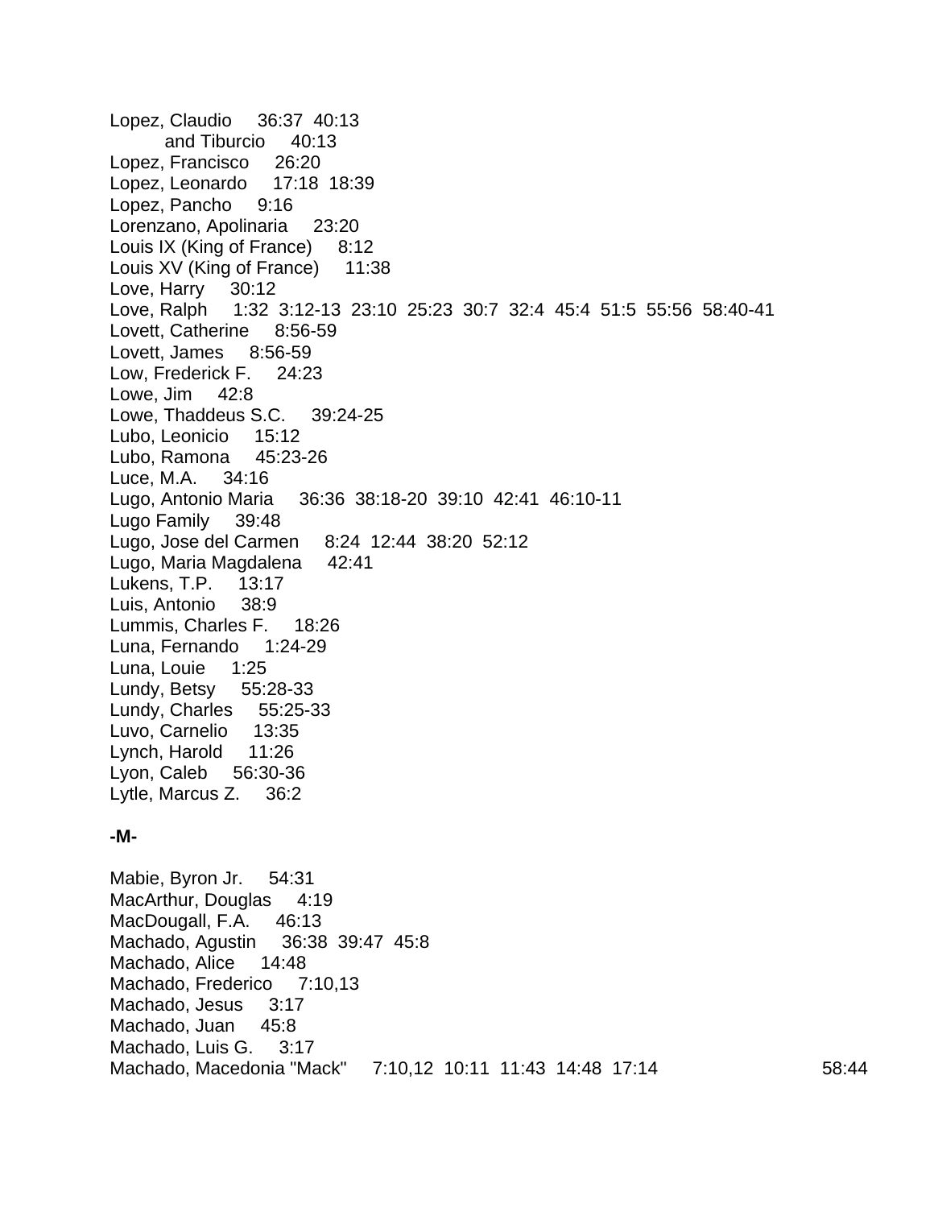Lopez, Claudio 36:37 40:13
    and Tiburcio 40:13
Lopez, Francisco 26:20
Lopez, Leonardo 17:18 18:39
Lopez, Pancho 9:16
Lorenzano, Apolinaria 23:20
Louis IX (King of France) 8:12
Louis XV (King of France) 11:38
Love, Harry 30:12
Love, Ralph 1:32 3:12-13 23:10 25:23 30:7 32:4 45:4 51:5 55:56 58:40-41
Lovett, Catherine 8:56-59
Lovett, James 8:56-59
Low, Frederick F. 24:23
Lowe, Jim 42:8
Lowe, Thaddeus S.C. 39:24-25
Lubo, Leonicio 15:12
Lubo, Ramona 45:23-26
Luce, M.A. 34:16
Lugo, Antonio Maria 36:36 38:18-20 39:10 42:41 46:10-11
Lugo Family 39:48
Lugo, Jose del Carmen 8:24 12:44 38:20 52:12
Lugo, Maria Magdalena 42:41
Lukens, T.P. 13:17
Luis, Antonio 38:9
Lummis, Charles F. 18:26
Luna, Fernando 1:24-29
Luna, Louie 1:25
Lundy, Betsy 55:28-33
Lundy, Charles 55:25-33
Luvo, Carnelio 13:35
Lynch, Harold 11:26
Lyon, Caleb 56:30-36
Lytle, Marcus Z. 36:2

**-M-**

Mabie, Byron Jr. 54:31
MacArthur, Douglas 4:19
MacDougall, F.A. 46:13
Machado, Agustin 36:38 39:47 45:8
Machado, Alice 14:48
Machado, Frederico 7:10,13
Machado, Jesus 3:17
Machado, Juan 45:8
Machado, Luis G. 3:17
Machado, Macedonia "Mack" 7:10,12 10:11 11:43 14:48 17:14 58:44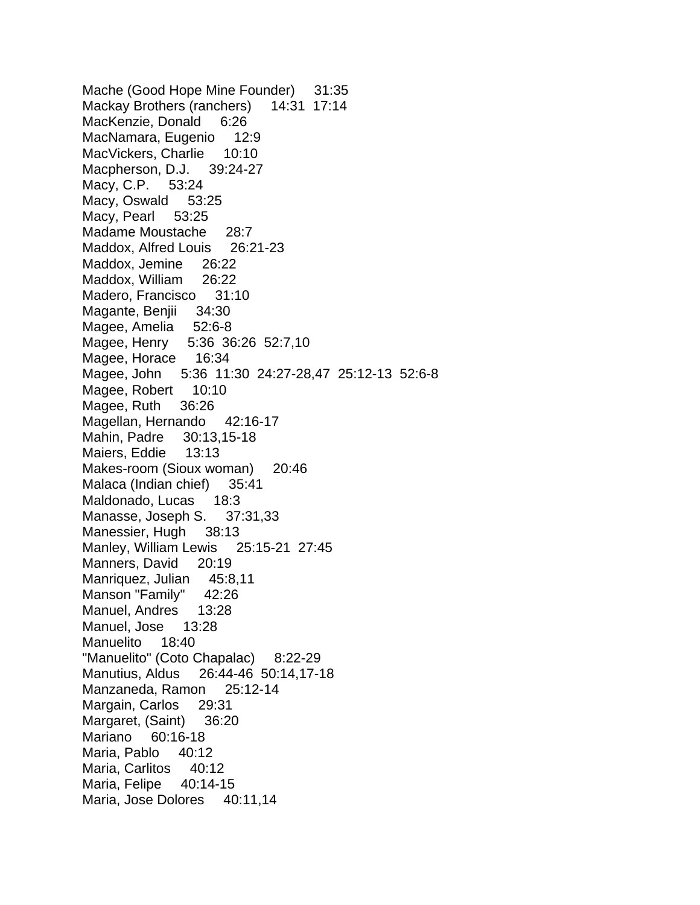Mache (Good Hope Mine Founder) 31:35
Mackay Brothers (ranchers) 14:31 17:14
MacKenzie, Donald 6:26
MacNamara, Eugenio 12:9
MacVickers, Charlie 10:10
Macpherson, D.J. 39:24-27
Macy, C.P. 53:24
Macy, Oswald 53:25
Macy, Pearl 53:25
Madame Moustache 28:7
Maddox, Alfred Louis 26:21-23
Maddox, Jemine 26:22
Maddox, William 26:22
Madero, Francisco 31:10
Magante, Benjii 34:30
Magee, Amelia 52:6-8
Magee, Henry 5:36 36:26 52:7,10
Magee, Horace 16:34
Magee, John 5:36 11:30 24:27-28,47 25:12-13 52:6-8
Magee, Robert 10:10
Magee, Ruth 36:26
Magellan, Hernando 42:16-17
Mahin, Padre 30:13,15-18
Maiers, Eddie 13:13
Makes-room (Sioux woman) 20:46
Malaca (Indian chief) 35:41
Maldonado, Lucas 18:3
Manasse, Joseph S. 37:31,33
Manessier, Hugh 38:13
Manley, William Lewis 25:15-21 27:45
Manners, David 20:19
Manriquez, Julian 45:8,11
Manson "Family" 42:26
Manuel, Andres 13:28
Manuel, Jose 13:28
Manuelito 18:40
"Manuelito" (Coto Chapalac) 8:22-29
Manutius, Aldus 26:44-46 50:14,17-18
Manzaneda, Ramon 25:12-14
Margain, Carlos 29:31
Margaret, (Saint) 36:20
Mariano 60:16-18
Maria, Pablo 40:12
Maria, Carlitos 40:12
Maria, Felipe 40:14-15
Maria, Jose Dolores 40:11,14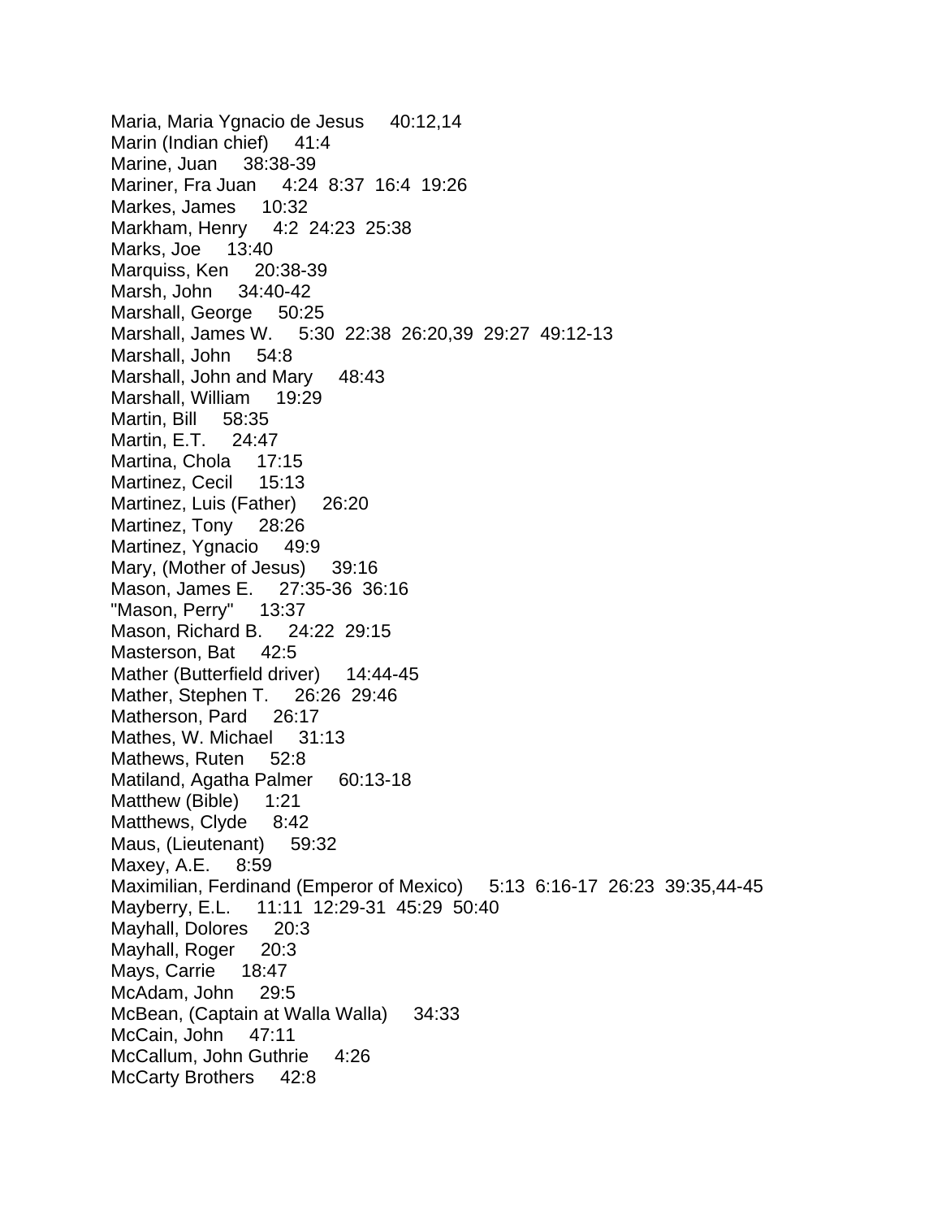Maria, Maria Ygnacio de Jesus 40:12,14
Marin (Indian chief) 41:4
Marine, Juan 38:38-39
Mariner, Fra Juan 4:24 8:37 16:4 19:26
Markes, James 10:32
Markham, Henry 4:2 24:23 25:38
Marks, Joe 13:40
Marquiss, Ken 20:38-39
Marsh, John 34:40-42
Marshall, George 50:25
Marshall, James W. 5:30 22:38 26:20,39 29:27 49:12-13
Marshall, John 54:8
Marshall, John and Mary 48:43
Marshall, William 19:29
Martin, Bill 58:35
Martin, E.T. 24:47
Martina, Chola 17:15
Martinez, Cecil 15:13
Martinez, Luis (Father) 26:20
Martinez, Tony 28:26
Martinez, Ygnacio 49:9
Mary, (Mother of Jesus) 39:16
Mason, James E. 27:35-36 36:16
"Mason, Perry" 13:37
Mason, Richard B. 24:22 29:15
Masterson, Bat 42:5
Mather (Butterfield driver) 14:44-45
Mather, Stephen T. 26:26 29:46
Matherson, Pard 26:17
Mathes, W. Michael 31:13
Mathews, Ruten 52:8
Matiland, Agatha Palmer 60:13-18
Matthew (Bible) 1:21
Matthews, Clyde 8:42
Maus, (Lieutenant) 59:32
Maxey, A.E. 8:59
Maximilian, Ferdinand (Emperor of Mexico) 5:13 6:16-17 26:23 39:35,44-45
Mayberry, E.L. 11:11 12:29-31 45:29 50:40
Mayhall, Dolores 20:3
Mayhall, Roger 20:3
Mays, Carrie 18:47
McAdam, John 29:5
McBean, (Captain at Walla Walla) 34:33
McCain, John 47:11
McCallum, John Guthrie 4:26
McCarty Brothers 42:8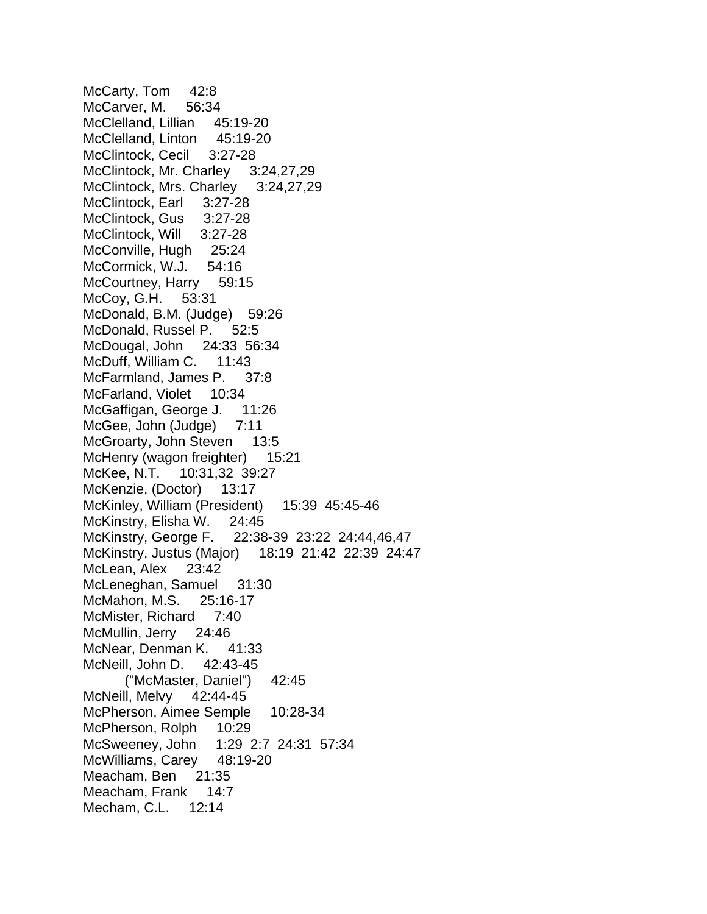McCarty, Tom 42:8
McCarver, M. 56:34
McClelland, Lillian 45:19-20
McClelland, Linton 45:19-20
McClintock, Cecil 3:27-28
McClintock, Mr. Charley 3:24,27,29
McClintock, Mrs. Charley 3:24,27,29
McClintock, Earl 3:27-28
McClintock, Gus 3:27-28
McClintock, Will 3:27-28
McConville, Hugh 25:24
McCormick, W.J. 54:16
McCourtney, Harry 59:15
McCoy, G.H. 53:31
McDonald, B.M. (Judge) 59:26
McDonald, Russel P. 52:5
McDougal, John 24:33 56:34
McDuff, William C. 11:43
McFarmland, James P. 37:8
McFarland, Violet 10:34
McGaffigan, George J. 11:26
McGee, John (Judge) 7:11
McGroarty, John Steven 13:5
McHenry (wagon freighter) 15:21
McKee, N.T. 10:31,32 39:27
McKenzie, (Doctor) 13:17
McKinley, William (President) 15:39 45:45-46
McKinstry, Elisha W. 24:45
McKinstry, George F. 22:38-39 23:22 24:44,46,47
McKinstry, Justus (Major) 18:19 21:42 22:39 24:47
McLean, Alex 23:42
McLeneghan, Samuel 31:30
McMahon, M.S. 25:16-17
McMister, Richard 7:40
McMullin, Jerry 24:46
McNear, Denman K. 41:33
McNeill, John D. 42:43-45
    ("McMaster, Daniel") 42:45
McNeill, Melvy 42:44-45
McPherson, Aimee Semple 10:28-34
McPherson, Rolph 10:29
McSweeney, John 1:29 2:7 24:31 57:34
McWilliams, Carey 48:19-20
Meacham, Ben 21:35
Meacham, Frank 14:7
Mecham, C.L. 12:14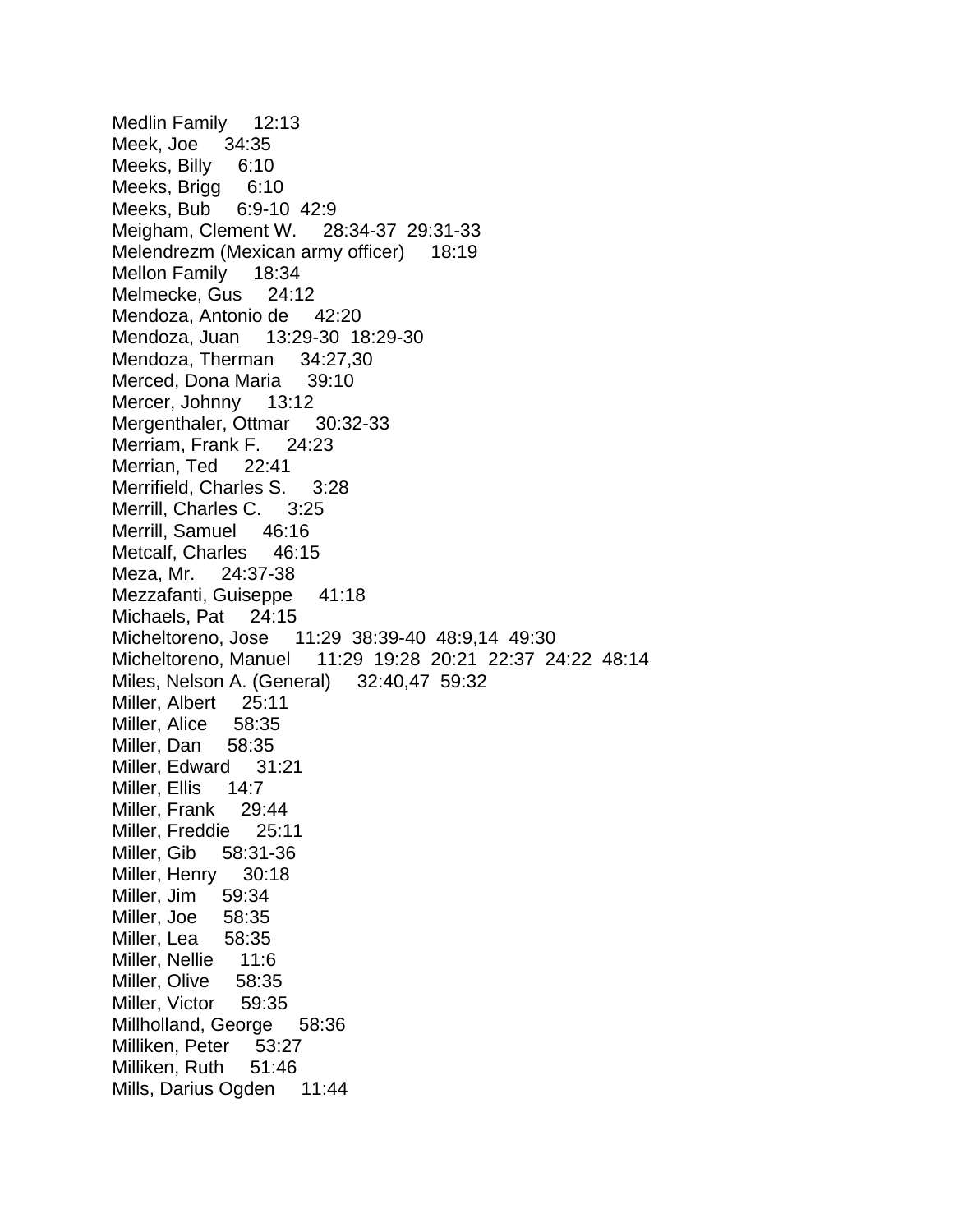Medlin Family 12:13
Meek, Joe 34:35
Meeks, Billy 6:10
Meeks, Brigg 6:10
Meeks, Bub 6:9-10 42:9
Meigham, Clement W. 28:34-37 29:31-33
Melendrezm (Mexican army officer) 18:19
Mellon Family 18:34
Melmecke, Gus 24:12
Mendoza, Antonio de 42:20
Mendoza, Juan 13:29-30 18:29-30
Mendoza, Therman 34:27,30
Merced, Dona Maria 39:10
Mercer, Johnny 13:12
Mergenthaler, Ottmar 30:32-33
Merriam, Frank F. 24:23
Merrian, Ted 22:41
Merrifield, Charles S. 3:28
Merrill, Charles C. 3:25
Merrill, Samuel 46:16
Metcalf, Charles 46:15
Meza, Mr. 24:37-38
Mezzafanti, Guiseppe 41:18
Michaels, Pat 24:15
Micheltoreno, Jose 11:29 38:39-40 48:9,14 49:30
Micheltoreno, Manuel 11:29 19:28 20:21 22:37 24:22 48:14
Miles, Nelson A. (General) 32:40,47 59:32
Miller, Albert 25:11
Miller, Alice 58:35
Miller, Dan 58:35
Miller, Edward 31:21
Miller, Ellis 14:7
Miller, Frank 29:44
Miller, Freddie 25:11
Miller, Gib 58:31-36
Miller, Henry 30:18
Miller, Jim 59:34
Miller, Joe 58:35
Miller, Lea 58:35
Miller, Nellie 11:6
Miller, Olive 58:35
Miller, Victor 59:35
Millholland, George 58:36
Milliken, Peter 53:27
Milliken, Ruth 51:46
Mills, Darius Ogden 11:44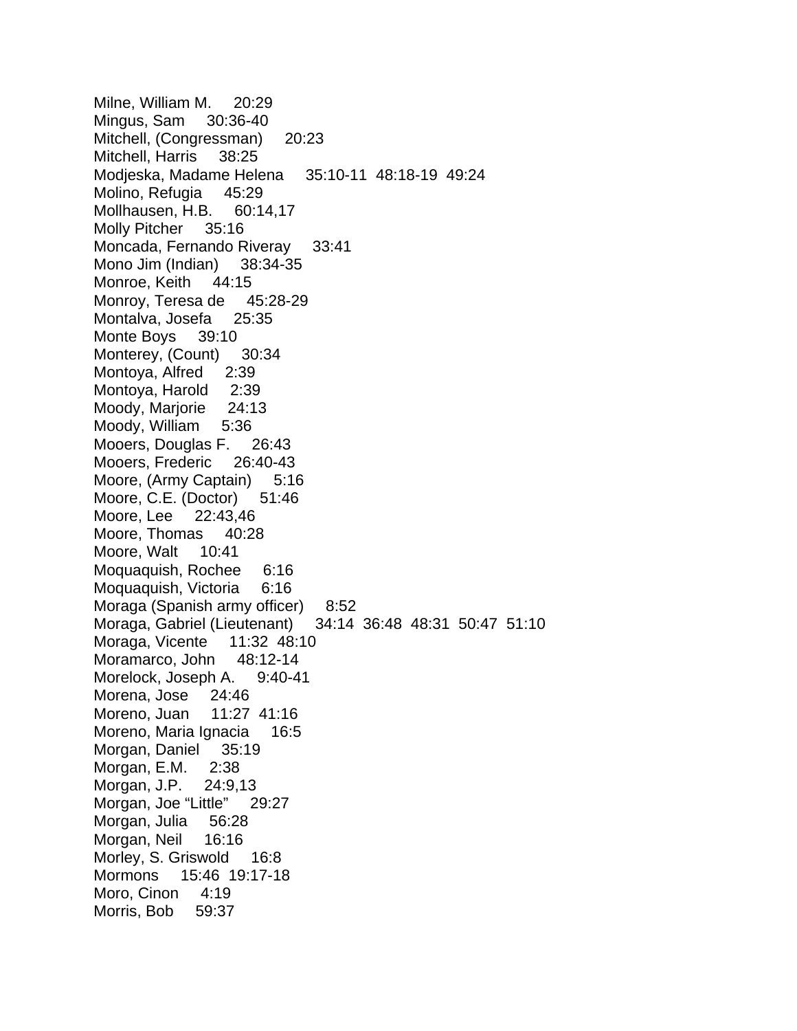Milne, William M.  20:29
Mingus, Sam  30:36-40
Mitchell, (Congressman)  20:23
Mitchell, Harris  38:25
Modjeska, Madame Helena  35:10-11  48:18-19  49:24
Molino, Refugia  45:29
Mollhausen, H.B.  60:14,17
Molly Pitcher  35:16
Moncada, Fernando Riveray  33:41
Mono Jim (Indian)  38:34-35
Monroe, Keith  44:15
Monroy, Teresa de  45:28-29
Montalva, Josefa  25:35
Monte Boys  39:10
Monterey, (Count)  30:34
Montoya, Alfred  2:39
Montoya, Harold  2:39
Moody, Marjorie  24:13
Moody, William  5:36
Mooers, Douglas F.  26:43
Mooers, Frederic  26:40-43
Moore, (Army Captain)  5:16
Moore, C.E. (Doctor)  51:46
Moore, Lee  22:43,46
Moore, Thomas  40:28
Moore, Walt  10:41
Moquaquish, Rochee  6:16
Moquaquish, Victoria  6:16
Moraga (Spanish army officer)  8:52
Moraga, Gabriel (Lieutenant)  34:14  36:48  48:31  50:47  51:10
Moraga, Vicente  11:32  48:10
Moramarco, John  48:12-14
Morelock, Joseph A.  9:40-41
Morena, Jose  24:46
Moreno, Juan  11:27  41:16
Moreno, Maria Ignacia  16:5
Morgan, Daniel  35:19
Morgan, E.M.  2:38
Morgan, J.P.  24:9,13
Morgan, Joe “Little”  29:27
Morgan, Julia  56:28
Morgan, Neil  16:16
Morley, S. Griswold  16:8
Mormons  15:46  19:17-18
Moro, Cinon  4:19
Morris, Bob  59:37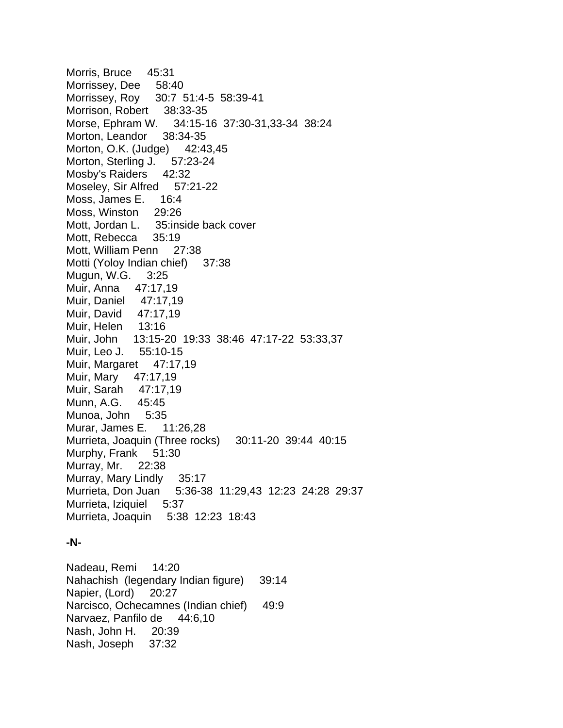Morris, Bruce 45:31
Morrissey, Dee 58:40
Morrissey, Roy 30:7 51:4-5 58:39-41
Morrison, Robert 38:33-35
Morse, Ephram W. 34:15-16 37:30-31,33-34 38:24
Morton, Leandor 38:34-35
Morton, O.K. (Judge) 42:43,45
Morton, Sterling J. 57:23-24
Mosby's Raiders 42:32
Moseley, Sir Alfred 57:21-22
Moss, James E. 16:4
Moss, Winston 29:26
Mott, Jordan L. 35:inside back cover
Mott, Rebecca 35:19
Mott, William Penn 27:38
Motti (Yoloy Indian chief) 37:38
Mugun, W.G. 3:25
Muir, Anna 47:17,19
Muir, Daniel 47:17,19
Muir, David 47:17,19
Muir, Helen 13:16
Muir, John 13:15-20 19:33 38:46 47:17-22 53:33,37
Muir, Leo J. 55:10-15
Muir, Margaret 47:17,19
Muir, Mary 47:17,19
Muir, Sarah 47:17,19
Munn, A.G. 45:45
Munoa, John 5:35
Murar, James E. 11:26,28
Murrieta, Joaquin (Three rocks) 30:11-20 39:44 40:15
Murphy, Frank 51:30
Murray, Mr. 22:38
Murray, Mary Lindly 35:17
Murrieta, Don Juan 5:36-38 11:29,43 12:23 24:28 29:37
Murrieta, Iziquiel 5:37
Murrieta, Joaquin 5:38 12:23 18:43

**-N-**

Nadeau, Remi 14:20
Nahachish (legendary Indian figure) 39:14
Napier, (Lord) 20:27
Narcisco, Ochecamnes (Indian chief) 49:9
Narvaez, Panfilo de 44:6,10
Nash, John H. 20:39
Nash, Joseph 37:32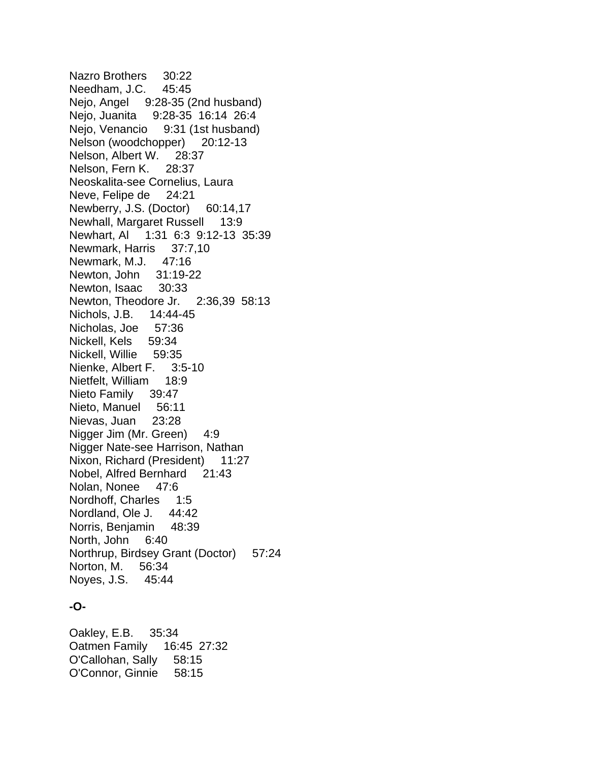Nazro Brothers 30:22
Needham, J.C. 45:45
Nejo, Angel 9:28-35 (2nd husband)
Nejo, Juanita 9:28-35 16:14 26:4
Nejo, Venancio 9:31 (1st husband)
Nelson (woodchopper) 20:12-13
Nelson, Albert W. 28:37
Nelson, Fern K. 28:37
Neoskalita-see Cornelius, Laura
Neve, Felipe de 24:21
Newberry, J.S. (Doctor) 60:14,17
Newhall, Margaret Russell 13:9
Newhart, Al 1:31 6:3 9:12-13 35:39
Newmark, Harris 37:7,10
Newmark, M.J. 47:16
Newton, John 31:19-22
Newton, Isaac 30:33
Newton, Theodore Jr. 2:36,39 58:13
Nichols, J.B. 14:44-45
Nicholas, Joe 57:36
Nickell, Kels 59:34
Nickell, Willie 59:35
Nienke, Albert F. 3:5-10
Nietfelt, William 18:9
Nieto Family 39:47
Nieto, Manuel 56:11
Nievas, Juan 23:28
Nigger Jim (Mr. Green) 4:9
Nigger Nate-see Harrison, Nathan
Nixon, Richard (President) 11:27
Nobel, Alfred Bernhard 21:43
Nolan, Nonee 47:6
Nordhoff, Charles 1:5
Nordland, Ole J. 44:42
Norris, Benjamin 48:39
North, John 6:40
Northrup, Birdsey Grant (Doctor) 57:24
Norton, M. 56:34
Noyes, J.S. 45:44

**-O-**

Oakley, E.B. 35:34
Oatmen Family 16:45 27:32
O'Callohan, Sally 58:15
O'Connor, Ginnie 58:15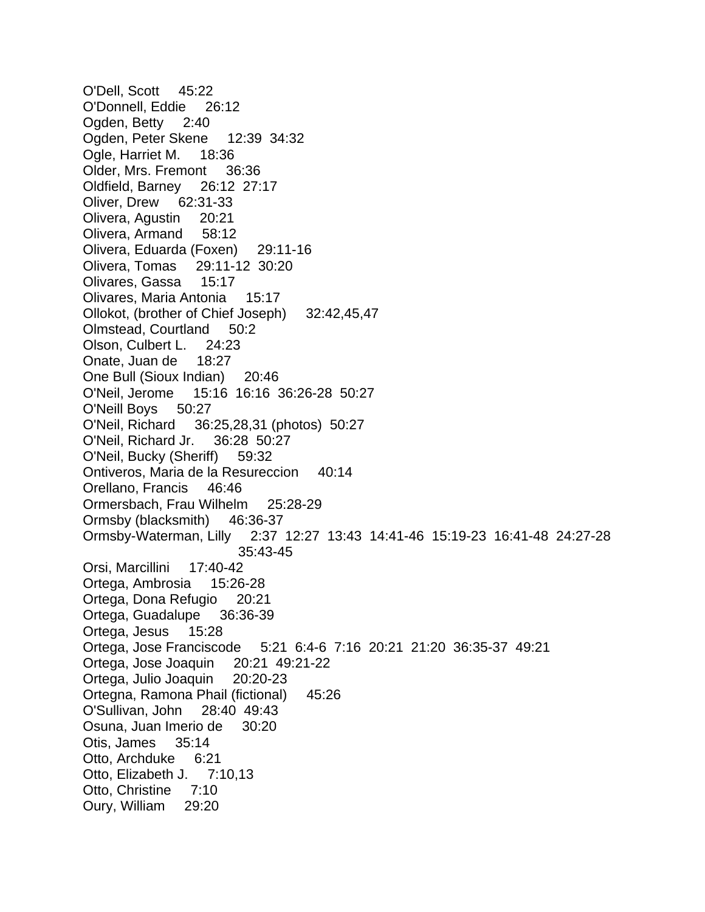O'Dell, Scott 45:22
O'Donnell, Eddie 26:12
Ogden, Betty 2:40
Ogden, Peter Skene 12:39 34:32
Ogle, Harriet M. 18:36
Older, Mrs. Fremont 36:36
Oldfield, Barney 26:12 27:17
Oliver, Drew 62:31-33
Olivera, Agustin 20:21
Olivera, Armand 58:12
Olivera, Eduarda (Foxen) 29:11-16
Olivera, Tomas 29:11-12 30:20
Olivares, Gassa 15:17
Olivares, Maria Antonia 15:17
Ollokot, (brother of Chief Joseph) 32:42,45,47
Olmstead, Courtland 50:2
Olson, Culbert L. 24:23
Onate, Juan de 18:27
One Bull (Sioux Indian) 20:46
O'Neil, Jerome 15:16 16:16 36:26-28 50:27
O'Neill Boys 50:27
O'Neil, Richard 36:25,28,31 (photos) 50:27
O'Neil, Richard Jr. 36:28 50:27
O'Neil, Bucky (Sheriff) 59:32
Ontiveros, Maria de la Resureccion 40:14
Orellano, Francis 46:46
Ormersbach, Frau Wilhelm 25:28-29
Ormsby (blacksmith) 46:36-37
Ormsby-Waterman, Lilly 2:37 12:27 13:43 14:41-46 15:19-23 16:41-48 24:27-28 35:43-45
Orsi, Marcillini 17:40-42
Ortega, Ambrosia 15:26-28
Ortega, Dona Refugio 20:21
Ortega, Guadalupe 36:36-39
Ortega, Jesus 15:28
Ortega, Jose Franciscode 5:21 6:4-6 7:16 20:21 21:20 36:35-37 49:21
Ortega, Jose Joaquin 20:21 49:21-22
Ortega, Julio Joaquin 20:20-23
Ortegna, Ramona Phail (fictional) 45:26
O'Sullivan, John 28:40 49:43
Osuna, Juan Imerio de 30:20
Otis, James 35:14
Otto, Archduke 6:21
Otto, Elizabeth J. 7:10,13
Otto, Christine 7:10
Oury, William 29:20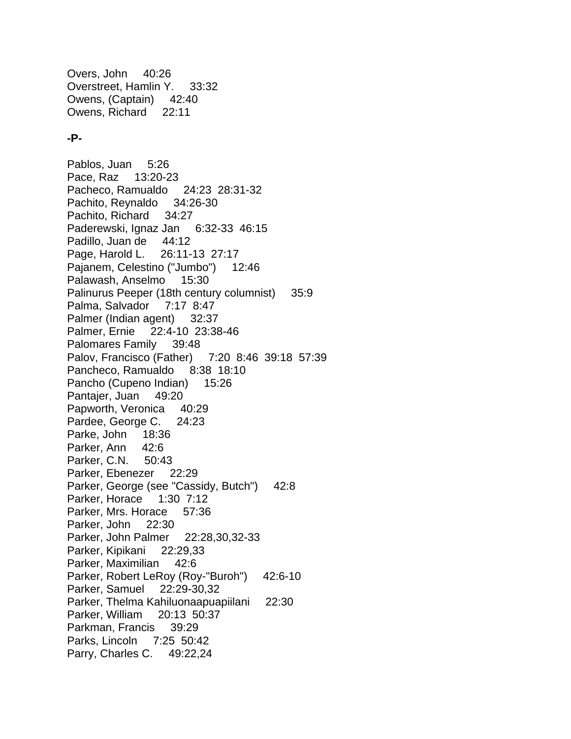Overs, John 40:26
Overstreet, Hamlin Y. 33:32
Owens, (Captain) 42:40
Owens, Richard 22:11

**-P-**

Pablos, Juan 5:26
Pace, Raz 13:20-23
Pacheco, Ramualdo 24:23 28:31-32
Pachito, Reynaldo 34:26-30
Pachito, Richard 34:27
Paderewski, Ignaz Jan 6:32-33 46:15
Padillo, Juan de 44:12
Page, Harold L. 26:11-13 27:17
Pajanem, Celestino ("Jumbo") 12:46
Palawash, Anselmo 15:30
Palinurus Peeper (18th century columnist) 35:9
Palma, Salvador 7:17 8:47
Palmer (Indian agent) 32:37
Palmer, Ernie 22:4-10 23:38-46
Palomares Family 39:48
Palov, Francisco (Father) 7:20 8:46 39:18 57:39
Pancheco, Ramualdo 8:38 18:10
Pancho (Cupeno Indian) 15:26
Pantajer, Juan 49:20
Papworth, Veronica 40:29
Pardee, George C. 24:23
Parke, John 18:36
Parker, Ann 42:6
Parker, C.N. 50:43
Parker, Ebenezer 22:29
Parker, George (see "Cassidy, Butch") 42:8
Parker, Horace 1:30 7:12
Parker, Mrs. Horace 57:36
Parker, John 22:30
Parker, John Palmer 22:28,30,32-33
Parker, Kipikani 22:29,33
Parker, Maximilian 42:6
Parker, Robert LeRoy (Roy-"Buroh") 42:6-10
Parker, Samuel 22:29-30,32
Parker, Thelma Kahiluonaapuapiilani 22:30
Parker, William 20:13 50:37
Parkman, Francis 39:29
Parks, Lincoln 7:25 50:42
Parry, Charles C. 49:22,24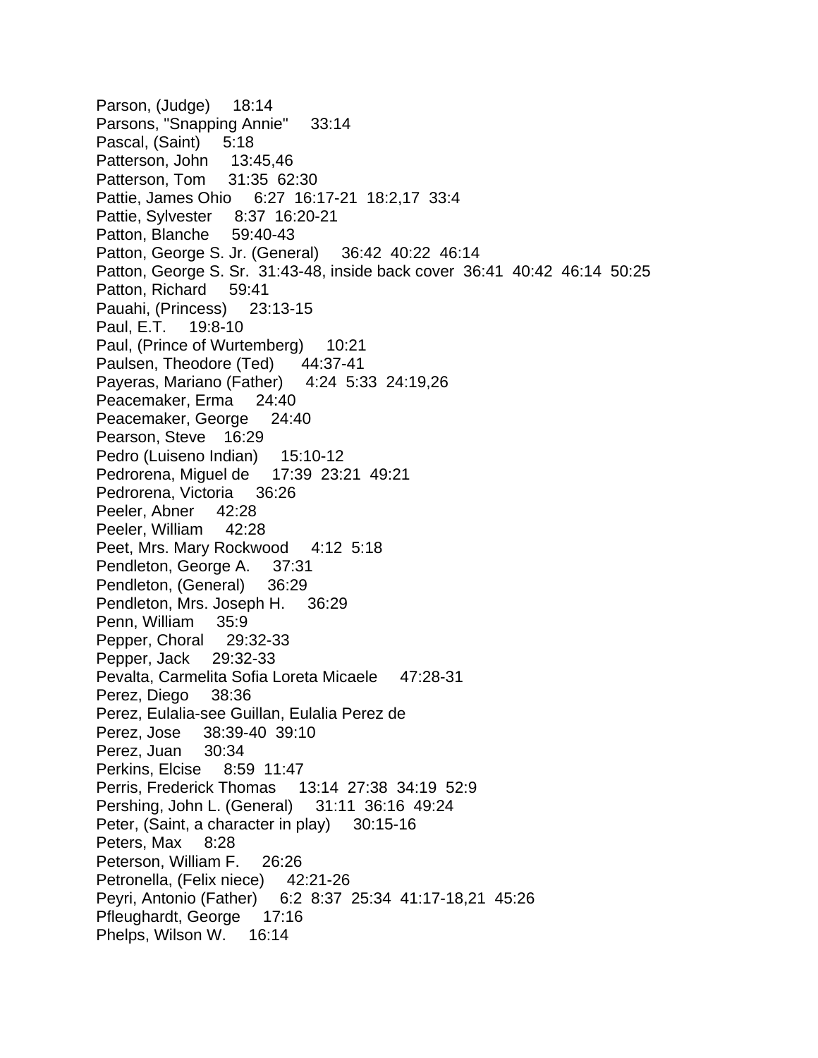Parson, (Judge) 18:14
Parsons, "Snapping Annie" 33:14
Pascal, (Saint) 5:18
Patterson, John 13:45,46
Patterson, Tom 31:35 62:30
Pattie, James Ohio 6:27 16:17-21 18:2,17 33:4
Pattie, Sylvester 8:37 16:20-21
Patton, Blanche 59:40-43
Patton, George S. Jr. (General) 36:42 40:22 46:14
Patton, George S. Sr. 31:43-48, inside back cover 36:41 40:42 46:14 50:25
Patton, Richard 59:41
Pauahi, (Princess) 23:13-15
Paul, E.T. 19:8-10
Paul, (Prince of Wurtemberg) 10:21
Paulsen, Theodore (Ted) 44:37-41
Payeras, Mariano (Father) 4:24 5:33 24:19,26
Peacemaker, Erma 24:40
Peacemaker, George 24:40
Pearson, Steve 16:29
Pedro (Luiseno Indian) 15:10-12
Pedrorena, Miguel de 17:39 23:21 49:21
Pedrorena, Victoria 36:26
Peeler, Abner 42:28
Peeler, William 42:28
Peet, Mrs. Mary Rockwood 4:12 5:18
Pendleton, George A. 37:31
Pendleton, (General) 36:29
Pendleton, Mrs. Joseph H. 36:29
Penn, William 35:9
Pepper, Choral 29:32-33
Pepper, Jack 29:32-33
Pevalta, Carmelita Sofia Loreta Micaele 47:28-31
Perez, Diego 38:36
Perez, Eulalia-see Guillan, Eulalia Perez de
Perez, Jose 38:39-40 39:10
Perez, Juan 30:34
Perkins, Elcise 8:59 11:47
Perris, Frederick Thomas 13:14 27:38 34:19 52:9
Pershing, John L. (General) 31:11 36:16 49:24
Peter, (Saint, a character in play) 30:15-16
Peters, Max 8:28
Peterson, William F. 26:26
Petronella, (Felix niece) 42:21-26
Peyri, Antonio (Father) 6:2 8:37 25:34 41:17-18,21 45:26
Pfleughardt, George 17:16
Phelps, Wilson W. 16:14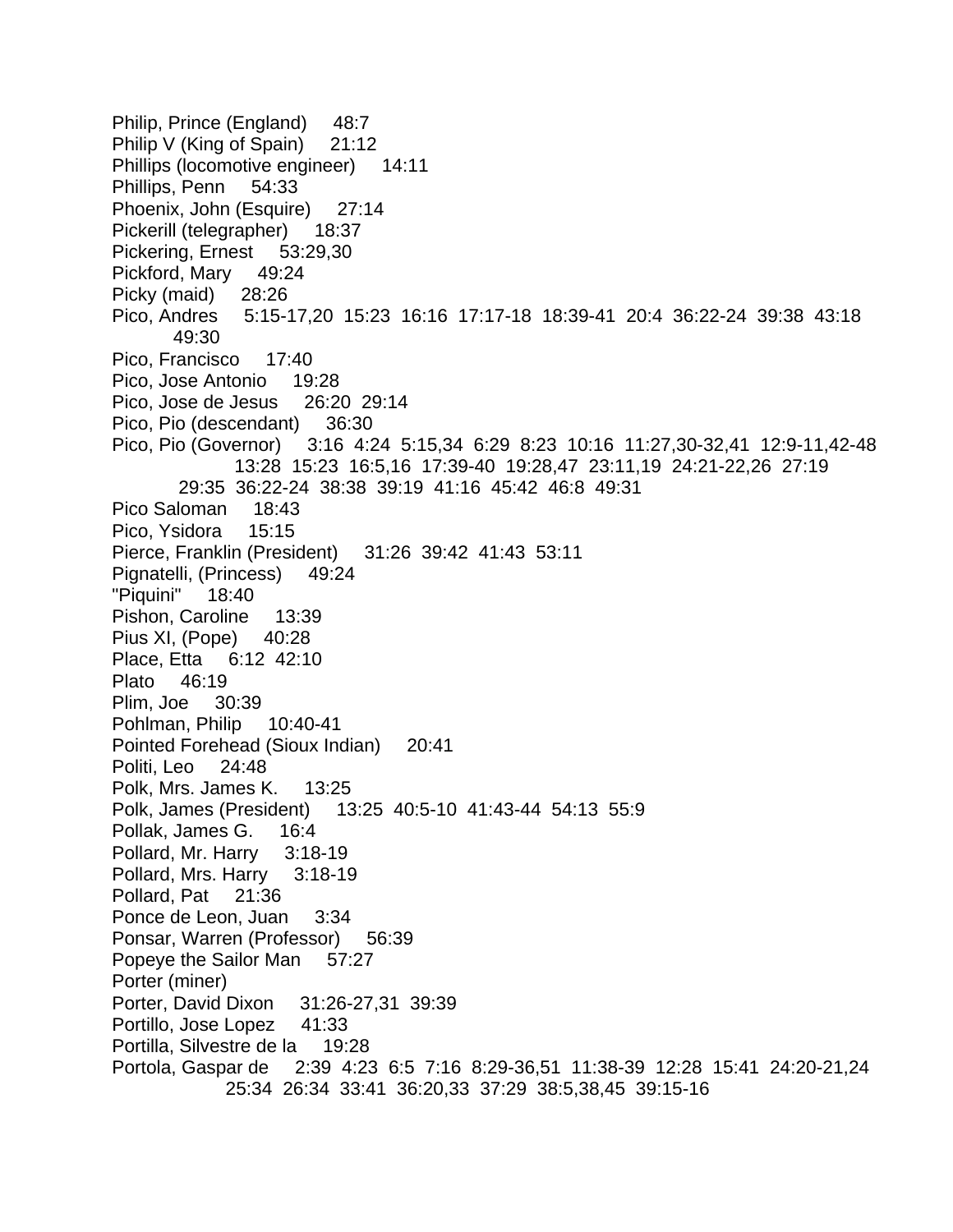Philip, Prince (England)     48:7
Philip V (King of Spain)     21:12
Phillips (locomotive engineer)     14:11
Phillips, Penn     54:33
Phoenix, John (Esquire)     27:14
Pickerill (telegrapher)     18:37
Pickering, Ernest     53:29,30
Pickford, Mary     49:24
Picky (maid)     28:26
Pico, Andres     5:15-17,20  15:23  16:16  17:17-18  18:39-41  20:4  36:22-24  39:38  43:18  49:30
Pico, Francisco     17:40
Pico, Jose Antonio     19:28
Pico, Jose de Jesus     26:20  29:14
Pico, Pio (descendant)     36:30
Pico, Pio (Governor)     3:16  4:24  5:15,34  6:29  8:23  10:16  11:27,30-32,41  12:9-11,42-48  13:28  15:23  16:5,16  17:39-40  19:28,47  23:11,19  24:21-22,26  27:19  29:35  36:22-24  38:38  39:19  41:16  45:42  46:8  49:31
Pico Saloman     18:43
Pico, Ysidora     15:15
Pierce, Franklin (President)     31:26  39:42  41:43  53:11
Pignatelli, (Princess)     49:24
"Piquini"     18:40
Pishon, Caroline     13:39
Pius XI, (Pope)     40:28
Place, Etta     6:12  42:10
Plato     46:19
Plim, Joe     30:39
Pohlman, Philip     10:40-41
Pointed Forehead (Sioux Indian)     20:41
Politi, Leo     24:48
Polk, Mrs. James K.     13:25
Polk, James (President)     13:25  40:5-10  41:43-44  54:13  55:9
Pollak, James G.     16:4
Pollard, Mr. Harry     3:18-19
Pollard, Mrs. Harry     3:18-19
Pollard, Pat     21:36
Ponce de Leon, Juan     3:34
Ponsar, Warren (Professor)     56:39
Popeye the Sailor Man     57:27
Porter (miner)
Porter, David Dixon     31:26-27,31  39:39
Portillo, Jose Lopez     41:33
Portilla, Silvestre de la     19:28
Portola, Gaspar de     2:39  4:23  6:5  7:16  8:29-36,51  11:38-39  12:28  15:41  24:20-21,24  25:34  26:34  33:41  36:20,33  37:29  38:5,38,45  39:15-16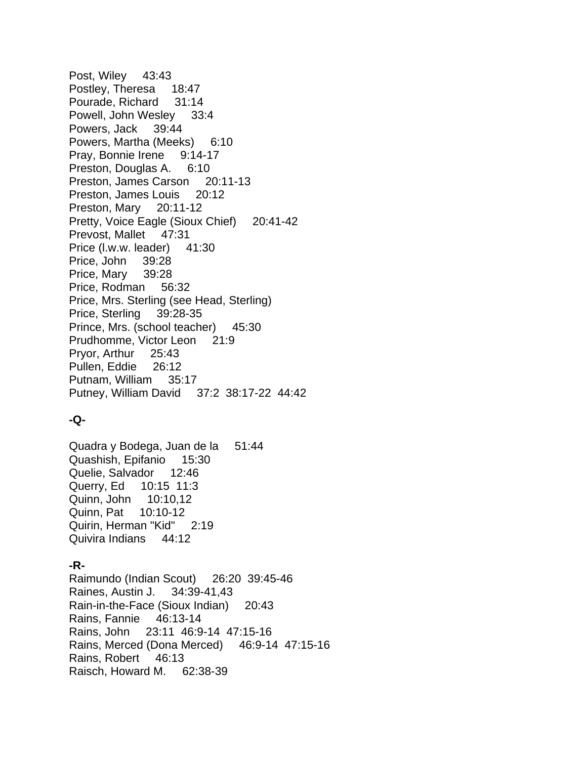Post, Wiley 43:43
Postley, Theresa 18:47
Pourade, Richard 31:14
Powell, John Wesley 33:4
Powers, Jack 39:44
Powers, Martha (Meeks) 6:10
Pray, Bonnie Irene 9:14-17
Preston, Douglas A. 6:10
Preston, James Carson 20:11-13
Preston, James Louis 20:12
Preston, Mary 20:11-12
Pretty, Voice Eagle (Sioux Chief) 20:41-42
Prevost, Mallet 47:31
Price (I.w.w. leader) 41:30
Price, John 39:28
Price, Mary 39:28
Price, Rodman 56:32
Price, Mrs. Sterling (see Head, Sterling)
Price, Sterling 39:28-35
Prince, Mrs. (school teacher) 45:30
Prudhomme, Victor Leon 21:9
Pryor, Arthur 25:43
Pullen, Eddie 26:12
Putnam, William 35:17
Putney, William David 37:2 38:17-22 44:42

**-Q-**

Quadra y Bodega, Juan de la 51:44
Quashish, Epifanio 15:30
Quelie, Salvador 12:46
Querry, Ed 10:15 11:3
Quinn, John 10:10,12
Quinn, Pat 10:10-12
Quirin, Herman "Kid" 2:19
Quivira Indians 44:12

**-R-**

Raimundo (Indian Scout) 26:20 39:45-46
Raines, Austin J. 34:39-41,43
Rain-in-the-Face (Sioux Indian) 20:43
Rains, Fannie 46:13-14
Rains, John 23:11 46:9-14 47:15-16
Rains, Merced (Dona Merced) 46:9-14 47:15-16
Rains, Robert 46:13
Raisch, Howard M. 62:38-39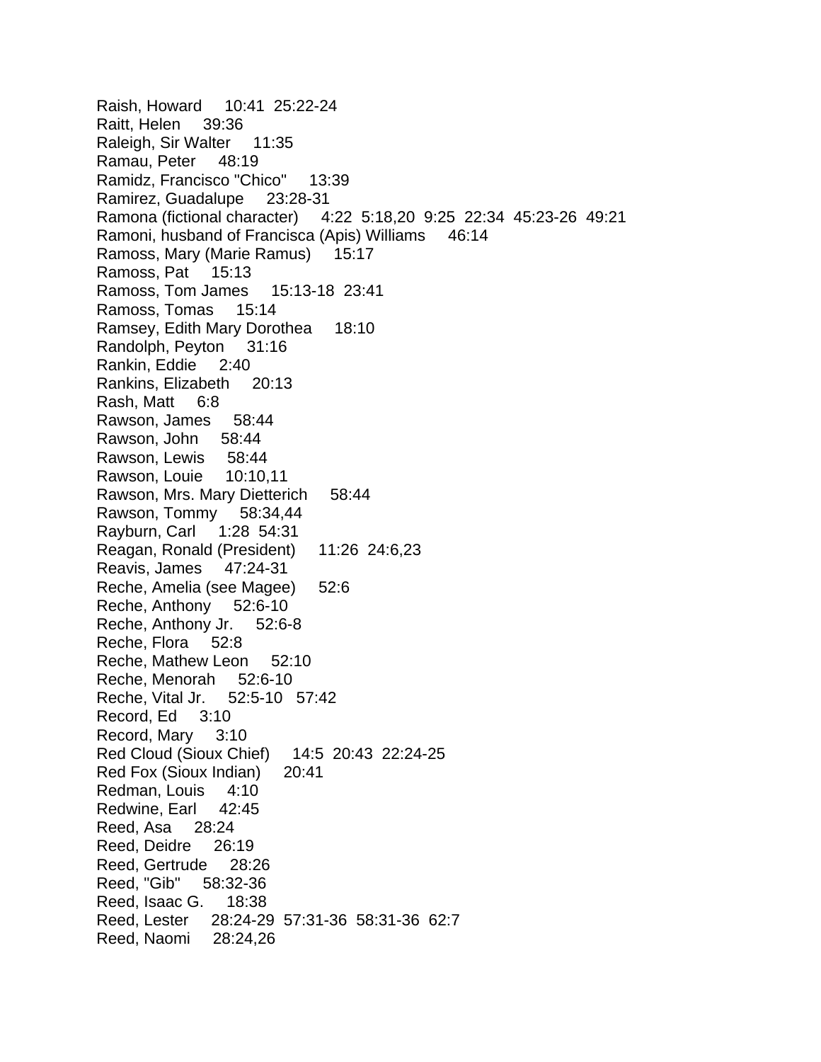Raish, Howard 10:41 25:22-24
Raitt, Helen 39:36
Raleigh, Sir Walter 11:35
Ramau, Peter 48:19
Ramidz, Francisco "Chico" 13:39
Ramirez, Guadalupe 23:28-31
Ramona (fictional character) 4:22 5:18,20 9:25 22:34 45:23-26 49:21
Ramoni, husband of Francisca (Apis) Williams 46:14
Ramoss, Mary (Marie Ramus) 15:17
Ramoss, Pat 15:13
Ramoss, Tom James 15:13-18 23:41
Ramoss, Tomas 15:14
Ramsey, Edith Mary Dorothea 18:10
Randolph, Peyton 31:16
Rankin, Eddie 2:40
Rankins, Elizabeth 20:13
Rash, Matt 6:8
Rawson, James 58:44
Rawson, John 58:44
Rawson, Lewis 58:44
Rawson, Louie 10:10,11
Rawson, Mrs. Mary Dietterich 58:44
Rawson, Tommy 58:34,44
Rayburn, Carl 1:28 54:31
Reagan, Ronald (President) 11:26 24:6,23
Reavis, James 47:24-31
Reche, Amelia (see Magee) 52:6
Reche, Anthony 52:6-10
Reche, Anthony Jr. 52:6-8
Reche, Flora 52:8
Reche, Mathew Leon 52:10
Reche, Menorah 52:6-10
Reche, Vital Jr. 52:5-10 57:42
Record, Ed 3:10
Record, Mary 3:10
Red Cloud (Sioux Chief) 14:5 20:43 22:24-25
Red Fox (Sioux Indian) 20:41
Redman, Louis 4:10
Redwine, Earl 42:45
Reed, Asa 28:24
Reed, Deidre 26:19
Reed, Gertrude 28:26
Reed, "Gib" 58:32-36
Reed, Isaac G. 18:38
Reed, Lester 28:24-29 57:31-36 58:31-36 62:7
Reed, Naomi 28:24,26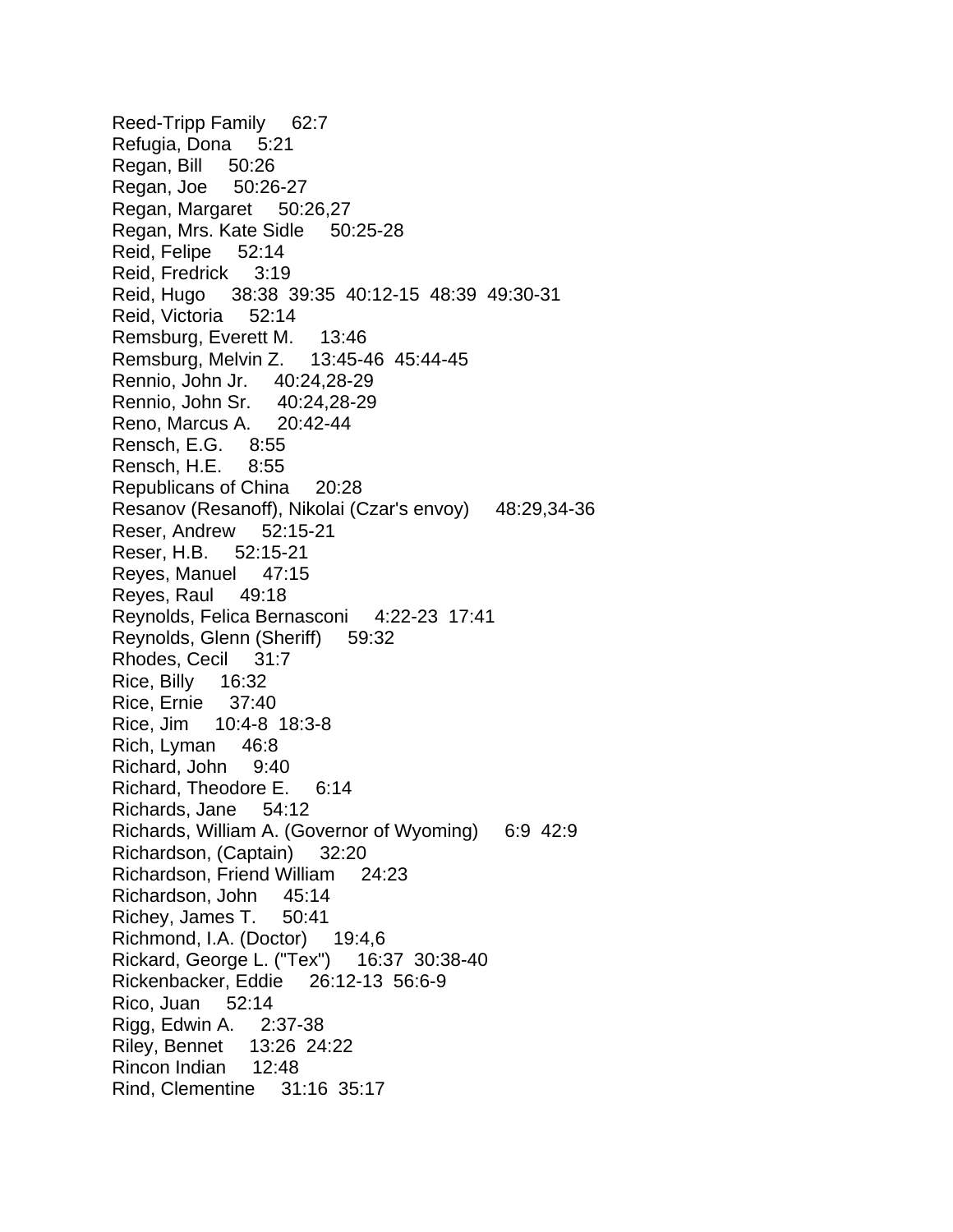Reed-Tripp Family 62:7
Refugia, Dona 5:21
Regan, Bill 50:26
Regan, Joe 50:26-27
Regan, Margaret 50:26,27
Regan, Mrs. Kate Sidle 50:25-28
Reid, Felipe 52:14
Reid, Fredrick 3:19
Reid, Hugo 38:38 39:35 40:12-15 48:39 49:30-31
Reid, Victoria 52:14
Remsburg, Everett M. 13:46
Remsburg, Melvin Z. 13:45-46 45:44-45
Rennio, John Jr. 40:24,28-29
Rennio, John Sr. 40:24,28-29
Reno, Marcus A. 20:42-44
Rensch, E.G. 8:55
Rensch, H.E. 8:55
Republicans of China 20:28
Resanov (Resanoff), Nikolai (Czar's envoy) 48:29,34-36
Reser, Andrew 52:15-21
Reser, H.B. 52:15-21
Reyes, Manuel 47:15
Reyes, Raul 49:18
Reynolds, Felica Bernasconi 4:22-23 17:41
Reynolds, Glenn (Sheriff) 59:32
Rhodes, Cecil 31:7
Rice, Billy 16:32
Rice, Ernie 37:40
Rice, Jim 10:4-8 18:3-8
Rich, Lyman 46:8
Richard, John 9:40
Richard, Theodore E. 6:14
Richards, Jane 54:12
Richards, William A. (Governor of Wyoming) 6:9 42:9
Richardson, (Captain) 32:20
Richardson, Friend William 24:23
Richardson, John 45:14
Richey, James T. 50:41
Richmond, I.A. (Doctor) 19:4,6
Rickard, George L. ("Tex") 16:37 30:38-40
Rickenbacker, Eddie 26:12-13 56:6-9
Rico, Juan 52:14
Rigg, Edwin A. 2:37-38
Riley, Bennet 13:26 24:22
Rincon Indian 12:48
Rind, Clementine 31:16 35:17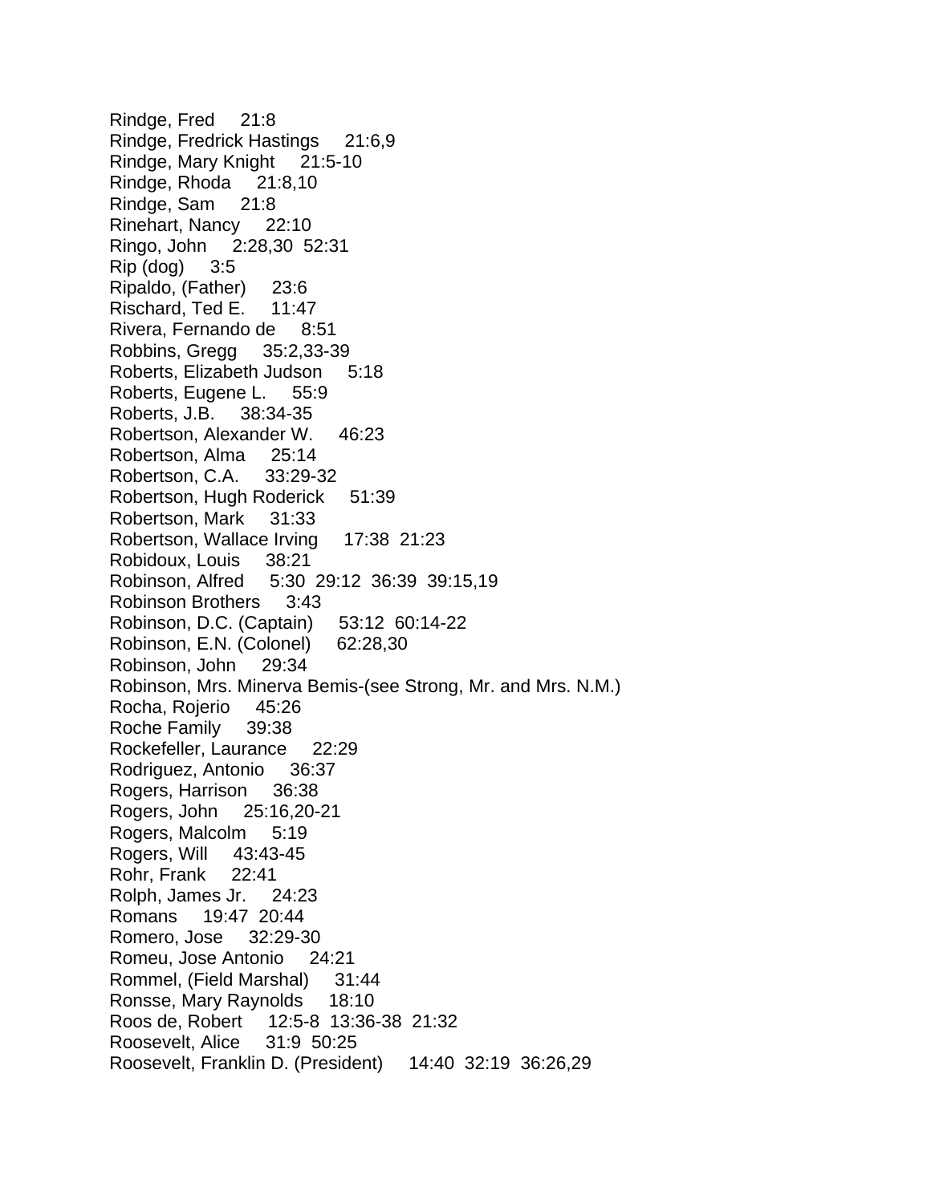Rindge, Fred 21:8
Rindge, Fredrick Hastings 21:6,9
Rindge, Mary Knight 21:5-10
Rindge, Rhoda 21:8,10
Rindge, Sam 21:8
Rinehart, Nancy 22:10
Ringo, John 2:28,30 52:31
Rip (dog) 3:5
Ripaldo, (Father) 23:6
Rischard, Ted E. 11:47
Rivera, Fernando de 8:51
Robbins, Gregg 35:2,33-39
Roberts, Elizabeth Judson 5:18
Roberts, Eugene L. 55:9
Roberts, J.B. 38:34-35
Robertson, Alexander W. 46:23
Robertson, Alma 25:14
Robertson, C.A. 33:29-32
Robertson, Hugh Roderick 51:39
Robertson, Mark 31:33
Robertson, Wallace Irving 17:38 21:23
Robidoux, Louis 38:21
Robinson, Alfred 5:30 29:12 36:39 39:15,19
Robinson Brothers 3:43
Robinson, D.C. (Captain) 53:12 60:14-22
Robinson, E.N. (Colonel) 62:28,30
Robinson, John 29:34
Robinson, Mrs. Minerva Bemis-(see Strong, Mr. and Mrs. N.M.)
Rocha, Rojerio 45:26
Roche Family 39:38
Rockefeller, Laurance 22:29
Rodriguez, Antonio 36:37
Rogers, Harrison 36:38
Rogers, John 25:16,20-21
Rogers, Malcolm 5:19
Rogers, Will 43:43-45
Rohr, Frank 22:41
Rolph, James Jr. 24:23
Romans 19:47 20:44
Romero, Jose 32:29-30
Romeu, Jose Antonio 24:21
Rommel, (Field Marshal) 31:44
Ronsse, Mary Raynolds 18:10
Roos de, Robert 12:5-8 13:36-38 21:32
Roosevelt, Alice 31:9 50:25
Roosevelt, Franklin D. (President) 14:40 32:19 36:26,29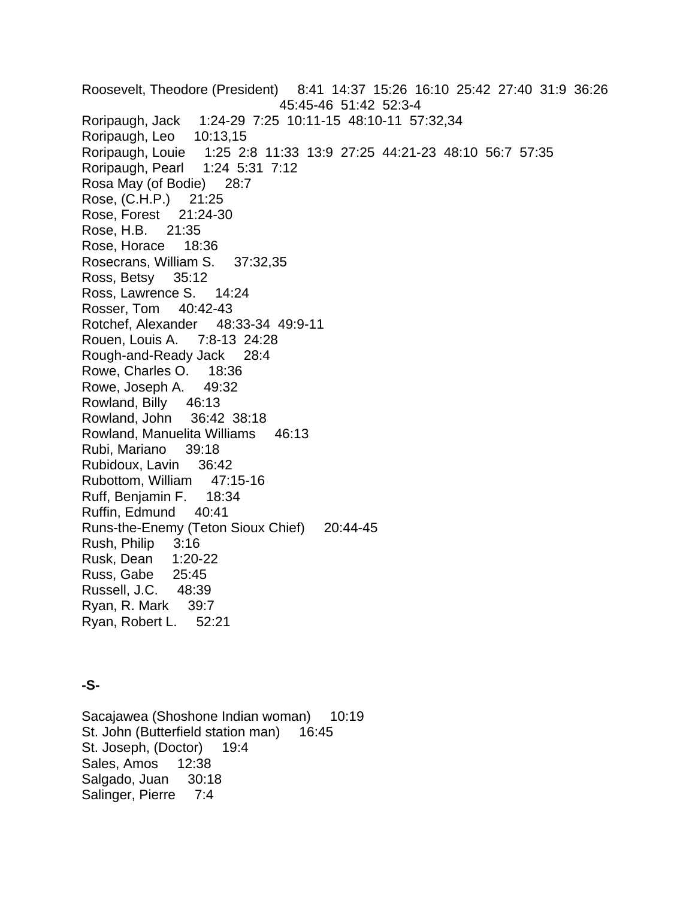Roosevelt, Theodore (President)     8:41  14:37  15:26  16:10  25:42  27:40  31:9  36:26  45:45-46  51:42  52:3-4
Roripaugh, Jack     1:24-29  7:25  10:11-15  48:10-11  57:32,34
Roripaugh, Leo     10:13,15
Roripaugh, Louie     1:25  2:8  11:33  13:9  27:25  44:21-23  48:10  56:7  57:35
Roripaugh, Pearl     1:24  5:31  7:12
Rosa May (of Bodie)     28:7
Rose, (C.H.P.)     21:25
Rose, Forest     21:24-30
Rose, H.B.     21:35
Rose, Horace     18:36
Rosecrans, William S.     37:32,35
Ross, Betsy     35:12
Ross, Lawrence S.     14:24
Rosser, Tom     40:42-43
Rotchef, Alexander     48:33-34  49:9-11
Rouen, Louis A.     7:8-13  24:28
Rough-and-Ready Jack     28:4
Rowe, Charles O.     18:36
Rowe, Joseph A.     49:32
Rowland, Billy     46:13
Rowland, John     36:42  38:18
Rowland, Manuelita Williams     46:13
Rubi, Mariano     39:18
Rubidoux, Lavin     36:42
Rubottom, William     47:15-16
Ruff, Benjamin F.     18:34
Ruffin, Edmund     40:41
Runs-the-Enemy (Teton Sioux Chief)     20:44-45
Rush, Philip     3:16
Rusk, Dean     1:20-22
Russ, Gabe     25:45
Russell, J.C.     48:39
Ryan, R. Mark     39:7
Ryan, Robert L.     52:21

**-S-**

Sacajawea (Shoshone Indian woman)     10:19
St. John (Butterfield station man)     16:45
St. Joseph, (Doctor)     19:4
Sales, Amos     12:38
Salgado, Juan     30:18
Salinger, Pierre     7:4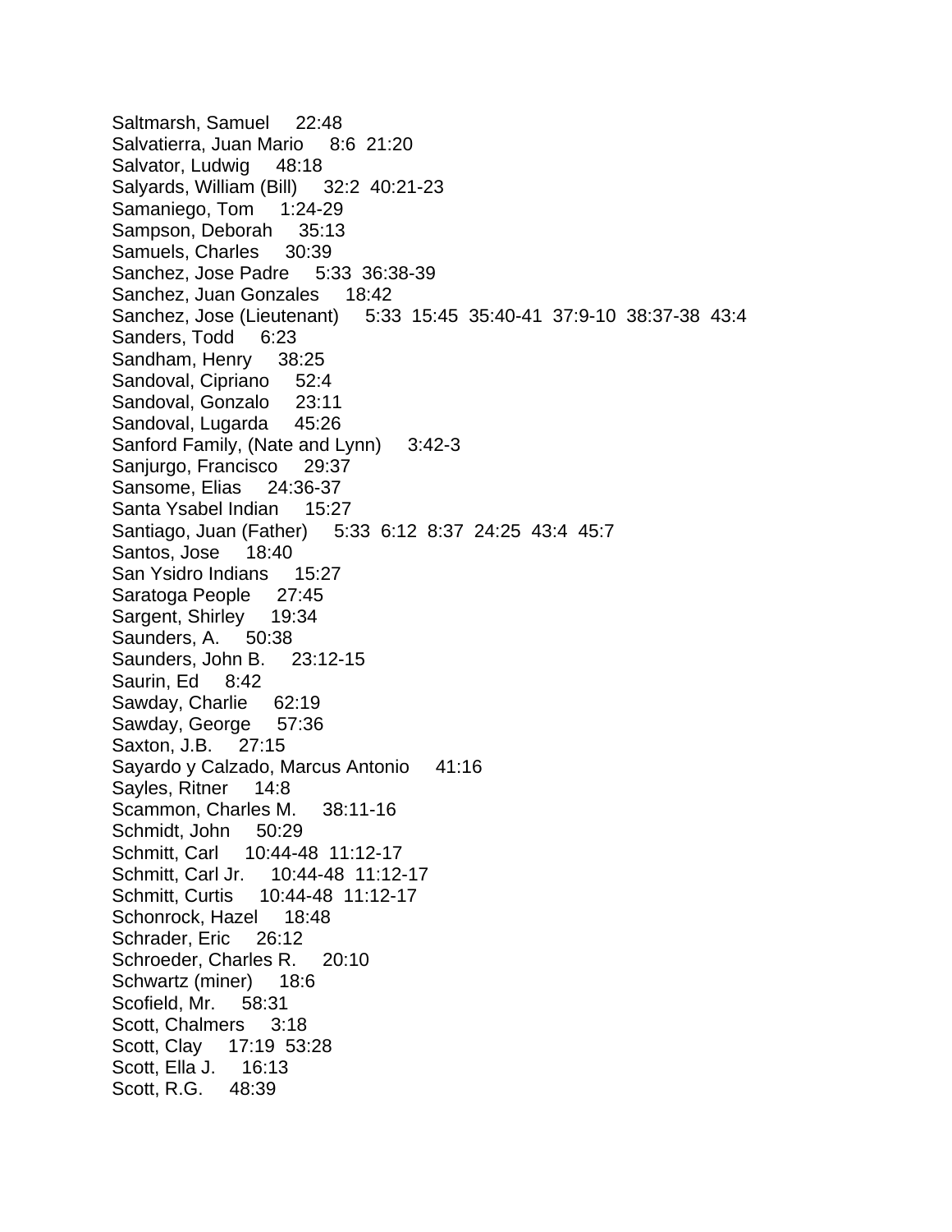Saltmarsh, Samuel 22:48
Salvatierra, Juan Mario 8:6 21:20
Salvator, Ludwig 48:18
Salyards, William (Bill) 32:2 40:21-23
Samaniego, Tom 1:24-29
Sampson, Deborah 35:13
Samuels, Charles 30:39
Sanchez, Jose Padre 5:33 36:38-39
Sanchez, Juan Gonzales 18:42
Sanchez, Jose (Lieutenant) 5:33 15:45 35:40-41 37:9-10 38:37-38 43:4
Sanders, Todd 6:23
Sandham, Henry 38:25
Sandoval, Cipriano 52:4
Sandoval, Gonzalo 23:11
Sandoval, Lugarda 45:26
Sanford Family, (Nate and Lynn) 3:42-3
Sanjurgo, Francisco 29:37
Sansome, Elias 24:36-37
Santa Ysabel Indian 15:27
Santiago, Juan (Father) 5:33 6:12 8:37 24:25 43:4 45:7
Santos, Jose 18:40
San Ysidro Indians 15:27
Saratoga People 27:45
Sargent, Shirley 19:34
Saunders, A. 50:38
Saunders, John B. 23:12-15
Saurin, Ed 8:42
Sawday, Charlie 62:19
Sawday, George 57:36
Saxton, J.B. 27:15
Sayardo y Calzado, Marcus Antonio 41:16
Sayles, Ritner 14:8
Scammon, Charles M. 38:11-16
Schmidt, John 50:29
Schmitt, Carl 10:44-48 11:12-17
Schmitt, Carl Jr. 10:44-48 11:12-17
Schmitt, Curtis 10:44-48 11:12-17
Schonrock, Hazel 18:48
Schrader, Eric 26:12
Schroeder, Charles R. 20:10
Schwartz (miner) 18:6
Scofield, Mr. 58:31
Scott, Chalmers 3:18
Scott, Clay 17:19 53:28
Scott, Ella J. 16:13
Scott, R.G. 48:39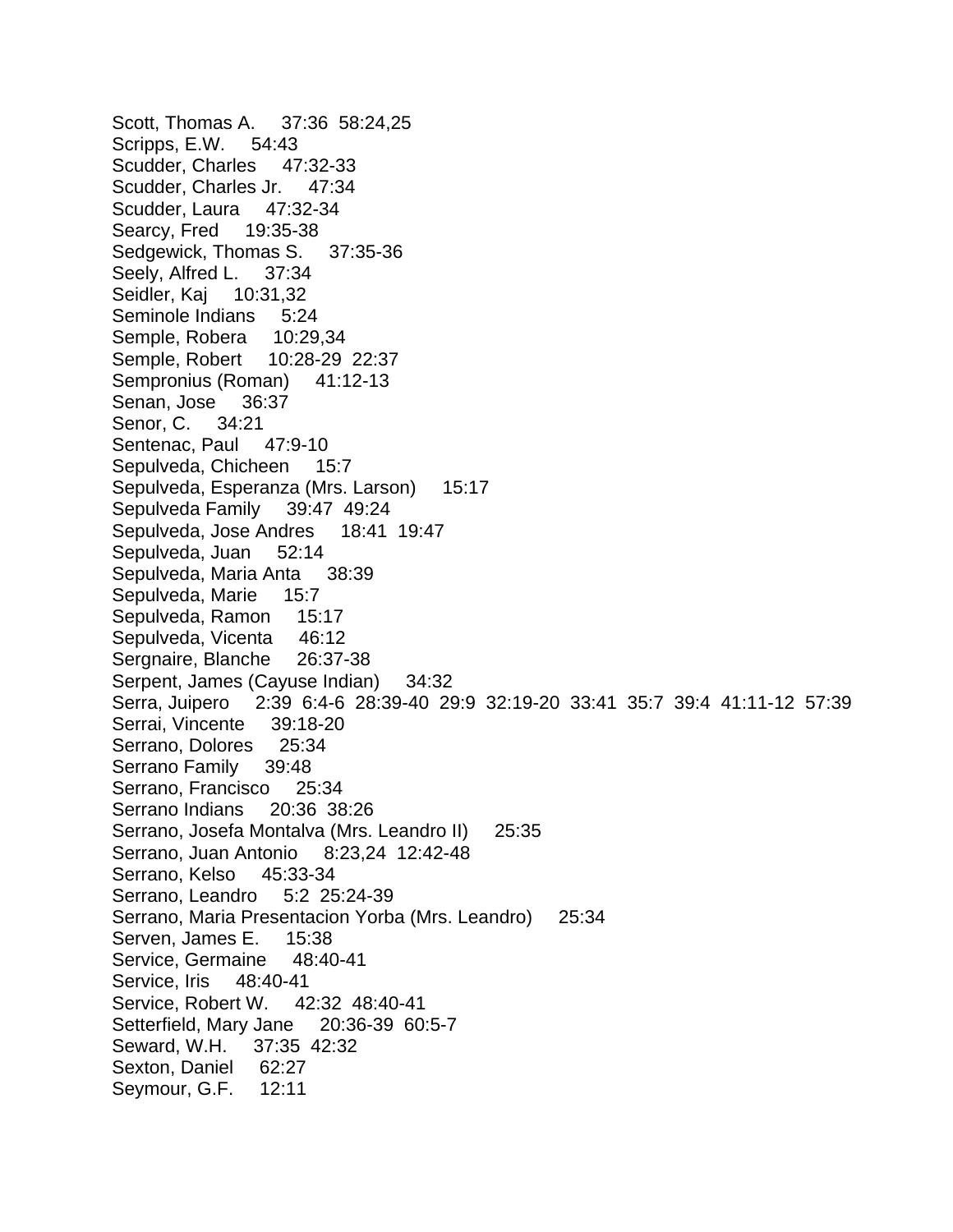Scott, Thomas A.     37:36  58:24,25
Scripps, E.W.     54:43
Scudder, Charles     47:32-33
Scudder, Charles Jr.     47:34
Scudder, Laura     47:32-34
Searcy, Fred     19:35-38
Sedgewick, Thomas S.     37:35-36
Seely, Alfred L.     37:34
Seidler, Kaj     10:31,32
Seminole Indians     5:24
Semple, Robera     10:29,34
Semple, Robert     10:28-29  22:37
Sempronius (Roman)     41:12-13
Senan, Jose     36:37
Senor, C.     34:21
Sentenac, Paul     47:9-10
Sepulveda, Chicheen     15:7
Sepulveda, Esperanza (Mrs. Larson)     15:17
Sepulveda Family     39:47  49:24
Sepulveda, Jose Andres     18:41  19:47
Sepulveda, Juan     52:14
Sepulveda, Maria Anta     38:39
Sepulveda, Marie     15:7
Sepulveda, Ramon     15:17
Sepulveda, Vicenta     46:12
Sergnaire, Blanche     26:37-38
Serpent, James (Cayuse Indian)     34:32
Serra, Juipero     2:39  6:4-6  28:39-40  29:9  32:19-20  33:41  35:7  39:4  41:11-12  57:39
Serrai, Vincente     39:18-20
Serrano, Dolores     25:34
Serrano Family     39:48
Serrano, Francisco     25:34
Serrano Indians     20:36  38:26
Serrano, Josefa Montalva (Mrs. Leandro II)     25:35
Serrano, Juan Antonio     8:23,24  12:42-48
Serrano, Kelso     45:33-34
Serrano, Leandro     5:2  25:24-39
Serrano, Maria Presentacion Yorba (Mrs. Leandro)     25:34
Serven, James E.     15:38
Service, Germaine     48:40-41
Service, Iris     48:40-41
Service, Robert W.     42:32  48:40-41
Setterfield, Mary Jane     20:36-39  60:5-7
Seward, W.H.     37:35  42:32
Sexton, Daniel     62:27
Seymour, G.F.     12:11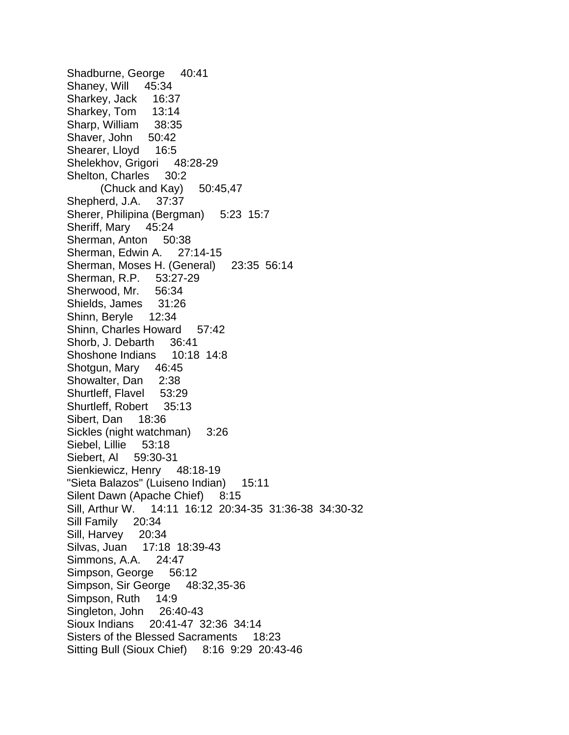Shadburne, George 40:41
Shaney, Will 45:34
Sharkey, Jack 16:37
Sharkey, Tom 13:14
Sharp, William 38:35
Shaver, John 50:42
Shearer, Lloyd 16:5
Shelekhov, Grigori 48:28-29
Shelton, Charles 30:2
  (Chuck and Kay) 50:45,47
Shepherd, J.A. 37:37
Sherer, Philipina (Bergman) 5:23 15:7
Sheriff, Mary 45:24
Sherman, Anton 50:38
Sherman, Edwin A. 27:14-15
Sherman, Moses H. (General) 23:35 56:14
Sherman, R.P. 53:27-29
Sherwood, Mr. 56:34
Shields, James 31:26
Shinn, Beryle 12:34
Shinn, Charles Howard 57:42
Shorb, J. Debarth 36:41
Shoshone Indians 10:18 14:8
Shotgun, Mary 46:45
Showalter, Dan 2:38
Shurtleff, Flavel 53:29
Shurtleff, Robert 35:13
Sibert, Dan 18:36
Sickles (night watchman) 3:26
Siebel, Lillie 53:18
Siebert, Al 59:30-31
Sienkiewicz, Henry 48:18-19
"Sieta Balazos" (Luiseno Indian) 15:11
Silent Dawn (Apache Chief) 8:15
Sill, Arthur W. 14:11 16:12 20:34-35 31:36-38 34:30-32
Sill Family 20:34
Sill, Harvey 20:34
Silvas, Juan 17:18 18:39-43
Simmons, A.A. 24:47
Simpson, George 56:12
Simpson, Sir George 48:32,35-36
Simpson, Ruth 14:9
Singleton, John 26:40-43
Sioux Indians 20:41-47 32:36 34:14
Sisters of the Blessed Sacraments 18:23
Sitting Bull (Sioux Chief) 8:16 9:29 20:43-46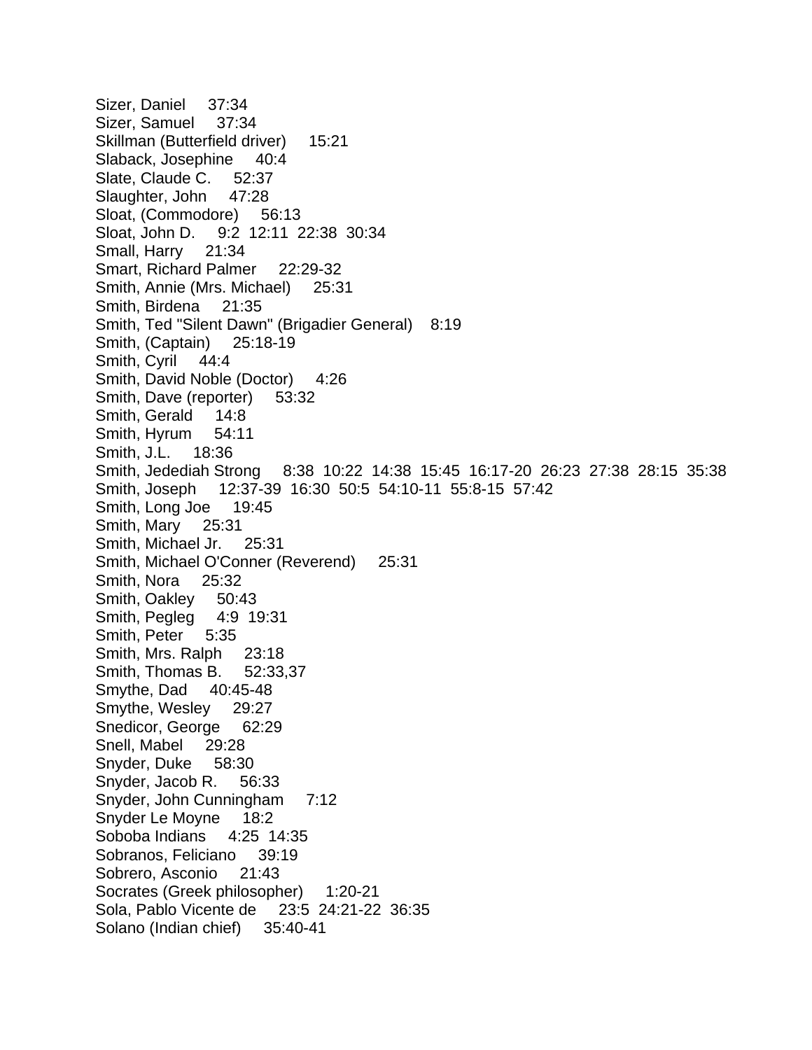Sizer, Daniel 37:34
Sizer, Samuel 37:34
Skillman (Butterfield driver) 15:21
Slaback, Josephine 40:4
Slate, Claude C. 52:37
Slaughter, John 47:28
Sloat, (Commodore) 56:13
Sloat, John D. 9:2 12:11 22:38 30:34
Small, Harry 21:34
Smart, Richard Palmer 22:29-32
Smith, Annie (Mrs. Michael) 25:31
Smith, Birdena 21:35
Smith, Ted "Silent Dawn" (Brigadier General) 8:19
Smith, (Captain) 25:18-19
Smith, Cyril 44:4
Smith, David Noble (Doctor) 4:26
Smith, Dave (reporter) 53:32
Smith, Gerald 14:8
Smith, Hyrum 54:11
Smith, J.L. 18:36
Smith, Jedediah Strong 8:38 10:22 14:38 15:45 16:17-20 26:23 27:38 28:15 35:38
Smith, Joseph 12:37-39 16:30 50:5 54:10-11 55:8-15 57:42
Smith, Long Joe 19:45
Smith, Mary 25:31
Smith, Michael Jr. 25:31
Smith, Michael O'Conner (Reverend) 25:31
Smith, Nora 25:32
Smith, Oakley 50:43
Smith, Pegleg 4:9 19:31
Smith, Peter 5:35
Smith, Mrs. Ralph 23:18
Smith, Thomas B. 52:33,37
Smythe, Dad 40:45-48
Smythe, Wesley 29:27
Snedicor, George 62:29
Snell, Mabel 29:28
Snyder, Duke 58:30
Snyder, Jacob R. 56:33
Snyder, John Cunningham 7:12
Snyder Le Moyne 18:2
Soboba Indians 4:25 14:35
Sobranos, Feliciano 39:19
Sobrero, Asconio 21:43
Socrates (Greek philosopher) 1:20-21
Sola, Pablo Vicente de 23:5 24:21-22 36:35
Solano (Indian chief) 35:40-41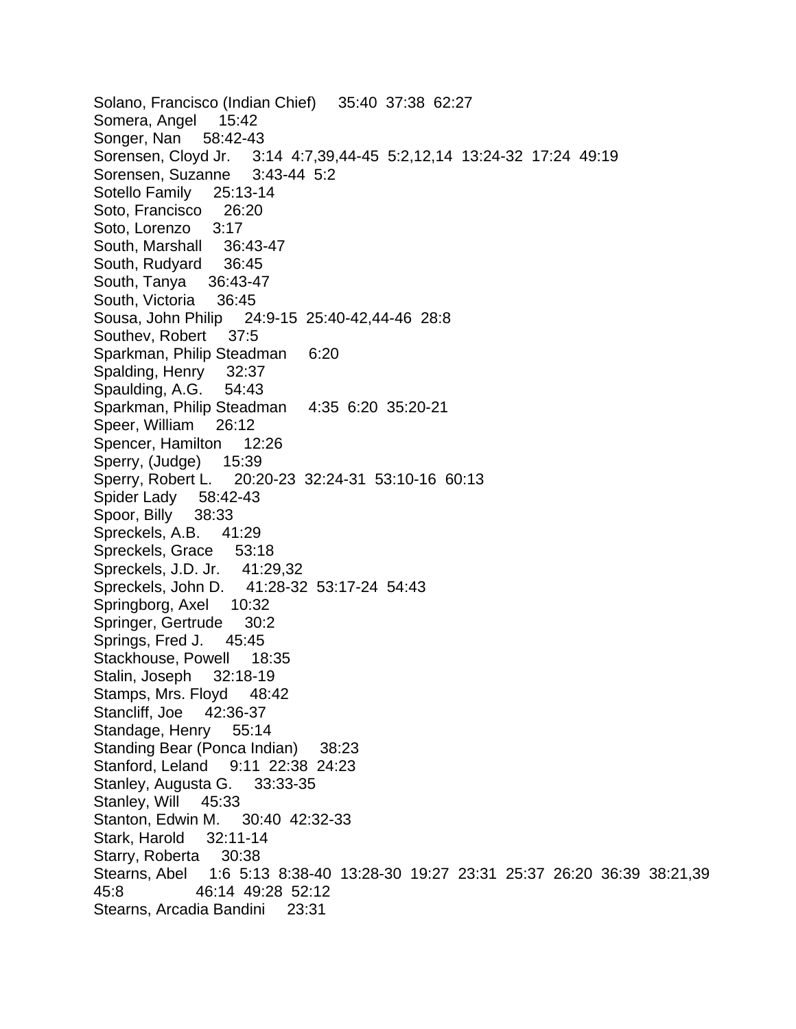Solano, Francisco (Indian Chief)     35:40  37:38  62:27
Somera, Angel     15:42
Songer, Nan     58:42-43
Sorensen, Cloyd Jr.     3:14  4:7,39,44-45  5:2,12,14  13:24-32  17:24  49:19
Sorensen, Suzanne     3:43-44  5:2
Sotello Family     25:13-14
Soto, Francisco     26:20
Soto, Lorenzo     3:17
South, Marshall     36:43-47
South, Rudyard     36:45
South, Tanya     36:43-47
South, Victoria     36:45
Sousa, John Philip     24:9-15  25:40-42,44-46  28:8
Southev, Robert     37:5
Sparkman, Philip Steadman     6:20
Spalding, Henry     32:37
Spaulding, A.G.     54:43
Sparkman, Philip Steadman     4:35  6:20  35:20-21
Speer, William     26:12
Spencer, Hamilton     12:26
Sperry, (Judge)     15:39
Sperry, Robert L.     20:20-23  32:24-31  53:10-16  60:13
Spider Lady     58:42-43
Spoor, Billy     38:33
Spreckels, A.B.     41:29
Spreckels, Grace     53:18
Spreckels, J.D. Jr.     41:29,32
Spreckels, John D.     41:28-32  53:17-24  54:43
Springborg, Axel     10:32
Springer, Gertrude     30:2
Springs, Fred J.     45:45
Stackhouse, Powell     18:35
Stalin, Joseph     32:18-19
Stamps, Mrs. Floyd     48:42
Stancliff, Joe     42:36-37
Standage, Henry     55:14
Standing Bear (Ponca Indian)     38:23
Stanford, Leland     9:11  22:38  24:23
Stanley, Augusta G.     33:33-35
Stanley, Will     45:33
Stanton, Edwin M.     30:40  42:32-33
Stark, Harold     32:11-14
Starry, Roberta     30:38
Stearns, Abel     1:6  5:13  8:38-40  13:28-30  19:27  23:31  25:37  26:20  36:39  38:21,39  45:8     46:14  49:28  52:12
Stearns, Arcadia Bandini     23:31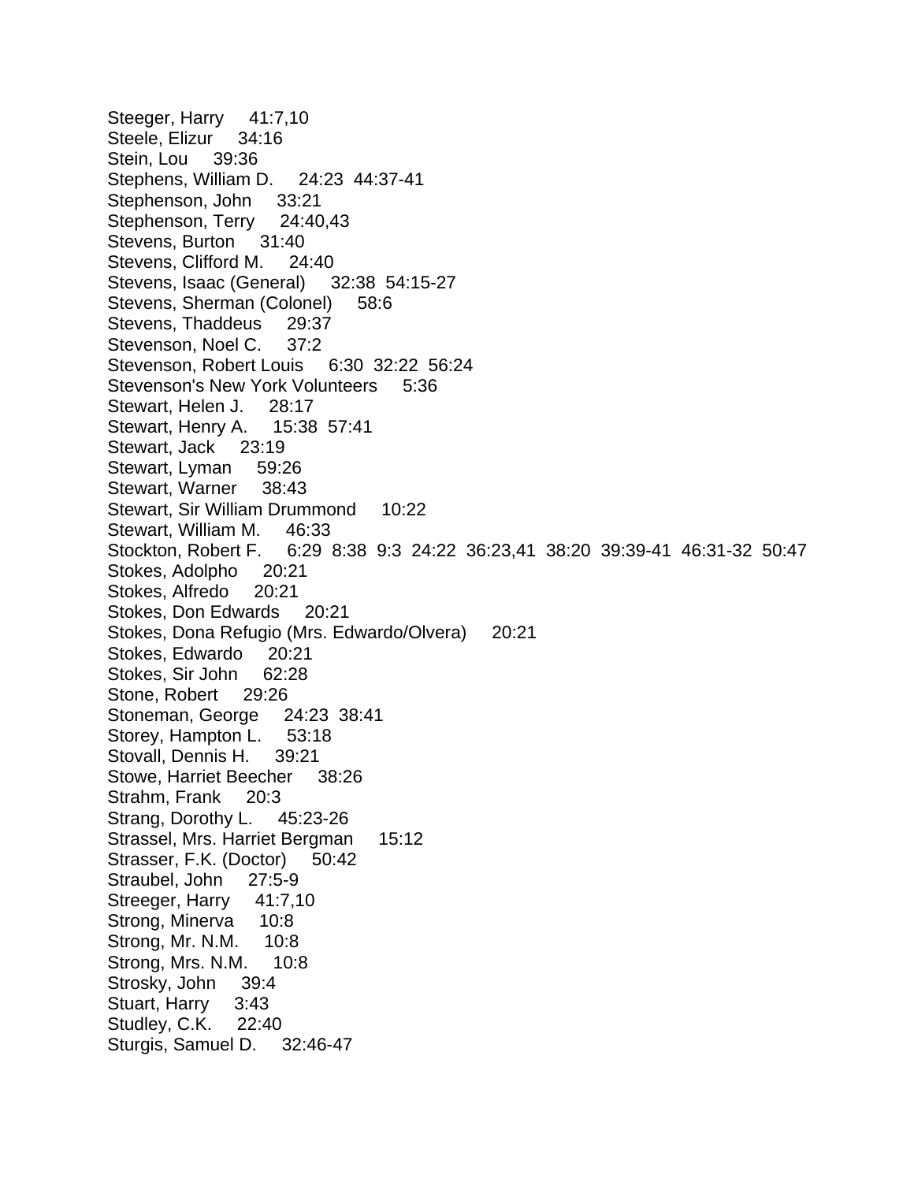Steeger, Harry 41:7,10
Steele, Elizur 34:16
Stein, Lou 39:36
Stephens, William D. 24:23 44:37-41
Stephenson, John 33:21
Stephenson, Terry 24:40,43
Stevens, Burton 31:40
Stevens, Clifford M. 24:40
Stevens, Isaac (General) 32:38 54:15-27
Stevens, Sherman (Colonel) 58:6
Stevens, Thaddeus 29:37
Stevenson, Noel C. 37:2
Stevenson, Robert Louis 6:30 32:22 56:24
Stevenson's New York Volunteers 5:36
Stewart, Helen J. 28:17
Stewart, Henry A. 15:38 57:41
Stewart, Jack 23:19
Stewart, Lyman 59:26
Stewart, Warner 38:43
Stewart, Sir William Drummond 10:22
Stewart, William M. 46:33
Stockton, Robert F. 6:29 8:38 9:3 24:22 36:23,41 38:20 39:39-41 46:31-32 50:47
Stokes, Adolpho 20:21
Stokes, Alfredo 20:21
Stokes, Don Edwards 20:21
Stokes, Dona Refugio (Mrs. Edwardo/Olvera) 20:21
Stokes, Edwardo 20:21
Stokes, Sir John 62:28
Stone, Robert 29:26
Stoneman, George 24:23 38:41
Storey, Hampton L. 53:18
Stovall, Dennis H. 39:21
Stowe, Harriet Beecher 38:26
Strahm, Frank 20:3
Strang, Dorothy L. 45:23-26
Strassel, Mrs. Harriet Bergman 15:12
Strasser, F.K. (Doctor) 50:42
Straubel, John 27:5-9
Streeger, Harry 41:7,10
Strong, Minerva 10:8
Strong, Mr. N.M. 10:8
Strong, Mrs. N.M. 10:8
Strosky, John 39:4
Stuart, Harry 3:43
Studley, C.K. 22:40
Sturgis, Samuel D. 32:46-47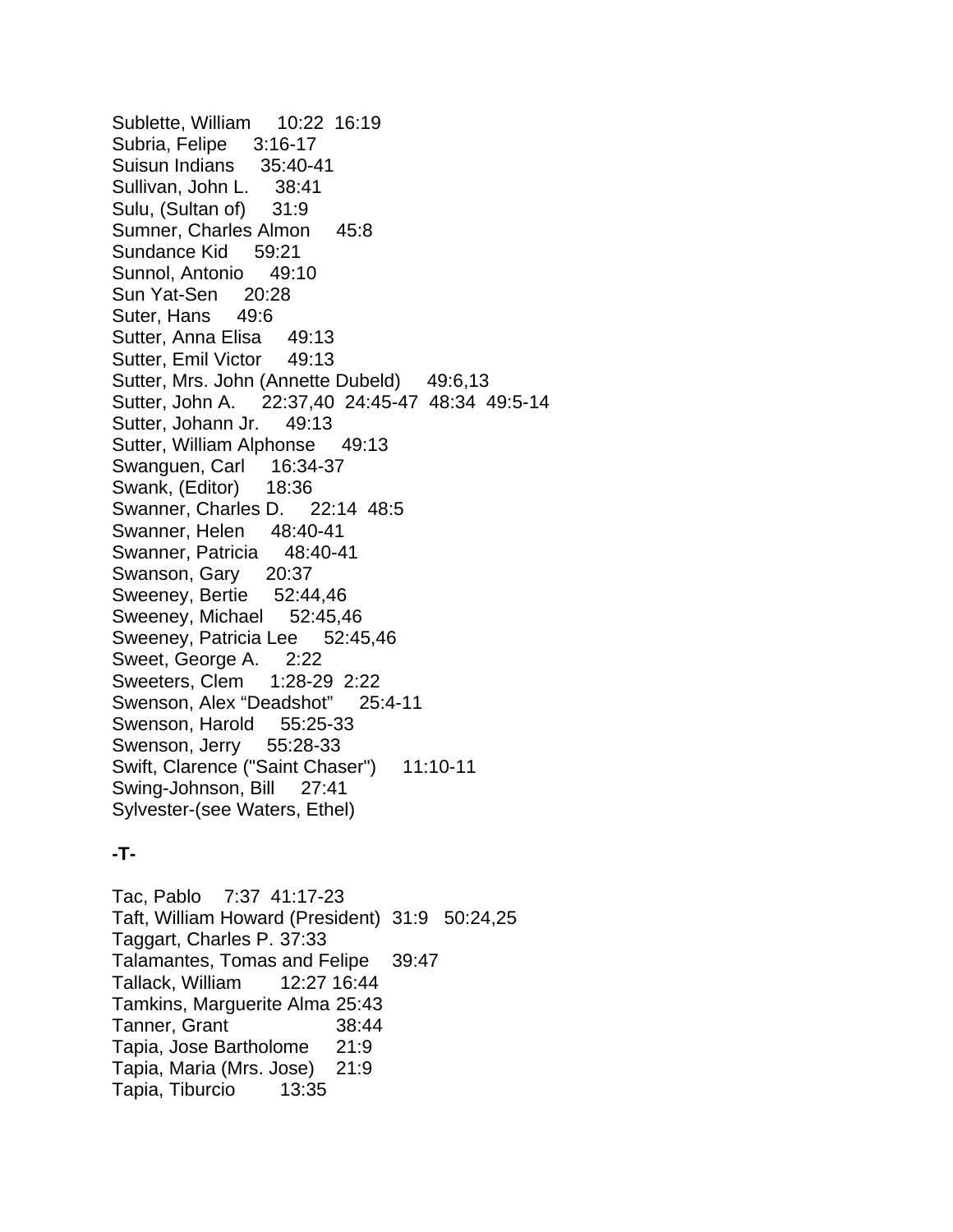Sublette, William 10:22 16:19
Subria, Felipe 3:16-17
Suisun Indians 35:40-41
Sullivan, John L. 38:41
Sulu, (Sultan of) 31:9
Sumner, Charles Almon 45:8
Sundance Kid 59:21
Sunnol, Antonio 49:10
Sun Yat-Sen 20:28
Suter, Hans 49:6
Sutter, Anna Elisa 49:13
Sutter, Emil Victor 49:13
Sutter, Mrs. John (Annette Dubeld) 49:6,13
Sutter, John A. 22:37,40 24:45-47 48:34 49:5-14
Sutter, Johann Jr. 49:13
Sutter, William Alphonse 49:13
Swanguen, Carl 16:34-37
Swank, (Editor) 18:36
Swanner, Charles D. 22:14 48:5
Swanner, Helen 48:40-41
Swanner, Patricia 48:40-41
Swanson, Gary 20:37
Sweeney, Bertie 52:44,46
Sweeney, Michael 52:45,46
Sweeney, Patricia Lee 52:45,46
Sweet, George A. 2:22
Sweeters, Clem 1:28-29 2:22
Swenson, Alex “Deadshot” 25:4-11
Swenson, Harold 55:25-33
Swenson, Jerry 55:28-33
Swift, Clarence ("Saint Chaser") 11:10-11
Swing-Johnson, Bill 27:41
Sylvester-(see Waters, Ethel)

**-T-**

Tac, Pablo 7:37 41:17-23
Taft, William Howard (President) 31:9 50:24,25
Taggart, Charles P. 37:33
Talamantes, Tomas and Felipe 39:47
Tallack, William 12:27 16:44
Tamkins, Marguerite Alma 25:43
Tanner, Grant 38:44
Tapia, Jose Bartholome 21:9
Tapia, Maria (Mrs. Jose) 21:9
Tapia, Tiburcio 13:35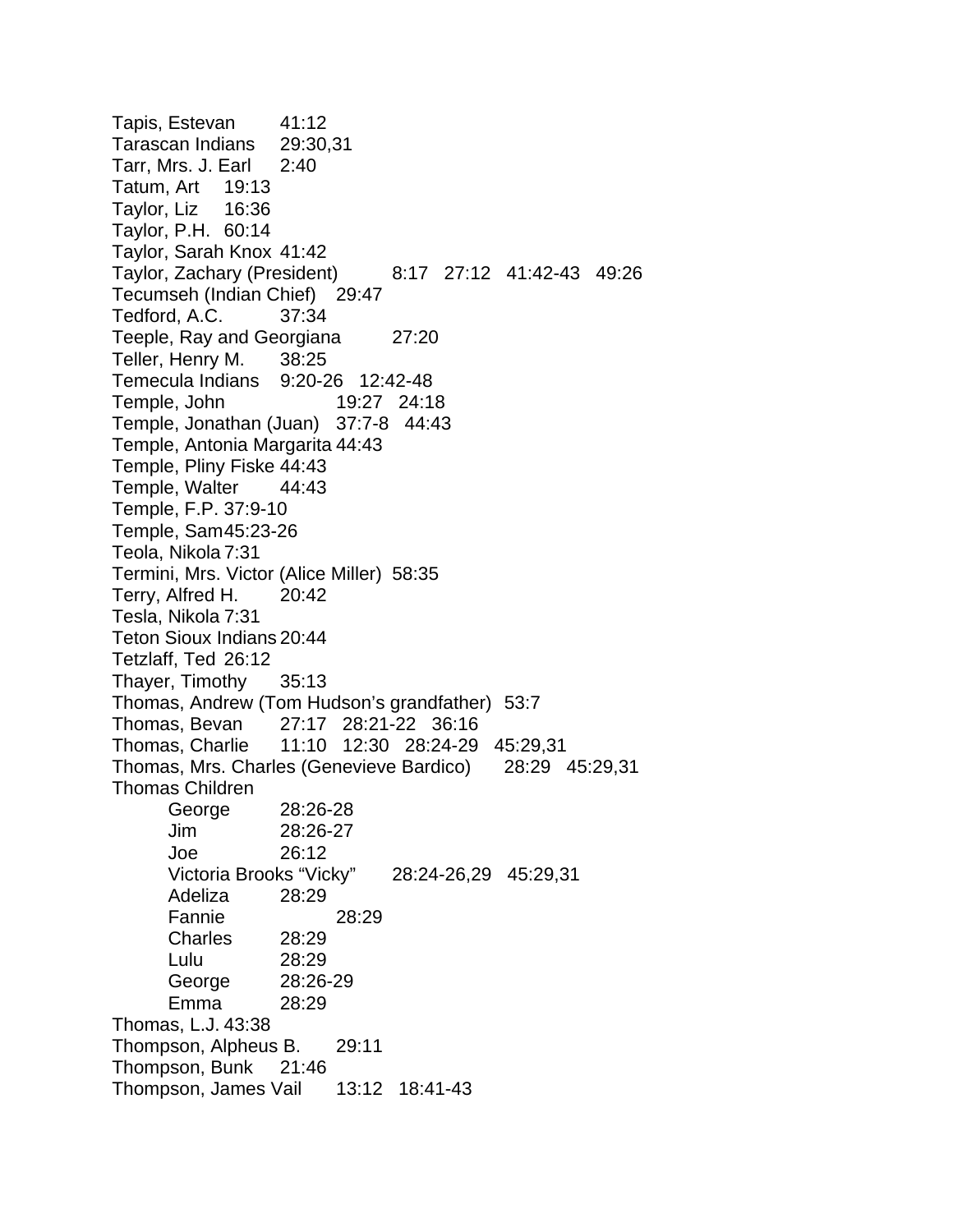Tapis, Estevan 41:12
Tarascan Indians 29:30,31
Tarr, Mrs. J. Earl 2:40
Tatum, Art 19:13
Taylor, Liz 16:36
Taylor, P.H. 60:14
Taylor, Sarah Knox 41:42
Taylor, Zachary (President) 8:17 27:12 41:42-43 49:26
Tecumseh (Indian Chief) 29:47
Tedford, A.C. 37:34
Teeple, Ray and Georgiana 27:20
Teller, Henry M. 38:25
Temecula Indians 9:20-26 12:42-48
Temple, John 19:27 24:18
Temple, Jonathan (Juan) 37:7-8 44:43
Temple, Antonia Margarita 44:43
Temple, Pliny Fiske 44:43
Temple, Walter 44:43
Temple, F.P. 37:9-10
Temple, Sam 45:23-26
Teola, Nikola 7:31
Termini, Mrs. Victor (Alice Miller) 58:35
Terry, Alfred H. 20:42
Tesla, Nikola 7:31
Teton Sioux Indians 20:44
Tetzlaff, Ted 26:12
Thayer, Timothy 35:13
Thomas, Andrew (Tom Hudson's grandfather) 53:7
Thomas, Bevan 27:17 28:21-22 36:16
Thomas, Charlie 11:10 12:30 28:24-29 45:29,31
Thomas, Mrs. Charles (Genevieve Bardico) 28:29 45:29,31
Thomas Children
- George 28:26-28
- Jim 28:26-27
- Joe 26:12
- Victoria Brooks "Vicky" 28:24-26,29 45:29,31
- Adeliza 28:29
- Fannie 28:29
- Charles 28:29
- Lulu 28:29
- George 28:26-29
- Emma 28:29

Thomas, L.J. 43:38
Thompson, Alpheus B. 29:11
Thompson, Bunk 21:46
Thompson, James Vail 13:12 18:41-43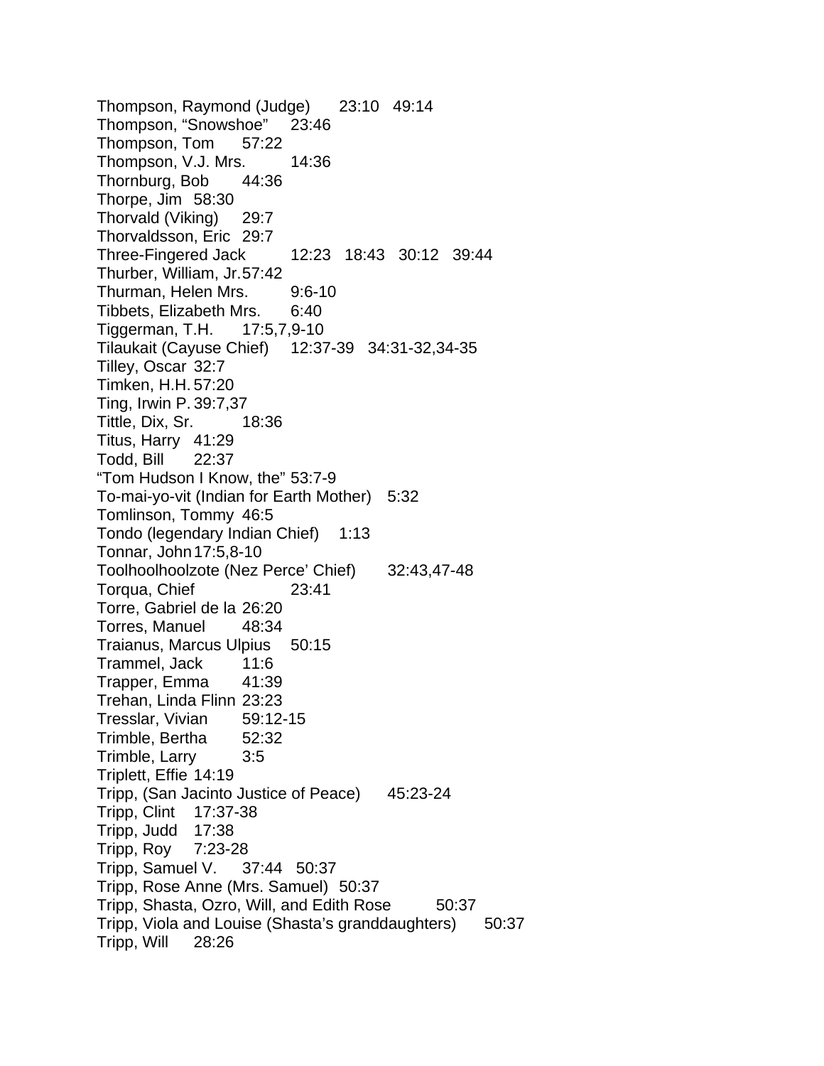Thompson, Raymond (Judge) 23:10 49:14
Thompson, "Snowshoe" 23:46
Thompson, Tom 57:22
Thompson, V.J. Mrs. 14:36
Thornburg, Bob 44:36
Thorpe, Jim 58:30
Thorvald (Viking) 29:7
Thorvaldsson, Eric 29:7
Three-Fingered Jack 12:23 18:43 30:12 39:44
Thurber, William, Jr. 57:42
Thurman, Helen Mrs. 9:6-10
Tibbets, Elizabeth Mrs. 6:40
Tiggerman, T.H. 17:5,7,9-10
Tilaukait (Cayuse Chief) 12:37-39 34:31-32,34-35
Tilley, Oscar 32:7
Timken, H.H. 57:20
Ting, Irwin P. 39:7,37
Tittle, Dix, Sr. 18:36
Titus, Harry 41:29
Todd, Bill 22:37
"Tom Hudson I Know, the" 53:7-9
To-mai-yo-vit (Indian for Earth Mother) 5:32
Tomlinson, Tommy 46:5
Tondo (legendary Indian Chief) 1:13
Tonnar, John 17:5,8-10
Toolhoolhoolzote (Nez Perce' Chief) 32:43,47-48
Torqua, Chief 23:41
Torre, Gabriel de la 26:20
Torres, Manuel 48:34
Traianus, Marcus Ulpius 50:15
Trammel, Jack 11:6
Trapper, Emma 41:39
Trehan, Linda Flinn 23:23
Tresslar, Vivian 59:12-15
Trimble, Bertha 52:32
Trimble, Larry 3:5
Triplett, Effie 14:19
Tripp, (San Jacinto Justice of Peace) 45:23-24
Tripp, Clint 17:37-38
Tripp, Judd 17:38
Tripp, Roy 7:23-28
Tripp, Samuel V. 37:44 50:37
Tripp, Rose Anne (Mrs. Samuel) 50:37
Tripp, Shasta, Ozro, Will, and Edith Rose 50:37
Tripp, Viola and Louise (Shasta's granddaughters) 50:37
Tripp, Will 28:26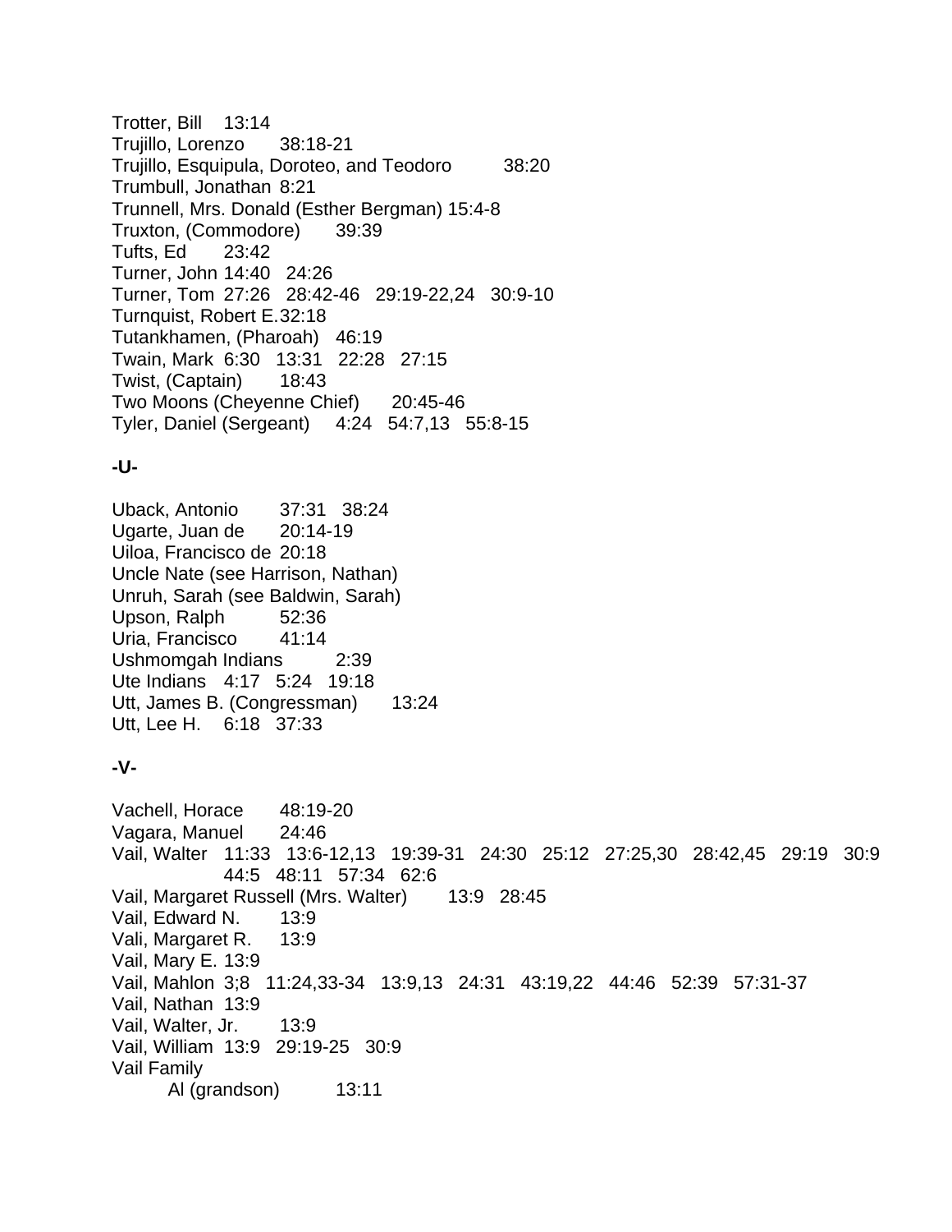Trotter, Bill 13:14
Trujillo, Lorenzo 38:18-21
Trujillo, Esquipula, Doroteo, and Teodoro 38:20
Trumbull, Jonathan 8:21
Trunnell, Mrs. Donald (Esther Bergman) 15:4-8
Truxton, (Commodore) 39:39
Tufts, Ed 23:42
Turner, John 14:40 24:26
Turner, Tom 27:26 28:42-46 29:19-22,24 30:9-10
Turnquist, Robert E. 32:18
Tutankhamen, (Pharoah) 46:19
Twain, Mark 6:30 13:31 22:28 27:15
Twist, (Captain) 18:43
Two Moons (Cheyenne Chief) 20:45-46
Tyler, Daniel (Sergeant) 4:24 54:7,13 55:8-15

**-U-**

Uback, Antonio 37:31 38:24
Ugarte, Juan de 20:14-19
Uiloa, Francisco de 20:18
Uncle Nate (see Harrison, Nathan)
Unruh, Sarah (see Baldwin, Sarah)
Upson, Ralph 52:36
Uria, Francisco 41:14
Ushmomgah Indians 2:39
Ute Indians 4:17 5:24 19:18
Utt, James B. (Congressman) 13:24
Utt, Lee H. 6:18 37:33

**-V-**

Vachell, Horace 48:19-20
Vagara, Manuel 24:46
Vail, Walter 11:33 13:6-12,13 19:39-31 24:30 25:12 27:25,30 28:42,45 29:19 30:9 44:5 48:11 57:34 62:6
Vail, Margaret Russell (Mrs. Walter) 13:9 28:45
Vail, Edward N. 13:9
Vali, Margaret R. 13:9
Vail, Mary E. 13:9
Vail, Mahlon 3;8 11:24,33-34 13:9,13 24:31 43:19,22 44:46 52:39 57:31-37
Vail, Nathan 13:9
Vail, Walter, Jr. 13:9
Vail, William 13:9 29:19-25 30:9
Vail Family
    Al (grandson) 13:11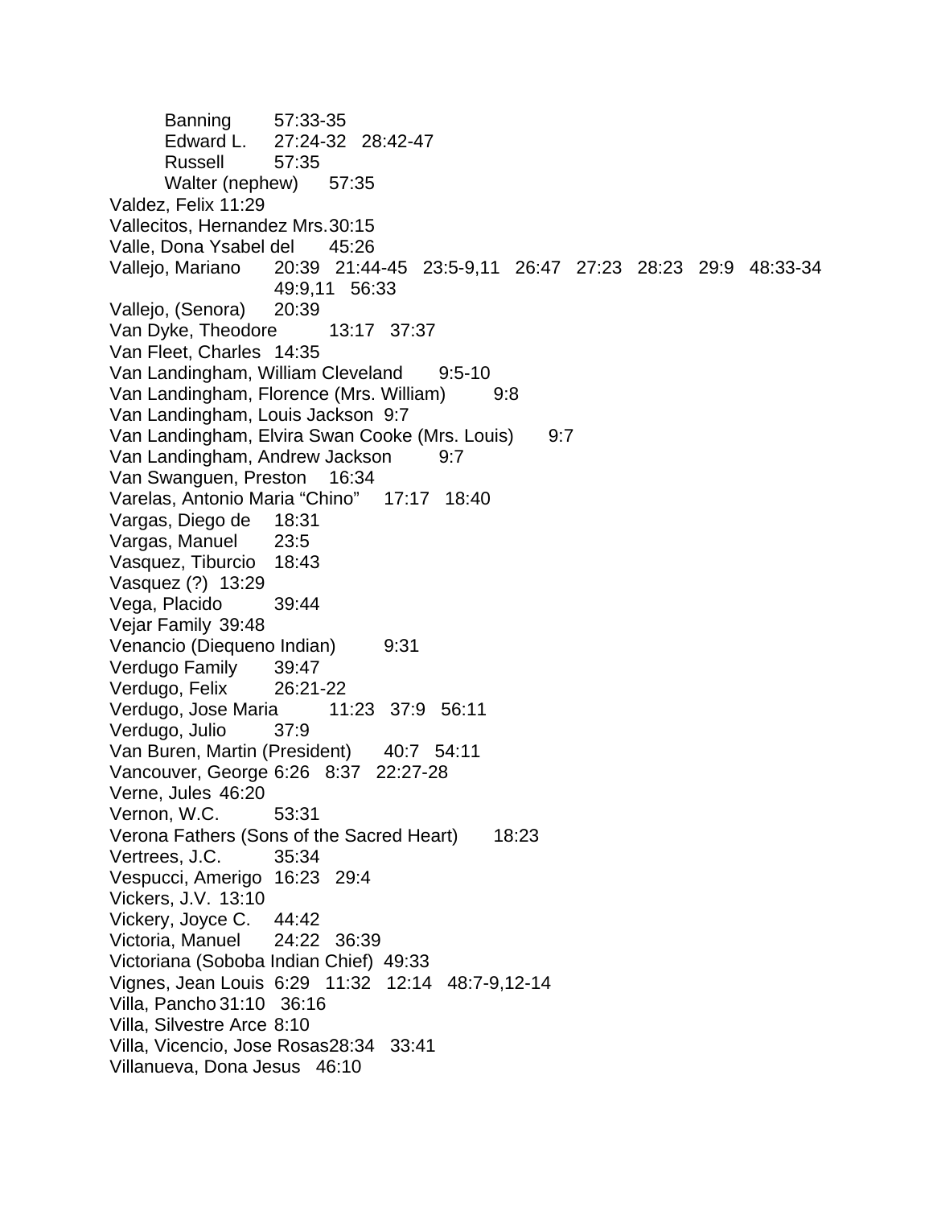Banning 57:33-35
Edward L. 27:24-32 28:42-47
Russell 57:35
Walter (nephew) 57:35

Valdez, Felix 11:29
Vallecitos, Hernandez Mrs. 30:15
Valle, Dona Ysabel del 45:26
Vallejo, Mariano 20:39 21:44-45 23:5-9,11 26:47 27:23 28:23 29:9 48:33-34 49:9,11 56:33
Vallejo, (Senora) 20:39
Van Dyke, Theodore 13:17 37:37
Van Fleet, Charles 14:35
Van Landingham, William Cleveland 9:5-10
Van Landingham, Florence (Mrs. William) 9:8
Van Landingham, Louis Jackson 9:7
Van Landingham, Elvira Swan Cooke (Mrs. Louis) 9:7
Van Landingham, Andrew Jackson 9:7
Van Swanguen, Preston 16:34
Varelas, Antonio Maria “Chino” 17:17 18:40
Vargas, Diego de 18:31
Vargas, Manuel 23:5
Vasquez, Tiburcio 18:43
Vasquez (?) 13:29
Vega, Placido 39:44
Vejar Family 39:48
Venancio (Diequeno Indian) 9:31
Verdugo Family 39:47
Verdugo, Felix 26:21-22
Verdugo, Jose Maria 11:23 37:9 56:11
Verdugo, Julio 37:9
Van Buren, Martin (President) 40:7 54:11
Vancouver, George 6:26 8:37 22:27-28
Verne, Jules 46:20
Vernon, W.C. 53:31
Verona Fathers (Sons of the Sacred Heart) 18:23
Vertrees, J.C. 35:34
Vespucci, Amerigo 16:23 29:4
Vickers, J.V. 13:10
Vickery, Joyce C. 44:42
Victoria, Manuel 24:22 36:39
Victoriana (Soboba Indian Chief) 49:33
Vignes, Jean Louis 6:29 11:32 12:14 48:7-9,12-14
Villa, Pancho 31:10 36:16
Villa, Silvestre Arce 8:10
Villa, Vicencio, Jose Rosas 28:34 33:41
Villanueva, Dona Jesus 46:10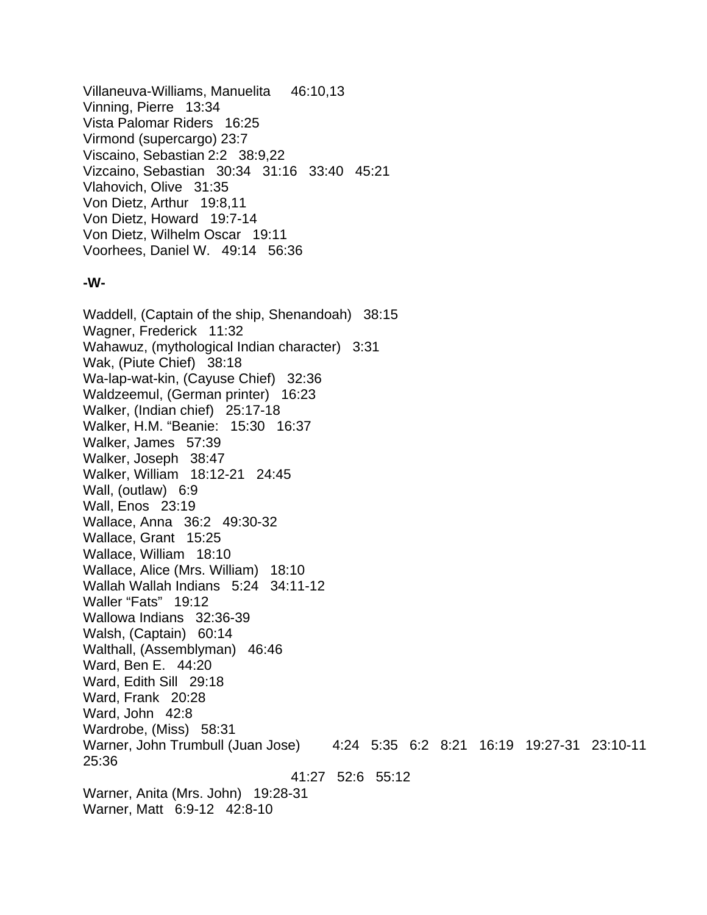Villaneuva-Williams, Manuelita 46:10,13
Vinning, Pierre 13:34
Vista Palomar Riders 16:25
Virmond (supercargo) 23:7
Viscaino, Sebastian 2:2 38:9,22
Vizcaino, Sebastian 30:34 31:16 33:40 45:21
Vlahovich, Olive 31:35
Von Dietz, Arthur 19:8,11
Von Dietz, Howard 19:7-14
Von Dietz, Wilhelm Oscar 19:11
Voorhees, Daniel W. 49:14 56:36

**-W-**

Waddell, (Captain of the ship, Shenandoah) 38:15
Wagner, Frederick 11:32
Wahawuz, (mythological Indian character) 3:31
Wak, (Piute Chief) 38:18
Wa-lap-wat-kin, (Cayuse Chief) 32:36
Waldzeemul, (German printer) 16:23
Walker, (Indian chief) 25:17-18
Walker, H.M. "Beanie: 15:30 16:37
Walker, James 57:39
Walker, Joseph 38:47
Walker, William 18:12-21 24:45
Wall, (outlaw) 6:9
Wall, Enos 23:19
Wallace, Anna 36:2 49:30-32
Wallace, Grant 15:25
Wallace, William 18:10
Wallace, Alice (Mrs. William) 18:10
Wallah Wallah Indians 5:24 34:11-12
Waller "Fats" 19:12
Wallowa Indians 32:36-39
Walsh, (Captain) 60:14
Walthall, (Assemblyman) 46:46
Ward, Ben E. 44:20
Ward, Edith Sill 29:18
Ward, Frank 20:28
Ward, John 42:8
Wardrobe, (Miss) 58:31
Warner, John Trumbull (Juan Jose) 4:24 5:35 6:2 8:21 16:19 19:27-31 23:10-11 25:36 41:27 52:6 55:12
Warner, Anita (Mrs. John) 19:28-31
Warner, Matt 6:9-12 42:8-10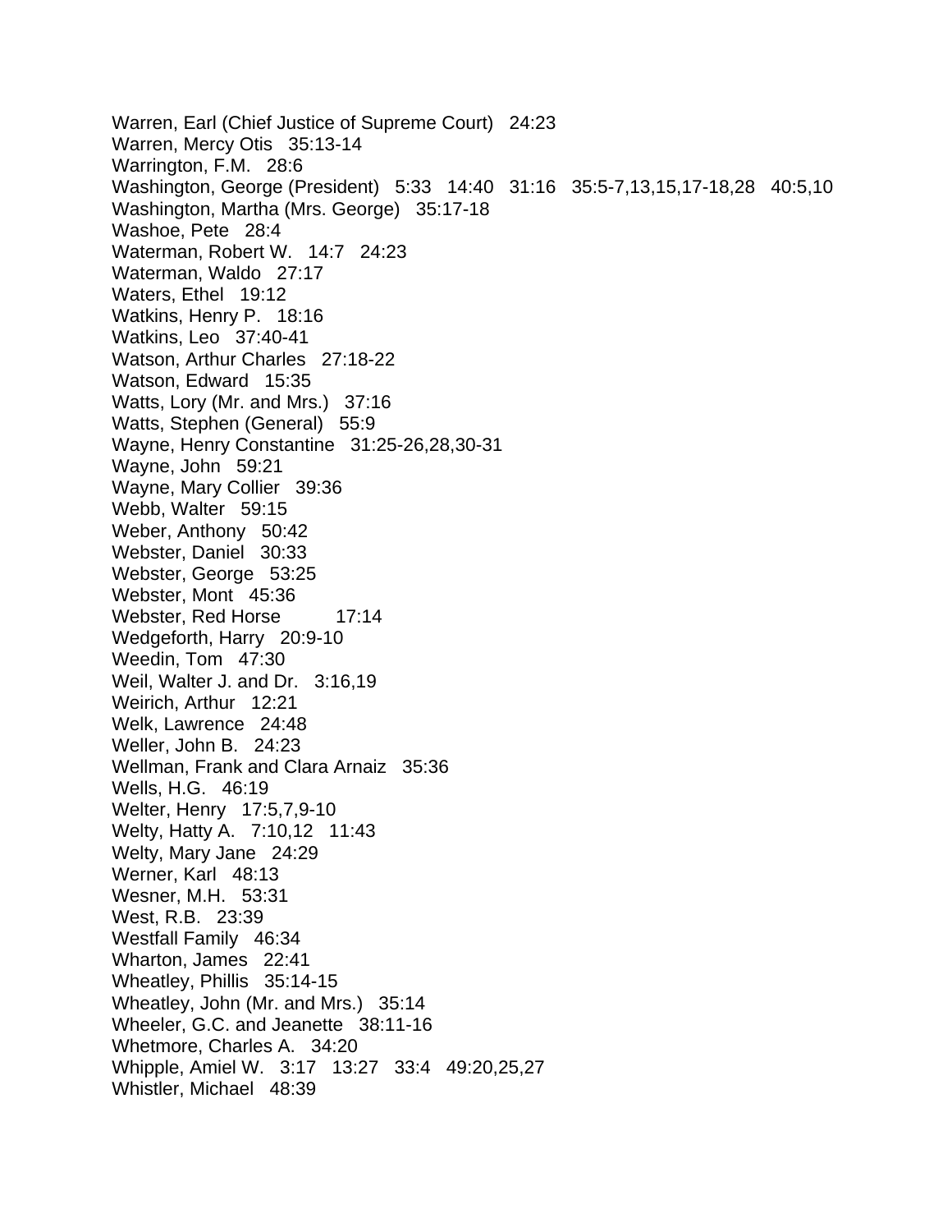Warren, Earl (Chief Justice of Supreme Court)   24:23
Warren, Mercy Otis   35:13-14
Warrington, F.M.   28:6
Washington, George (President)   5:33   14:40   31:16   35:5-7,13,15,17-18,28   40:5,10
Washington, Martha (Mrs. George)   35:17-18
Washoe, Pete   28:4
Waterman, Robert W.   14:7   24:23
Waterman, Waldo   27:17
Waters, Ethel   19:12
Watkins, Henry P.   18:16
Watkins, Leo   37:40-41
Watson, Arthur Charles   27:18-22
Watson, Edward   15:35
Watts, Lory (Mr. and Mrs.)   37:16
Watts, Stephen (General)   55:9
Wayne, Henry Constantine   31:25-26,28,30-31
Wayne, John   59:21
Wayne, Mary Collier   39:36
Webb, Walter   59:15
Weber, Anthony   50:42
Webster, Daniel   30:33
Webster, George   53:25
Webster, Mont   45:36
Webster, Red Horse   17:14
Wedgeforth, Harry   20:9-10
Weedin, Tom   47:30
Weil, Walter J. and Dr.   3:16,19
Weirich, Arthur   12:21
Welk, Lawrence   24:48
Weller, John B.   24:23
Wellman, Frank and Clara Arnaiz   35:36
Wells, H.G.   46:19
Welter, Henry   17:5,7,9-10
Welty, Hatty A.   7:10,12   11:43
Welty, Mary Jane   24:29
Werner, Karl   48:13
Wesner, M.H.   53:31
West, R.B.   23:39
Westfall Family   46:34
Wharton, James   22:41
Wheatley, Phillis   35:14-15
Wheatley, John (Mr. and Mrs.)   35:14
Wheeler, G.C. and Jeanette   38:11-16
Whetmore, Charles A.   34:20
Whipple, Amiel W.   3:17   13:27   33:4   49:20,25,27
Whistler, Michael   48:39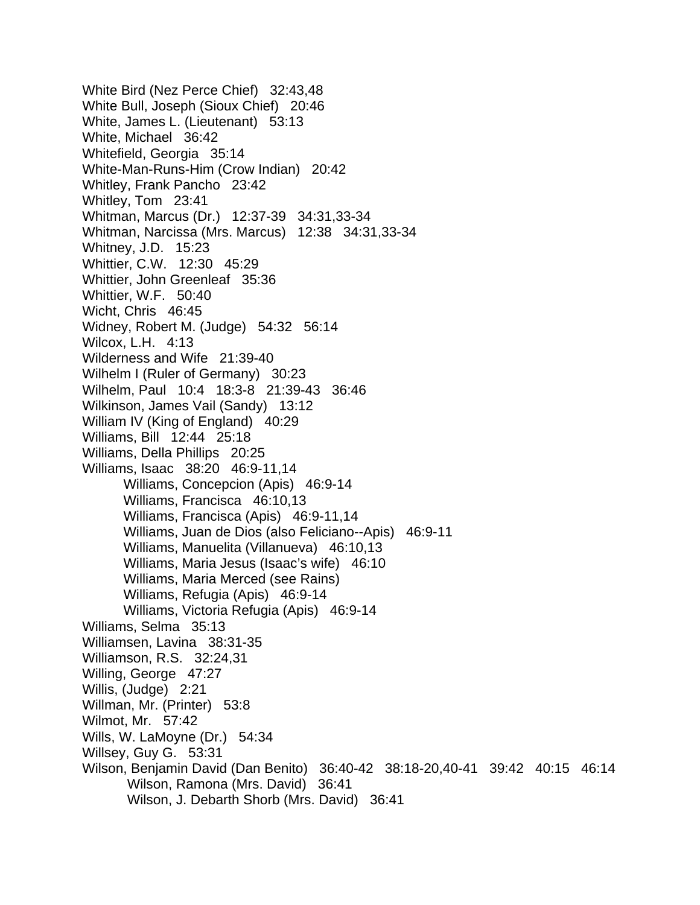White Bird (Nez Perce Chief)   32:43,48
White Bull, Joseph (Sioux Chief)   20:46
White, James L. (Lieutenant)   53:13
White, Michael   36:42
Whitefield, Georgia   35:14
White-Man-Runs-Him (Crow Indian)   20:42
Whitley, Frank Pancho   23:42
Whitley, Tom   23:41
Whitman, Marcus (Dr.)   12:37-39   34:31,33-34
Whitman, Narcissa (Mrs. Marcus)   12:38   34:31,33-34
Whitney, J.D.   15:23
Whittier, C.W.   12:30   45:29
Whittier, John Greenleaf   35:36
Whittier, W.F.   50:40
Wicht, Chris   46:45
Widney, Robert M. (Judge)   54:32   56:14
Wilcox, L.H.   4:13
Wilderness and Wife   21:39-40
Wilhelm I (Ruler of Germany)   30:23
Wilhelm, Paul   10:4   18:3-8   21:39-43   36:46
Wilkinson, James Vail (Sandy)   13:12
William IV (King of England)   40:29
Williams, Bill   12:44   25:18
Williams, Della Phillips   20:25
Williams, Isaac   38:20   46:9-11,14
        Williams, Concepcion (Apis)   46:9-14
        Williams, Francisca   46:10,13
        Williams, Francisca (Apis)   46:9-11,14
        Williams, Juan de Dios (also Feliciano--Apis)   46:9-11
        Williams, Manuelita (Villanueva)   46:10,13
        Williams, Maria Jesus (Isaac's wife)   46:10
        Williams, Maria Merced (see Rains)
        Williams, Refugia (Apis)   46:9-14
        Williams, Victoria Refugia (Apis)   46:9-14
Williams, Selma   35:13
Williamsen, Lavina   38:31-35
Williamson, R.S.   32:24,31
Willing, George   47:27
Willis, (Judge)   2:21
Willman, Mr. (Printer)   53:8
Wilmot, Mr.   57:42
Wills, W. LaMoyne (Dr.)   54:34
Willsey, Guy G.   53:31
Wilson, Benjamin David (Dan Benito)   36:40-42   38:18-20,40-41   39:42   40:15   46:14
        Wilson, Ramona (Mrs. David)   36:41
        Wilson, J. Debarth Shorb (Mrs. David)   36:41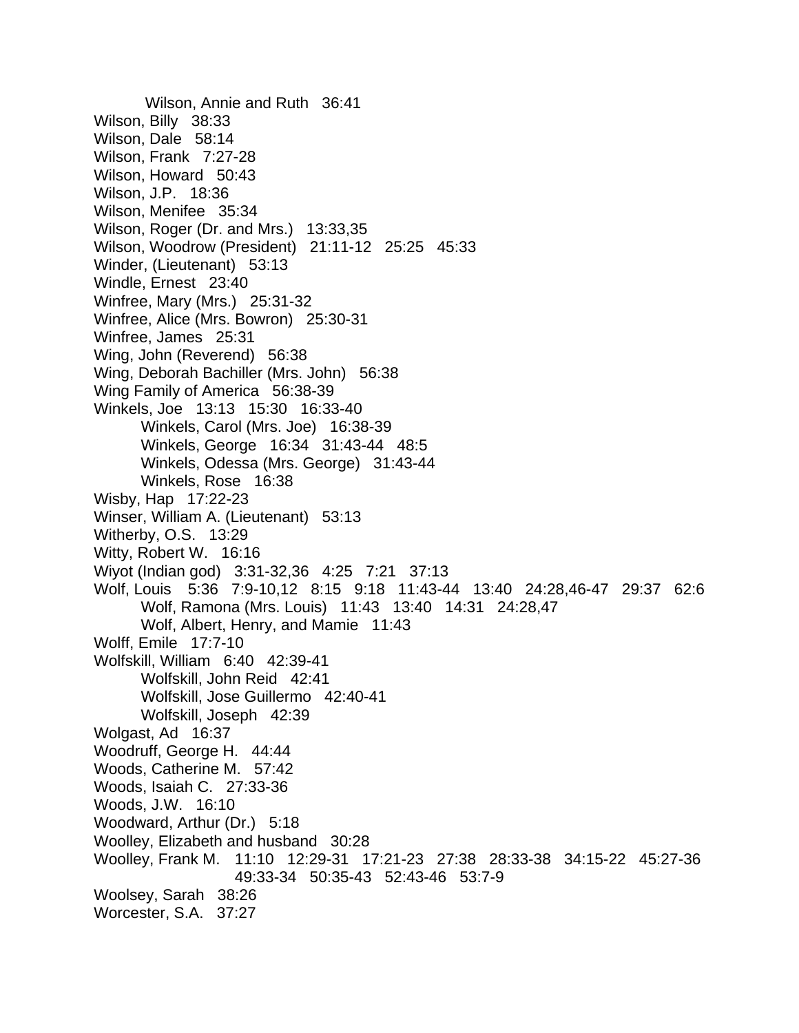Wilson, Annie and Ruth   36:41
Wilson, Billy   38:33
Wilson, Dale   58:14
Wilson, Frank   7:27-28
Wilson, Howard   50:43
Wilson, J.P.   18:36
Wilson, Menifee   35:34
Wilson, Roger (Dr. and Mrs.)   13:33,35
Wilson, Woodrow (President)   21:11-12   25:25   45:33
Winder, (Lieutenant)   53:13
Windle, Ernest   23:40
Winfree, Mary (Mrs.)   25:31-32
Winfree, Alice (Mrs. Bowron)   25:30-31
Winfree, James   25:31
Wing, John (Reverend)   56:38
Wing, Deborah Bachiller (Mrs. John)   56:38
Wing Family of America   56:38-39
Winkels, Joe   13:13   15:30   16:33-40
    Winkels, Carol (Mrs. Joe)   16:38-39
    Winkels, George   16:34   31:43-44   48:5
    Winkels, Odessa (Mrs. George)   31:43-44
    Winkels, Rose   16:38
Wisby, Hap   17:22-23
Winser, William A. (Lieutenant)   53:13
Witherby, O.S.   13:29
Witty, Robert W.   16:16
Wiyot (Indian god)   3:31-32,36   4:25   7:21   37:13
Wolf, Louis   5:36   7:9-10,12   8:15   9:18   11:43-44   13:40   24:28,46-47   29:37   62:6
    Wolf, Ramona (Mrs. Louis)   11:43   13:40   14:31   24:28,47
    Wolf, Albert, Henry, and Mamie   11:43
Wolff, Emile   17:7-10
Wolfskill, William   6:40   42:39-41
    Wolfskill, John Reid   42:41
    Wolfskill, Jose Guillermo   42:40-41
    Wolfskill, Joseph   42:39
Wolgast, Ad   16:37
Woodruff, George H.   44:44
Woods, Catherine M.   57:42
Woods, Isaiah C.   27:33-36
Woods, J.W.   16:10
Woodward, Arthur (Dr.)   5:18
Woolley, Elizabeth and husband   30:28
Woolley, Frank M.   11:10   12:29-31   17:21-23   27:38   28:33-38   34:15-22   45:27-36   49:33-34   50:35-43   52:43-46   53:7-9
Woolsey, Sarah   38:26
Worcester, S.A.   37:27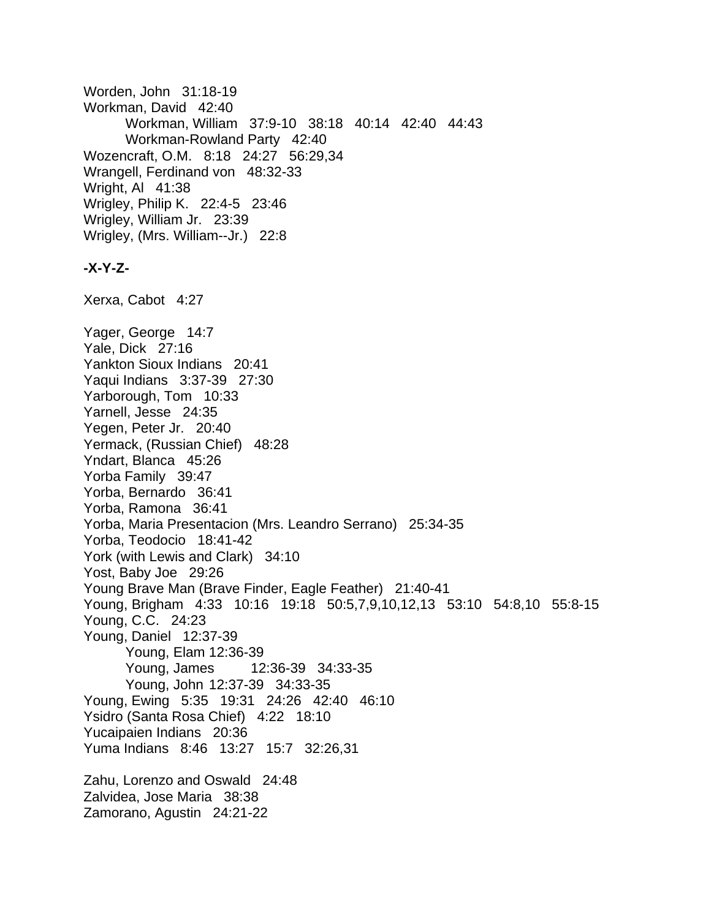Worden, John   31:18-19
Workman, David   42:40
    Workman, William   37:9-10   38:18   40:14   42:40   44:43
    Workman-Rowland Party   42:40
Wozencraft, O.M.   8:18   24:27   56:29,34
Wrangell, Ferdinand von   48:32-33
Wright, Al   41:38
Wrigley, Philip K.   22:4-5   23:46
Wrigley, William Jr.   23:39
Wrigley, (Mrs. William--Jr.)   22:8

**-X-Y-Z-**

Xerxa, Cabot   4:27

Yager, George   14:7
Yale, Dick   27:16
Yankton Sioux Indians   20:41
Yaqui Indians   3:37-39   27:30
Yarborough, Tom   10:33
Yarnell, Jesse   24:35
Yegen, Peter Jr.   20:40
Yermack, (Russian Chief)   48:28
Yndart, Blanca   45:26
Yorba Family   39:47
Yorba, Bernardo   36:41
Yorba, Ramona   36:41
Yorba, Maria Presentacion (Mrs. Leandro Serrano)   25:34-35
Yorba, Teodocio   18:41-42
York (with Lewis and Clark)   34:10
Yost, Baby Joe   29:26
Young Brave Man (Brave Finder, Eagle Feather)   21:40-41
Young, Brigham   4:33   10:16   19:18   50:5,7,9,10,12,13   53:10   54:8,10   55:8-15
Young, C.C.   24:23
Young, Daniel   12:37-39
    Young, Elam 12:36-39
    Young, James   12:36-39   34:33-35
    Young, John 12:37-39   34:33-35
Young, Ewing   5:35   19:31   24:26   42:40   46:10
Ysidro (Santa Rosa Chief)   4:22   18:10
Yucaipaien Indians   20:36
Yuma Indians   8:46   13:27   15:7   32:26,31

Zahu, Lorenzo and Oswald   24:48
Zalvidea, Jose Maria   38:38
Zamorano, Agustin   24:21-22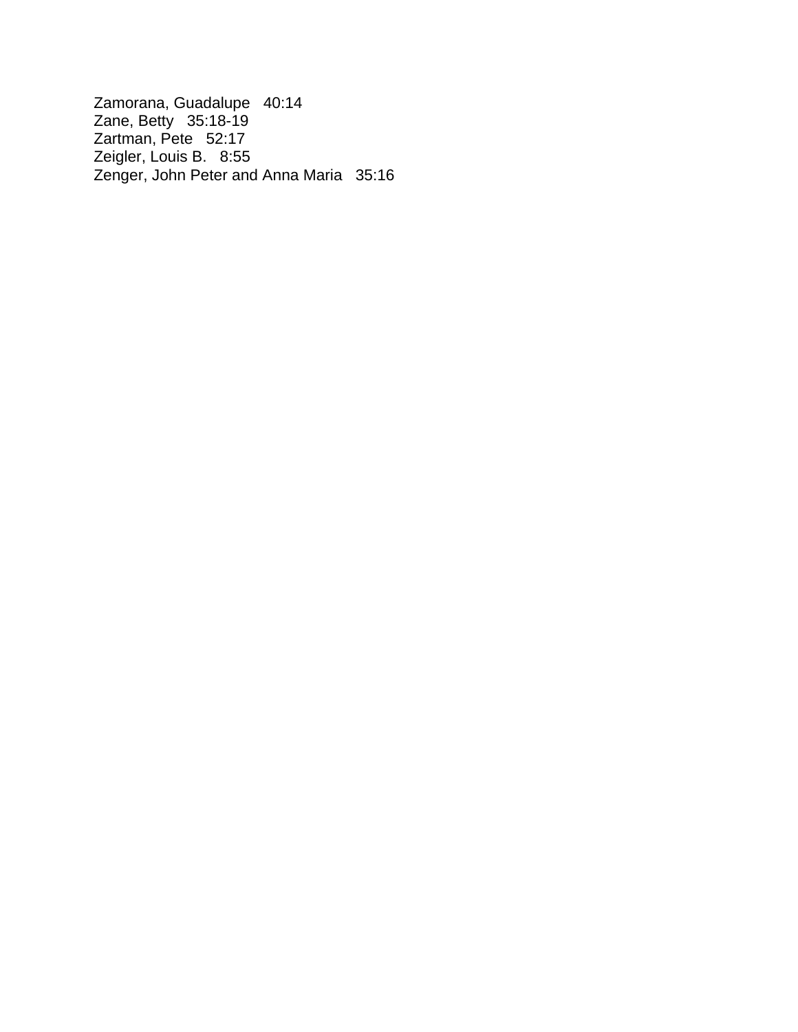Zamorana, Guadalupe 40:14
Zane, Betty 35:18-19
Zartman, Pete 52:17
Zeigler, Louis B. 8:55
Zenger, John Peter and Anna Maria 35:16